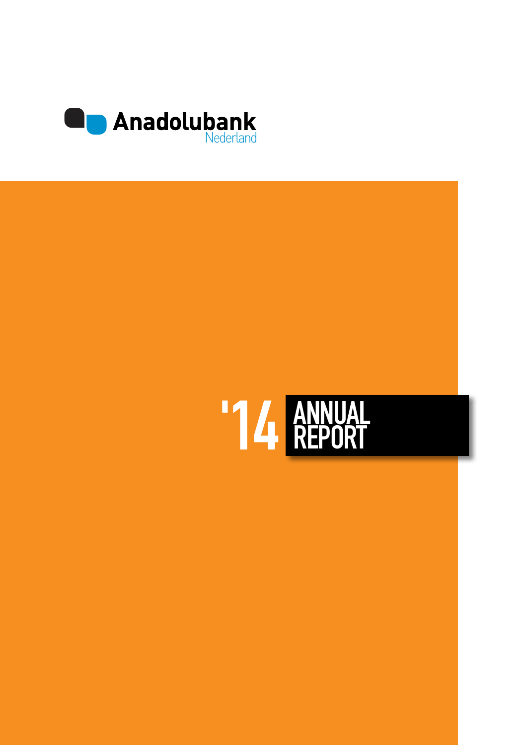Anadolubank
Nederland

# '14 ANNUAL REPORT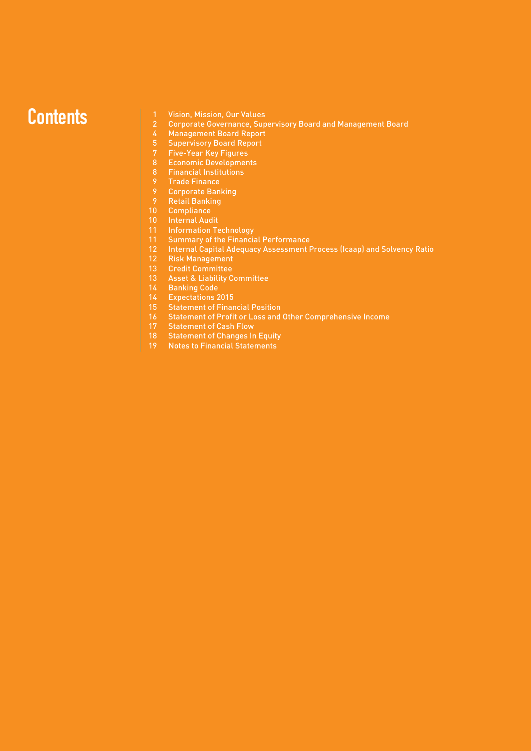# Contents

| | |
|---|---|
| 1 | Vision, Mission, Our Values |
| 2 | Corporate Governance, Supervisory Board and Management Board |
| 4 | Management Board Report |
| 5 | Supervisory Board Report |
| 7 | Five-Year Key Figures |
| 8 | Economic Developments |
| 8 | Financial Institutions |
| 9 | Trade Finance |
| 9 | Corporate Banking |
| 9 | Retail Banking |
| 10 | Compliance |
| 10 | Internal Audit |
| 11 | Information Technology |
| 11 | Summary of the Financial Performance |
| 12 | Internal Capital Adequacy Assessment Process (Icaap) and Solvency Ratio |
| 12 | Risk Management |
| 13 | Credit Committee |
| 13 | Asset & Liability Committee |
| 14 | Banking Code |
| 14 | Expectations 2015 |
| 15 | Statement of Financial Position |
| 16 | Statement of Profit or Loss and Other Comprehensive Income |
| 17 | Statement of Cash Flow |
| 18 | Statement of Changes In Equity |
| 19 | Notes to Financial Statements |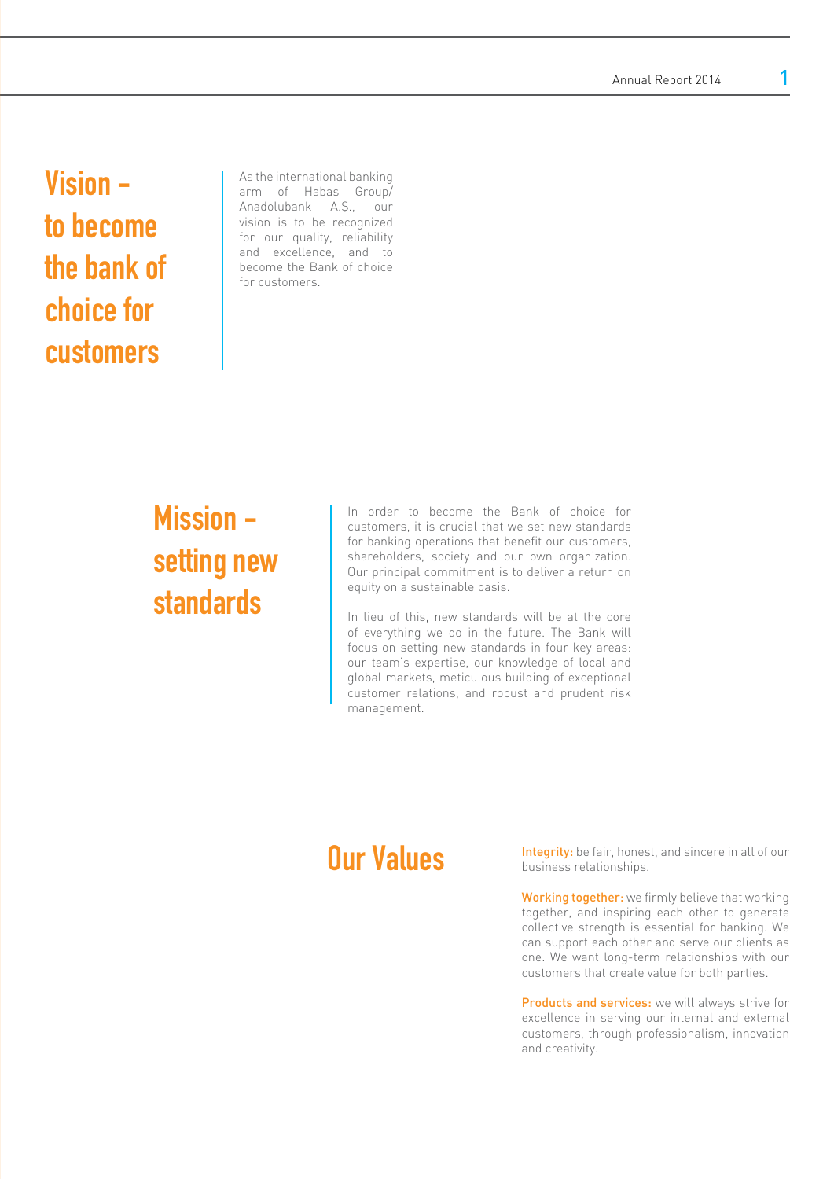## Vision – to become the bank of choice for customers

As the international banking arm of Habaş Group/ Anadolubank A.Ş., our vision is to be recognized for our quality, reliability and excellence, and to become the Bank of choice for customers.

## Mission – setting new standards

In order to become the Bank of choice for customers, it is crucial that we set new standards for banking operations that benefit our customers, shareholders, society and our own organization. Our principal commitment is to deliver a return on equity on a sustainable basis.

In lieu of this, new standards will be at the core of everything we do in the future. The Bank will focus on setting new standards in four key areas: our team's expertise, our knowledge of local and global markets, meticulous building of exceptional customer relations, and robust and prudent risk management.

## Our Values

**Integrity:** be fair, honest, and sincere in all of our business relationships.

**Working together:** we firmly believe that working together, and inspiring each other to generate collective strength is essential for banking. We can support each other and serve our clients as one. We want long-term relationships with our customers that create value for both parties.

**Products and services:** we will always strive for excellence in serving our internal and external customers, through professionalism, innovation and creativity.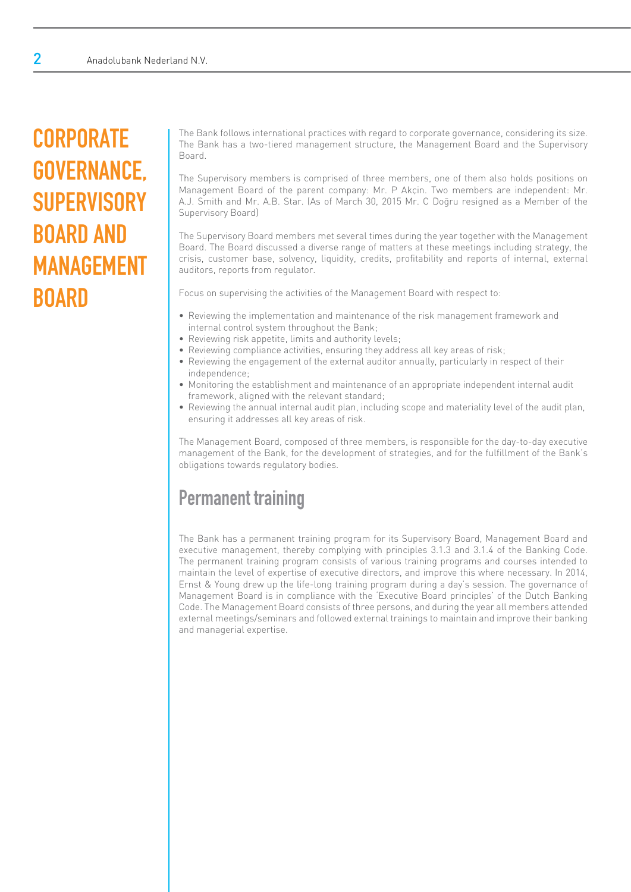# CORPORATE GOVERNANCE, SUPERVISORY BOARD AND MANAGEMENT BOARD

The Bank follows international practices with regard to corporate governance, considering its size. The Bank has a two-tiered management structure, the Management Board and the Supervisory Board.

The Supervisory members is comprised of three members, one of them also holds positions on Management Board of the parent company: Mr. P Akçin. Two members are independent: Mr. A.J. Smith and Mr. A.B. Star. (As of March 30, 2015 Mr. C Doğru resigned as a Member of the Supervisory Board)

The Supervisory Board members met several times during the year together with the Management Board. The Board discussed a diverse range of matters at these meetings including strategy, the crisis, customer base, solvency, liquidity, credits, profitability and reports of internal, external auditors, reports from regulator.

Focus on supervising the activities of the Management Board with respect to:

- Reviewing the implementation and maintenance of the risk management framework and internal control system throughout the Bank;
- Reviewing risk appetite, limits and authority levels;
- Reviewing compliance activities, ensuring they address all key areas of risk;
- Reviewing the engagement of the external auditor annually, particularly in respect of their independence;
- Monitoring the establishment and maintenance of an appropriate independent internal audit framework, aligned with the relevant standard;
- Reviewing the annual internal audit plan, including scope and materiality level of the audit plan, ensuring it addresses all key areas of risk.

The Management Board, composed of three members, is responsible for the day-to-day executive management of the Bank, for the development of strategies, and for the fulfillment of the Bank's obligations towards regulatory bodies.

## Permanent training

The Bank has a permanent training program for its Supervisory Board, Management Board and executive management, thereby complying with principles 3.1.3 and 3.1.4 of the Banking Code. The permanent training program consists of various training programs and courses intended to maintain the level of expertise of executive directors, and improve this where necessary. In 2014, Ernst & Young drew up the life-long training program during a day's session. The governance of Management Board is in compliance with the 'Executive Board principles' of the Dutch Banking Code. The Management Board consists of three persons, and during the year all members attended external meetings/seminars and followed external trainings to maintain and improve their banking and managerial expertise.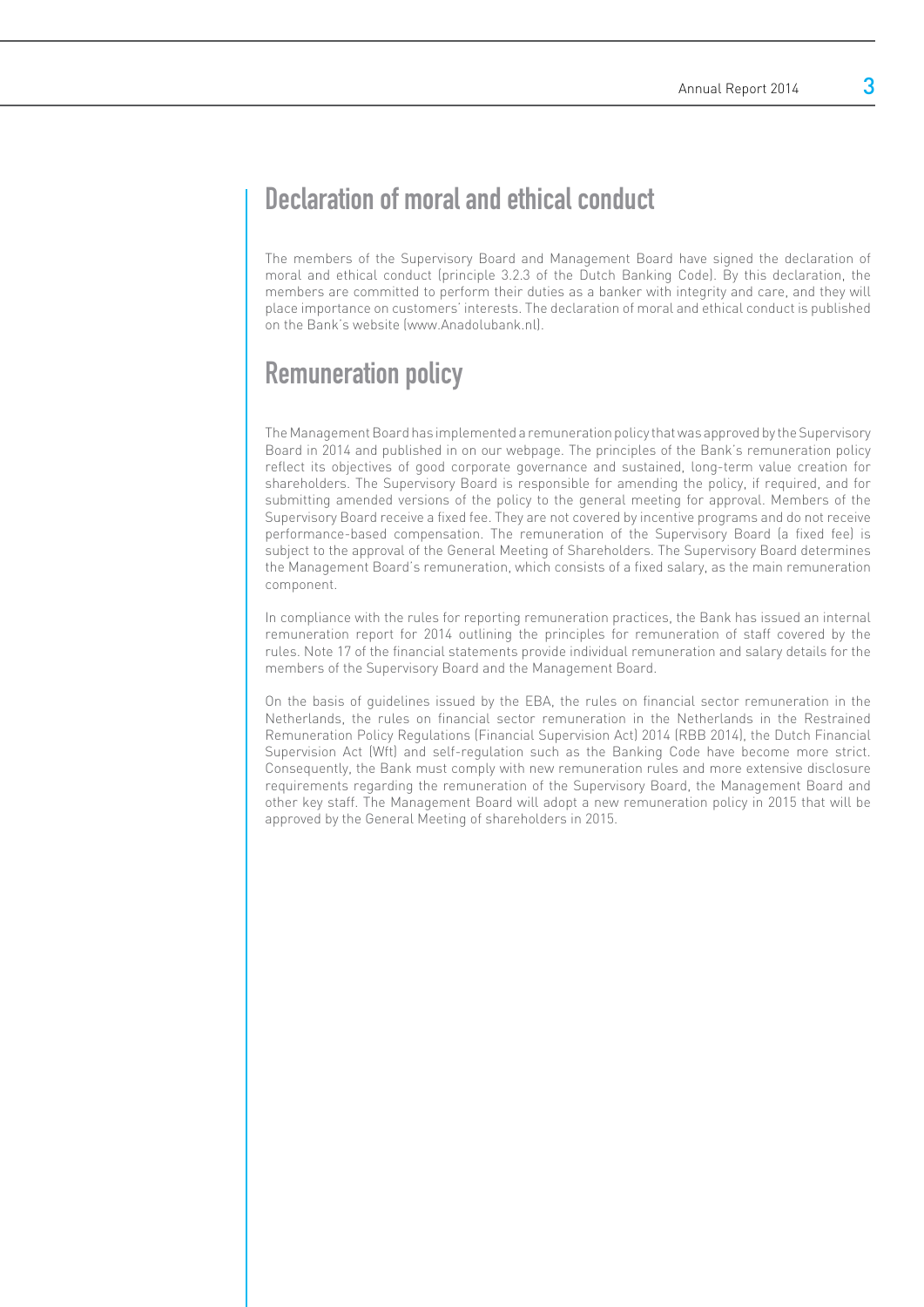## Declaration of moral and ethical conduct

The members of the Supervisory Board and Management Board have signed the declaration of moral and ethical conduct (principle 3.2.3 of the Dutch Banking Code). By this declaration, the members are committed to perform their duties as a banker with integrity and care, and they will place importance on customers' interests. The declaration of moral and ethical conduct is published on the Bank's website (www.Anadolubank.nl).

## Remuneration policy

The Management Board has implemented a remuneration policy that was approved by the Supervisory Board in 2014 and published in on our webpage. The principles of the Bank's remuneration policy reflect its objectives of good corporate governance and sustained, long-term value creation for shareholders. The Supervisory Board is responsible for amending the policy, if required, and for submitting amended versions of the policy to the general meeting for approval. Members of the Supervisory Board receive a fixed fee. They are not covered by incentive programs and do not receive performance-based compensation. The remuneration of the Supervisory Board (a fixed fee) is subject to the approval of the General Meeting of Shareholders. The Supervisory Board determines the Management Board's remuneration, which consists of a fixed salary, as the main remuneration component.

In compliance with the rules for reporting remuneration practices, the Bank has issued an internal remuneration report for 2014 outlining the principles for remuneration of staff covered by the rules. Note 17 of the financial statements provide individual remuneration and salary details for the members of the Supervisory Board and the Management Board.

On the basis of guidelines issued by the EBA, the rules on financial sector remuneration in the Netherlands, the rules on financial sector remuneration in the Netherlands in the Restrained Remuneration Policy Regulations (Financial Supervision Act) 2014 (RBB 2014), the Dutch Financial Supervision Act (Wft) and self-regulation such as the Banking Code have become more strict. Consequently, the Bank must comply with new remuneration rules and more extensive disclosure requirements regarding the remuneration of the Supervisory Board, the Management Board and other key staff. The Management Board will adopt a new remuneration policy in 2015 that will be approved by the General Meeting of shareholders in 2015.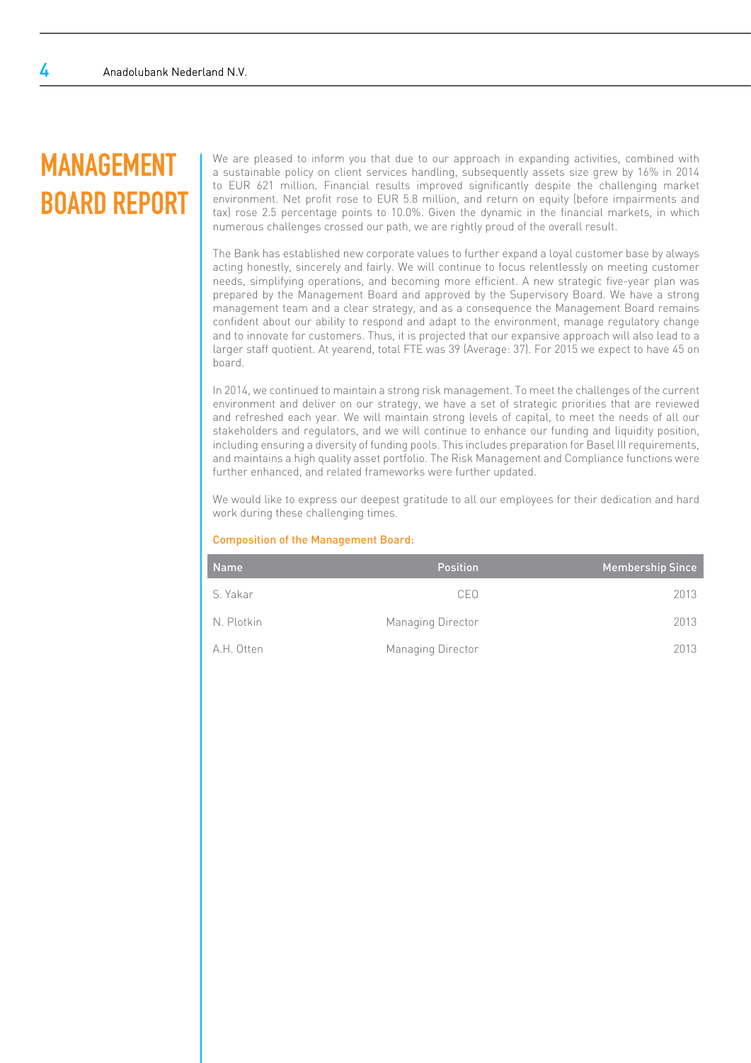# MANAGEMENT BOARD REPORT

We are pleased to inform you that due to our approach in expanding activities, combined with a sustainable policy on client services handling, subsequently assets size grew by 16% in 2014 to EUR 621 million. Financial results improved significantly despite the challenging market environment. Net profit rose to EUR 5.8 million, and return on equity (before impairments and tax) rose 2.5 percentage points to 10.0%. Given the dynamic in the financial markets, in which numerous challenges crossed our path, we are rightly proud of the overall result.

The Bank has established new corporate values to further expand a loyal customer base by always acting honestly, sincerely and fairly. We will continue to focus relentlessly on meeting customer needs, simplifying operations, and becoming more efficient. A new strategic five-year plan was prepared by the Management Board and approved by the Supervisory Board. We have a strong management team and a clear strategy, and as a consequence the Management Board remains confident about our ability to respond and adapt to the environment, manage regulatory change and to innovate for customers. Thus, it is projected that our expansive approach will also lead to a larger staff quotient. At yearend, total FTE was 39 (Average: 37). For 2015 we expect to have 45 on board.

In 2014, we continued to maintain a strong risk management. To meet the challenges of the current environment and deliver on our strategy, we have a set of strategic priorities that are reviewed and refreshed each year. We will maintain strong levels of capital, to meet the needs of all our stakeholders and regulators, and we will continue to enhance our funding and liquidity position, including ensuring a diversity of funding pools. This includes preparation for Basel III requirements, and maintains a high quality asset portfolio. The Risk Management and Compliance functions were further enhanced, and related frameworks were further updated.

We would like to express our deepest gratitude to all our employees for their dedication and hard work during these challenging times.

**Composition of the Management Board:**

| Name | Position | Membership Since |
|---|---|---|
| S. Yakar | CEO | 2013 |
| N. Plotkin | Managing Director | 2013 |
| A.H. Otten | Managing Director | 2013 |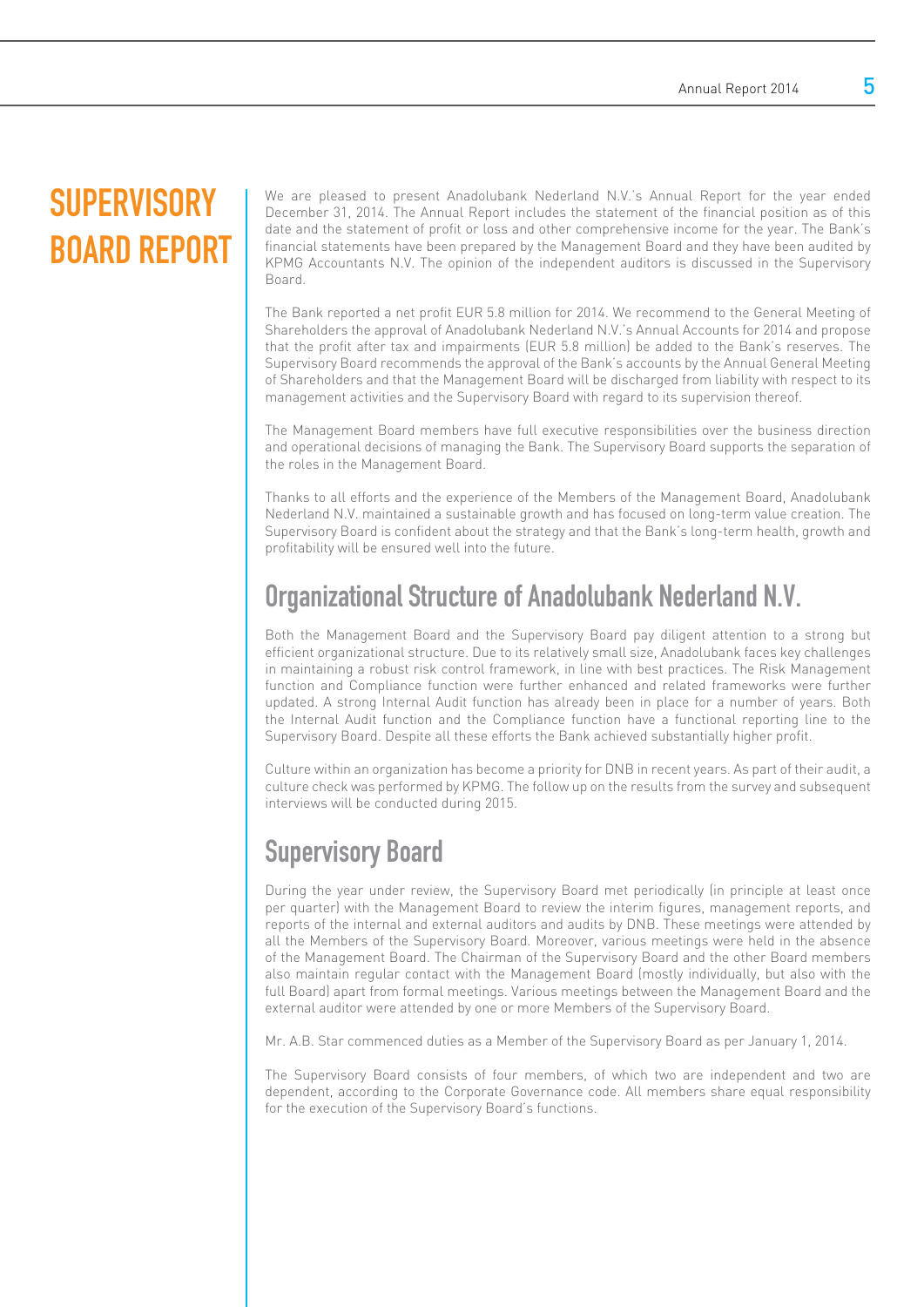# SUPERVISORY BOARD REPORT

We are pleased to present Anadolubank Nederland N.V.'s Annual Report for the year ended December 31, 2014. The Annual Report includes the statement of the financial position as of this date and the statement of profit or loss and other comprehensive income for the year. The Bank's financial statements have been prepared by the Management Board and they have been audited by KPMG Accountants N.V. The opinion of the independent auditors is discussed in the Supervisory Board.

The Bank reported a net profit EUR 5.8 million for 2014. We recommend to the General Meeting of Shareholders the approval of Anadolubank Nederland N.V.'s Annual Accounts for 2014 and propose that the profit after tax and impairments (EUR 5.8 million) be added to the Bank's reserves. The Supervisory Board recommends the approval of the Bank's accounts by the Annual General Meeting of Shareholders and that the Management Board will be discharged from liability with respect to its management activities and the Supervisory Board with regard to its supervision thereof.

The Management Board members have full executive responsibilities over the business direction and operational decisions of managing the Bank. The Supervisory Board supports the separation of the roles in the Management Board.

Thanks to all efforts and the experience of the Members of the Management Board, Anadolubank Nederland N.V. maintained a sustainable growth and has focused on long-term value creation. The Supervisory Board is confident about the strategy and that the Bank's long-term health, growth and profitability will be ensured well into the future.

## Organizational Structure of Anadolubank Nederland N.V.

Both the Management Board and the Supervisory Board pay diligent attention to a strong but efficient organizational structure. Due to its relatively small size, Anadolubank faces key challenges in maintaining a robust risk control framework, in line with best practices. The Risk Management function and Compliance function were further enhanced and related frameworks were further updated. A strong Internal Audit function has already been in place for a number of years. Both the Internal Audit function and the Compliance function have a functional reporting line to the Supervisory Board. Despite all these efforts the Bank achieved substantially higher profit.

Culture within an organization has become a priority for DNB in recent years. As part of their audit, a culture check was performed by KPMG. The follow up on the results from the survey and subsequent interviews will be conducted during 2015.

## Supervisory Board

During the year under review, the Supervisory Board met periodically (in principle at least once per quarter) with the Management Board to review the interim figures, management reports, and reports of the internal and external auditors and audits by DNB. These meetings were attended by all the Members of the Supervisory Board. Moreover, various meetings were held in the absence of the Management Board. The Chairman of the Supervisory Board and the other Board members also maintain regular contact with the Management Board (mostly individually, but also with the full Board) apart from formal meetings. Various meetings between the Management Board and the external auditor were attended by one or more Members of the Supervisory Board.

Mr. A.B. Star commenced duties as a Member of the Supervisory Board as per January 1, 2014.

The Supervisory Board consists of four members, of which two are independent and two are dependent, according to the Corporate Governance code. All members share equal responsibility for the execution of the Supervisory Board's functions.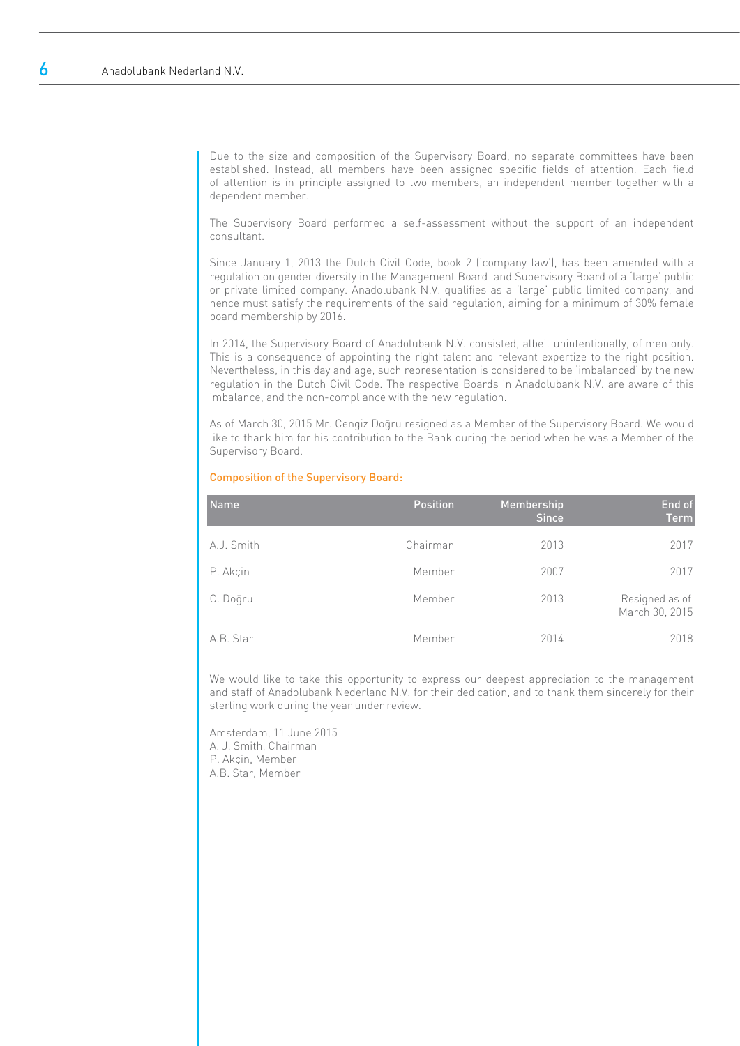Due to the size and composition of the Supervisory Board, no separate committees have been established. Instead, all members have been assigned specific fields of attention. Each field of attention is in principle assigned to two members, an independent member together with a dependent member.

The Supervisory Board performed a self-assessment without the support of an independent consultant.

Since January 1, 2013 the Dutch Civil Code, book 2 ('company law'), has been amended with a regulation on gender diversity in the Management Board and Supervisory Board of a 'large' public or private limited company. Anadolubank N.V. qualifies as a 'large' public limited company, and hence must satisfy the requirements of the said regulation, aiming for a minimum of 30% female board membership by 2016.

In 2014, the Supervisory Board of Anadolubank N.V. consisted, albeit unintentionally, of men only. This is a consequence of appointing the right talent and relevant expertize to the right position. Nevertheless, in this day and age, such representation is considered to be 'imbalanced' by the new regulation in the Dutch Civil Code. The respective Boards in Anadolubank N.V. are aware of this imbalance, and the non-compliance with the new regulation.

As of March 30, 2015 Mr. Cengiz Doğru resigned as a Member of the Supervisory Board. We would like to thank him for his contribution to the Bank during the period when he was a Member of the Supervisory Board.

### Composition of the Supervisory Board:

| Name | Position | Membership Since | End of Term |
|---|---|---|---|
| A.J. Smith | Chairman | 2013 | 2017 |
| P. Akçin | Member | 2007 | 2017 |
| C. Doğru | Member | 2013 | Resigned as of March 30, 2015 |
| A.B. Star | Member | 2014 | 2018 |

We would like to take this opportunity to express our deepest appreciation to the management and staff of Anadolubank Nederland N.V. for their dedication, and to thank them sincerely for their sterling work during the year under review.

Amsterdam, 11 June 2015
A. J. Smith, Chairman
P. Akçin, Member
A.B. Star, Member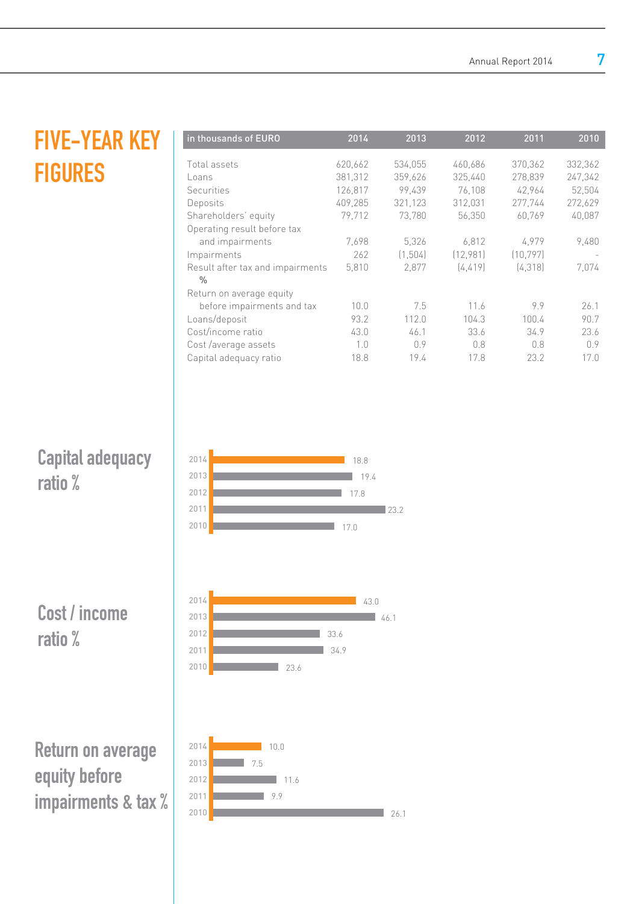# FIVE-YEAR KEY FIGURES

| in thousands of EURO | 2014 | 2013 | 2012 | 2011 | 2010 |
|---|---|---|---|---|---|
| Total assets | 620,662 | 534,055 | 460,686 | 370,362 | 332,362 |
| Loans | 381,312 | 359,626 | 325,440 | 278,839 | 247,342 |
| Securities | 126,817 | 99,439 | 76,108 | 42,964 | 52,504 |
| Deposits | 409,285 | 321,123 | 312,031 | 277,744 | 272,629 |
| Shareholders' equity | 79,712 | 73,780 | 56,350 | 60,769 | 40,087 |
| Operating result before tax and impairments | 7,698 | 5,326 | 6,812 | 4,979 | 9,480 |
| Impairments | 262 | (1,504) | (12,981) | (10,797) | - |
| Result after tax and impairments | 5,810 | 2,877 | (4,419) | (4,318) | 7,074 |
| % | | | | | |
| Return on average equity before impairments and tax | 10.0 | 7.5 | 11.6 | 9.9 | 26.1 |
| Loans/deposit | 93.2 | 112.0 | 104.3 | 100.4 | 90.7 |
| Cost/income ratio | 43.0 | 46.1 | 33.6 | 34.9 | 23.6 |
| Cost /average assets | 1.0 | 0.9 | 0.8 | 0.8 | 0.9 |
| Capital adequacy ratio | 18.8 | 19.4 | 17.8 | 23.2 | 17.0 |

## Capital adequacy ratio %

| Year | % |
|---|---|
| 2014 | 18.8 |
| 2013 | 19.4 |
| 2012 | 17.8 |
| 2011 | 23.2 |
| 2010 | 17.0 |

## Cost / income ratio %

| Year | % |
|---|---|
| 2014 | 43.0 |
| 2013 | 46.1 |
| 2012 | 33.6 |
| 2011 | 34.9 |
| 2010 | 23.6 |

## Return on average equity before impairments & tax %

| Year | % |
|---|---|
| 2014 | 10.0 |
| 2013 | 7.5 |
| 2012 | 11.6 |
| 2011 | 9.9 |
| 2010 | 26.1 |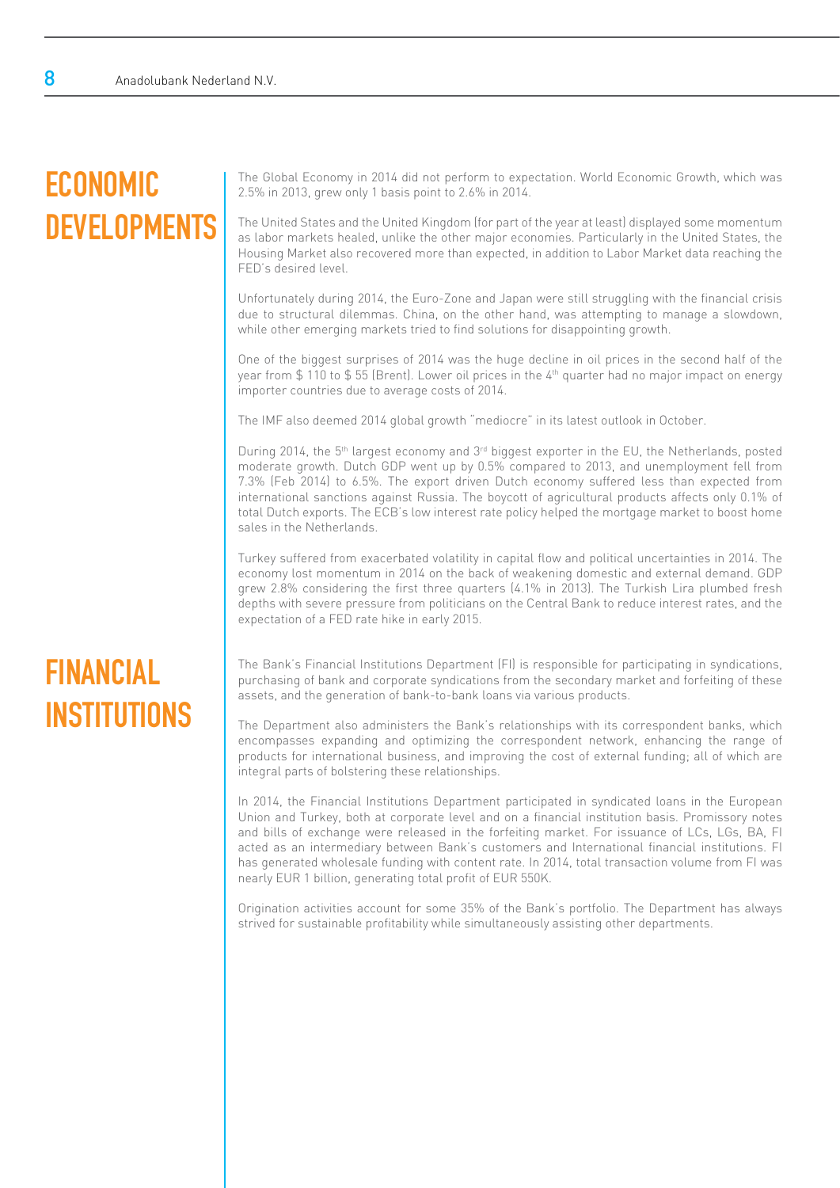# ECONOMIC DEVELOPMENTS

The Global Economy in 2014 did not perform to expectation. World Economic Growth, which was 2.5% in 2013, grew only 1 basis point to 2.6% in 2014.

The United States and the United Kingdom (for part of the year at least) displayed some momentum as labor markets healed, unlike the other major economies. Particularly in the United States, the Housing Market also recovered more than expected, in addition to Labor Market data reaching the FED's desired level.

Unfortunately during 2014, the Euro-Zone and Japan were still struggling with the financial crisis due to structural dilemmas. China, on the other hand, was attempting to manage a slowdown, while other emerging markets tried to find solutions for disappointing growth.

One of the biggest surprises of 2014 was the huge decline in oil prices in the second half of the year from $ 110 to $ 55 (Brent). Lower oil prices in the 4th quarter had no major impact on energy importer countries due to average costs of 2014.

The IMF also deemed 2014 global growth "mediocre" in its latest outlook in October.

During 2014, the 5th largest economy and 3rd biggest exporter in the EU, the Netherlands, posted moderate growth. Dutch GDP went up by 0.5% compared to 2013, and unemployment fell from 7.3% (Feb 2014) to 6.5%. The export driven Dutch economy suffered less than expected from international sanctions against Russia. The boycott of agricultural products affects only 0.1% of total Dutch exports. The ECB's low interest rate policy helped the mortgage market to boost home sales in the Netherlands.

Turkey suffered from exacerbated volatility in capital flow and political uncertainties in 2014. The economy lost momentum in 2014 on the back of weakening domestic and external demand. GDP grew 2.8% considering the first three quarters (4.1% in 2013). The Turkish Lira plumbed fresh depths with severe pressure from politicians on the Central Bank to reduce interest rates, and the expectation of a FED rate hike in early 2015.

# FINANCIAL INSTITUTIONS

The Bank's Financial Institutions Department (FI) is responsible for participating in syndications, purchasing of bank and corporate syndications from the secondary market and forfeiting of these assets, and the generation of bank-to-bank loans via various products.

The Department also administers the Bank's relationships with its correspondent banks, which encompasses expanding and optimizing the correspondent network, enhancing the range of products for international business, and improving the cost of external funding; all of which are integral parts of bolstering these relationships.

In 2014, the Financial Institutions Department participated in syndicated loans in the European Union and Turkey, both at corporate level and on a financial institution basis. Promissory notes and bills of exchange were released in the forfeiting market. For issuance of LCs, LGs, BA, FI acted as an intermediary between Bank's customers and International financial institutions. FI has generated wholesale funding with content rate. In 2014, total transaction volume from FI was nearly EUR 1 billion, generating total profit of EUR 550K.

Origination activities account for some 35% of the Bank's portfolio. The Department has always strived for sustainable profitability while simultaneously assisting other departments.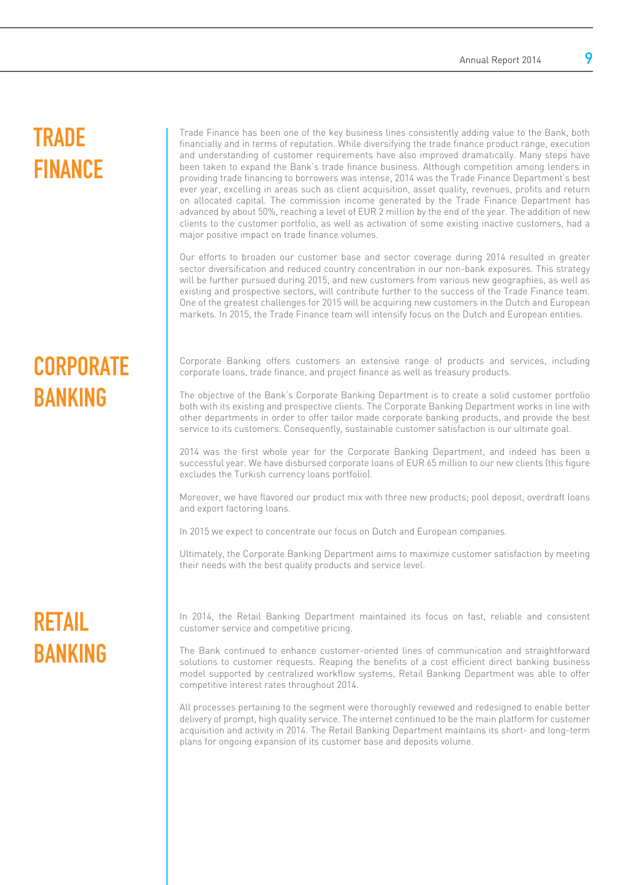# TRADE FINANCE

Trade Finance has been one of the key business lines consistently adding value to the Bank, both financially and in terms of reputation. While diversifying the trade finance product range, execution and understanding of customer requirements have also improved dramatically. Many steps have been taken to expand the Bank's trade finance business. Although competition among lenders in providing trade financing to borrowers was intense, 2014 was the Trade Finance Department's best ever year, excelling in areas such as client acquisition, asset quality, revenues, profits and return on allocated capital. The commission income generated by the Trade Finance Department has advanced by about 50%, reaching a level of EUR 2 million by the end of the year. The addition of new clients to the customer portfolio, as well as activation of some existing inactive customers, had a major positive impact on trade finance volumes.

Our efforts to broaden our customer base and sector coverage during 2014 resulted in greater sector diversification and reduced country concentration in our non-bank exposures. This strategy will be further pursued during 2015, and new customers from various new geographies, as well as existing and prospective sectors, will contribute further to the success of the Trade Finance team. One of the greatest challenges for 2015 will be acquiring new customers in the Dutch and European markets. In 2015, the Trade Finance team will intensify focus on the Dutch and European entities.

# CORPORATE BANKING

Corporate Banking offers customers an extensive range of products and services, including corporate loans, trade finance, and project finance as well as treasury products.

The objective of the Bank's Corporate Banking Department is to create a solid customer portfolio both with its existing and prospective clients. The Corporate Banking Department works in line with other departments in order to offer tailor made corporate banking products, and provide the best service to its customers. Consequently, sustainable customer satisfaction is our ultimate goal.

2014 was the first whole year for the Corporate Banking Department, and indeed has been a successful year. We have disbursed corporate loans of EUR 65 million to our new clients (this figure excludes the Turkish currency loans portfolio).

Moreover, we have flavored our product mix with three new products; pool deposit, overdraft loans and export factoring loans.

In 2015 we expect to concentrate our focus on Dutch and European companies.

Ultimately, the Corporate Banking Department aims to maximize customer satisfaction by meeting their needs with the best quality products and service level.

# RETAIL BANKING

In 2014, the Retail Banking Department maintained its focus on fast, reliable and consistent customer service and competitive pricing.

The Bank continued to enhance customer-oriented lines of communication and straightforward solutions to customer requests. Reaping the benefits of a cost efficient direct banking business model supported by centralized workflow systems, Retail Banking Department was able to offer competitive interest rates throughout 2014.

All processes pertaining to the segment were thoroughly reviewed and redesigned to enable better delivery of prompt, high quality service. The internet continued to be the main platform for customer acquisition and activity in 2014. The Retail Banking Department maintains its short- and long-term plans for ongoing expansion of its customer base and deposits volume.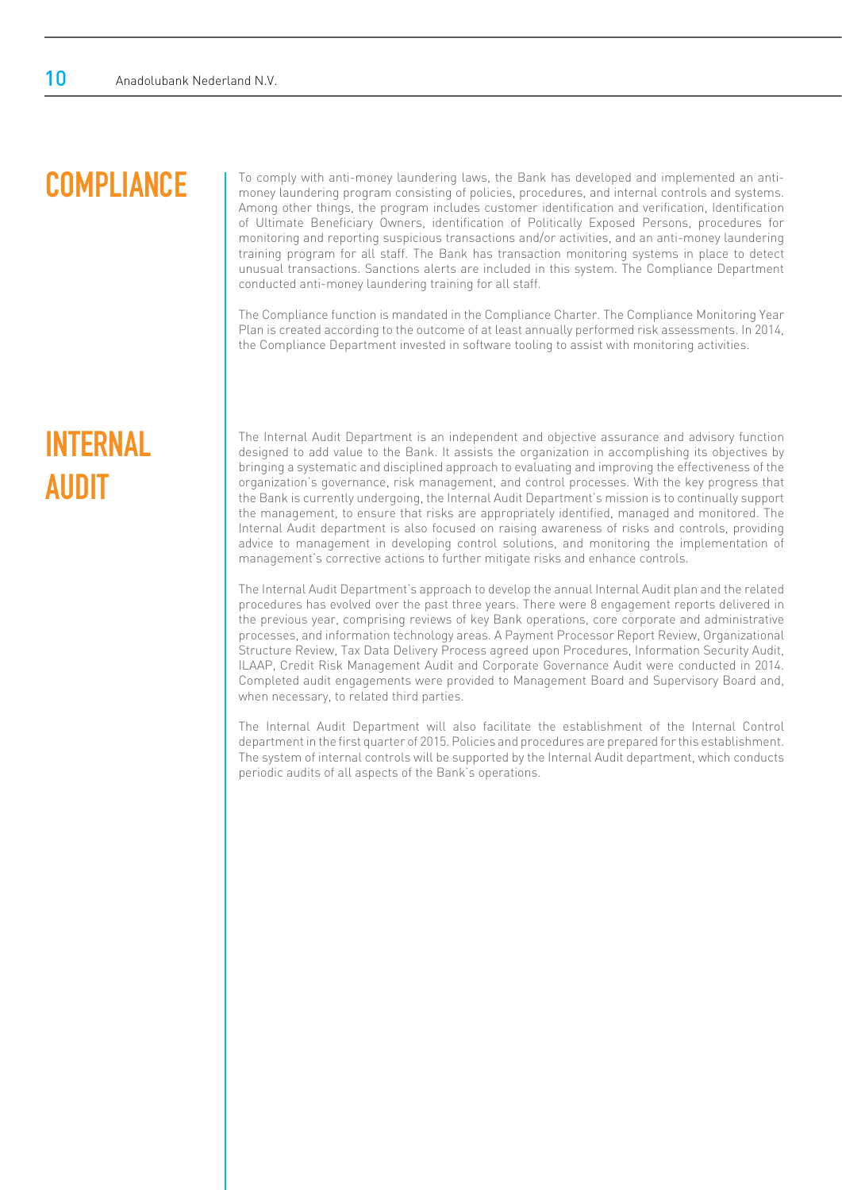# COMPLIANCE

To comply with anti-money laundering laws, the Bank has developed and implemented an anti-money laundering program consisting of policies, procedures, and internal controls and systems. Among other things, the program includes customer identification and verification, Identification of Ultimate Beneficiary Owners, identification of Politically Exposed Persons, procedures for monitoring and reporting suspicious transactions and/or activities, and an anti-money laundering training program for all staff. The Bank has transaction monitoring systems in place to detect unusual transactions. Sanctions alerts are included in this system. The Compliance Department conducted anti-money laundering training for all staff.

The Compliance function is mandated in the Compliance Charter. The Compliance Monitoring Year Plan is created according to the outcome of at least annually performed risk assessments. In 2014, the Compliance Department invested in software tooling to assist with monitoring activities.

# INTERNAL AUDIT

The Internal Audit Department is an independent and objective assurance and advisory function designed to add value to the Bank. It assists the organization in accomplishing its objectives by bringing a systematic and disciplined approach to evaluating and improving the effectiveness of the organization's governance, risk management, and control processes. With the key progress that the Bank is currently undergoing, the Internal Audit Department's mission is to continually support the management, to ensure that risks are appropriately identified, managed and monitored. The Internal Audit department is also focused on raising awareness of risks and controls, providing advice to management in developing control solutions, and monitoring the implementation of management's corrective actions to further mitigate risks and enhance controls.

The Internal Audit Department's approach to develop the annual Internal Audit plan and the related procedures has evolved over the past three years. There were 8 engagement reports delivered in the previous year, comprising reviews of key Bank operations, core corporate and administrative processes, and information technology areas. A Payment Processor Report Review, Organizational Structure Review, Tax Data Delivery Process agreed upon Procedures, Information Security Audit, ILAAP, Credit Risk Management Audit and Corporate Governance Audit were conducted in 2014. Completed audit engagements were provided to Management Board and Supervisory Board and, when necessary, to related third parties.

The Internal Audit Department will also facilitate the establishment of the Internal Control department in the first quarter of 2015. Policies and procedures are prepared for this establishment. The system of internal controls will be supported by the Internal Audit department, which conducts periodic audits of all aspects of the Bank's operations.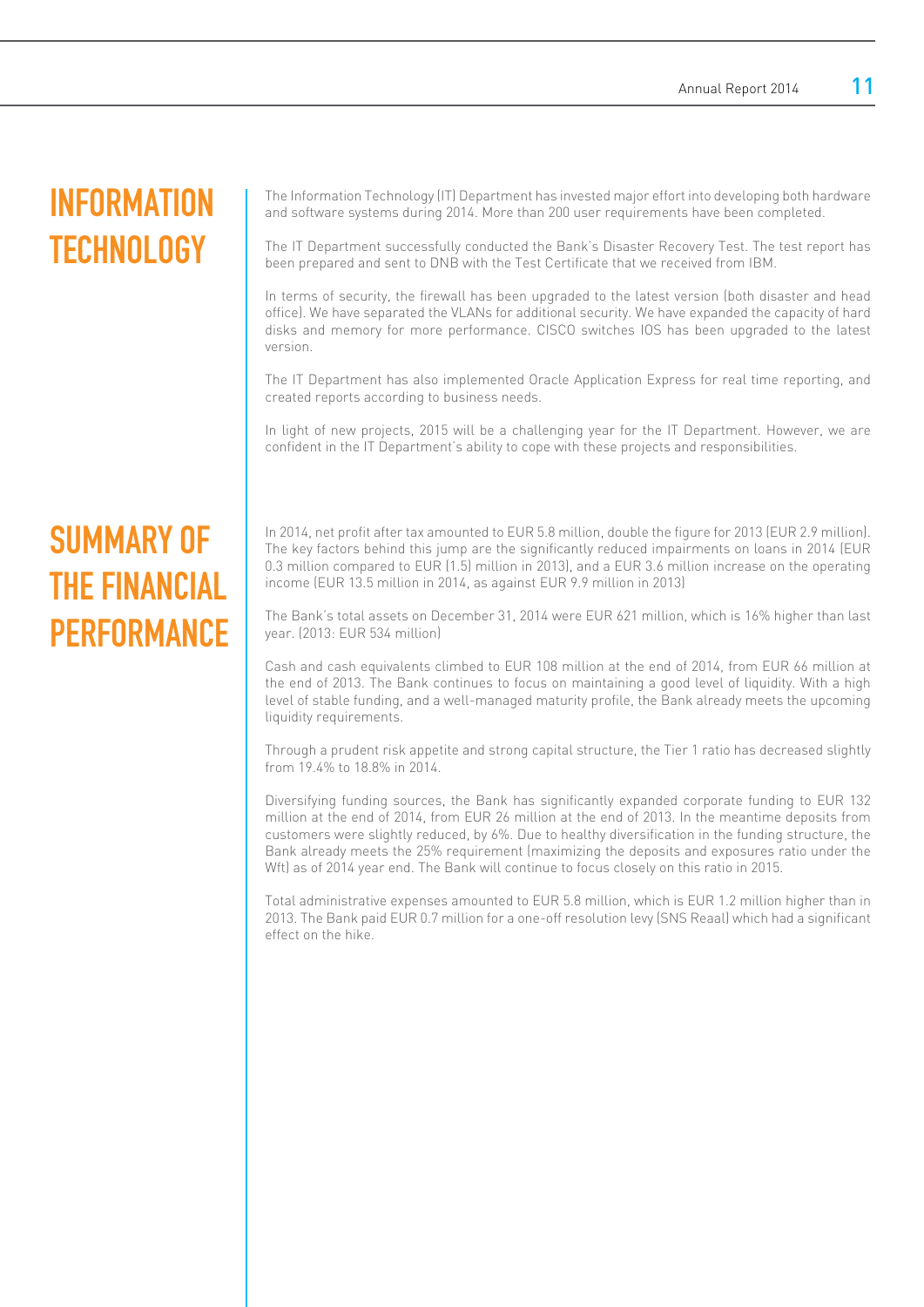## INFORMATION TECHNOLOGY

The Information Technology (IT) Department has invested major effort into developing both hardware and software systems during 2014. More than 200 user requirements have been completed.

The IT Department successfully conducted the Bank's Disaster Recovery Test. The test report has been prepared and sent to DNB with the Test Certificate that we received from IBM.

In terms of security, the firewall has been upgraded to the latest version (both disaster and head office). We have separated the VLANs for additional security. We have expanded the capacity of hard disks and memory for more performance. CISCO switches IOS has been upgraded to the latest version.

The IT Department has also implemented Oracle Application Express for real time reporting, and created reports according to business needs.

In light of new projects, 2015 will be a challenging year for the IT Department. However, we are confident in the IT Department's ability to cope with these projects and responsibilities.

## SUMMARY OF THE FINANCIAL PERFORMANCE

In 2014, net profit after tax amounted to EUR 5.8 million, double the figure for 2013 (EUR 2.9 million). The key factors behind this jump are the significantly reduced impairments on loans in 2014 (EUR 0.3 million compared to EUR (1.5) million in 2013), and a EUR 3.6 million increase on the operating income (EUR 13.5 million in 2014, as against EUR 9.9 million in 2013)

The Bank's total assets on December 31, 2014 were EUR 621 million, which is 16% higher than last year. (2013: EUR 534 million)

Cash and cash equivalents climbed to EUR 108 million at the end of 2014, from EUR 66 million at the end of 2013. The Bank continues to focus on maintaining a good level of liquidity. With a high level of stable funding, and a well-managed maturity profile, the Bank already meets the upcoming liquidity requirements.

Through a prudent risk appetite and strong capital structure, the Tier 1 ratio has decreased slightly from 19.4% to 18.8% in 2014.

Diversifying funding sources, the Bank has significantly expanded corporate funding to EUR 132 million at the end of 2014, from EUR 26 million at the end of 2013. In the meantime deposits from customers were slightly reduced, by 6%. Due to healthy diversification in the funding structure, the Bank already meets the 25% requirement (maximizing the deposits and exposures ratio under the Wft) as of 2014 year end. The Bank will continue to focus closely on this ratio in 2015.

Total administrative expenses amounted to EUR 5.8 million, which is EUR 1.2 million higher than in 2013. The Bank paid EUR 0.7 million for a one-off resolution levy (SNS Reaal) which had a significant effect on the hike.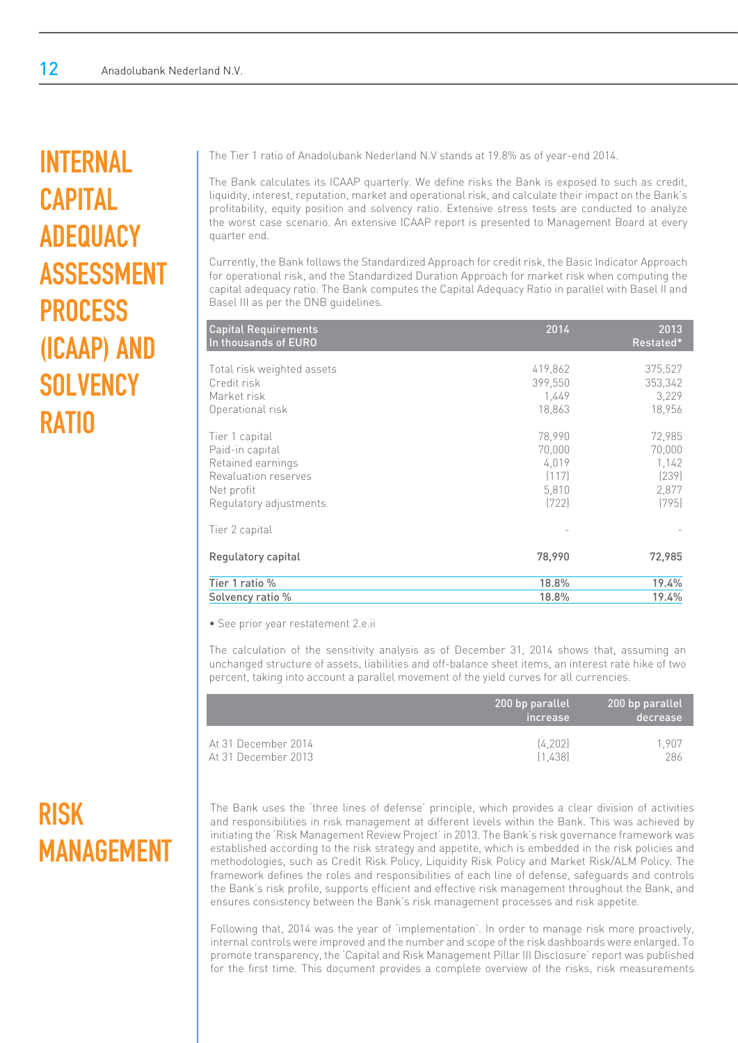# INTERNAL CAPITAL ADEQUACY ASSESSMENT PROCESS (ICAAP) AND SOLVENCY RATIO

The Tier 1 ratio of Anadolubank Nederland N.V stands at 19.8% as of year-end 2014.

The Bank calculates its ICAAP quarterly. We define risks the Bank is exposed to such as credit, liquidity, interest, reputation, market and operational risk, and calculate their impact on the Bank's profitability, equity position and solvency ratio. Extensive stress tests are conducted to analyze the worst case scenario. An extensive ICAAP report is presented to Management Board at every quarter end.

Currently, the Bank follows the Standardized Approach for credit risk, the Basic Indicator Approach for operational risk, and the Standardized Duration Approach for market risk when computing the capital adequacy ratio. The Bank computes the Capital Adequacy Ratio in parallel with Basel II and Basel III as per the DNB guidelines.

| Capital Requirements<br>In thousands of EURO | 2014 | 2013<br>Restated* |
|---|---|---|
| Total risk weighted assets | 419,862 | 375,527 |
| Credit risk | 399,550 | 353,342 |
| Market risk | 1,449 | 3,229 |
| Operational risk | 18,863 | 18,956 |
| Tier 1 capital | 78,990 | 72,985 |
| Paid-in capital | 70,000 | 70,000 |
| Retained earnings | 4,019 | 1,142 |
| Revaluation reserves | (117) | (239) |
| Net profit | 5,810 | 2,877 |
| Regulatory adjustments | (722) | (795) |
| Tier 2 capital | - | - |
| **Regulatory capital** | **78,990** | **72,985** |
| Tier 1 ratio % | 18.8% | 19.4% |
| Solvency ratio % | 18.8% | 19.4% |

• See prior year restatement 2.e.ii

The calculation of the sensitivity analysis as of December 31, 2014 shows that, assuming an unchanged structure of assets, liabilities and off-balance sheet items, an interest rate hike of two percent, taking into account a parallel movement of the yield curves for all currencies.

| | 200 bp parallel increase | 200 bp parallel decrease |
|---|---|---|
| At 31 December 2014 | (4,202) | 1,907 |
| At 31 December 2013 | (1,438) | 286 |

# RISK MANAGEMENT

The Bank uses the 'three lines of defense' principle, which provides a clear division of activities and responsibilities in risk management at different levels within the Bank. This was achieved by initiating the 'Risk Management Review Project' in 2013. The Bank's risk governance framework was established according to the risk strategy and appetite, which is embedded in the risk policies and methodologies, such as Credit Risk Policy, Liquidity Risk Policy and Market Risk/ALM Policy. The framework defines the roles and responsibilities of each line of defense, safeguards and controls the Bank's risk profile, supports efficient and effective risk management throughout the Bank, and ensures consistency between the Bank's risk management processes and risk appetite.

Following that, 2014 was the year of 'implementation'. In order to manage risk more proactively, internal controls were improved and the number and scope of the risk dashboards were enlarged. To promote transparency, the 'Capital and Risk Management Pillar III Disclosure' report was published for the first time. This document provides a complete overview of the risks, risk measurements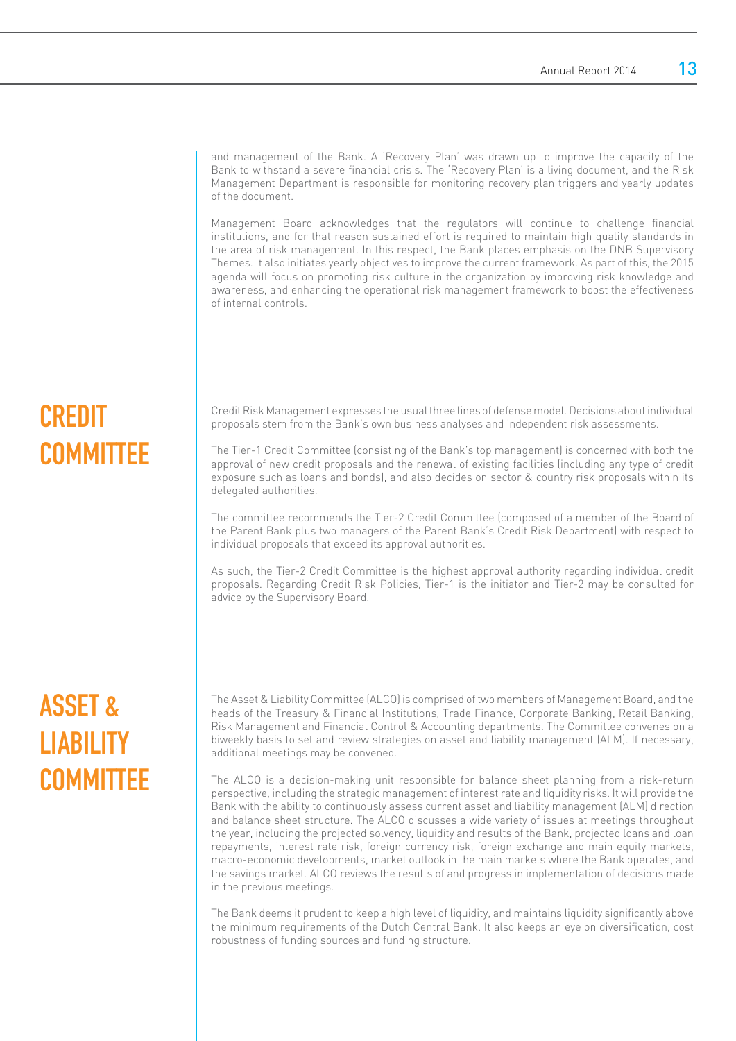and management of the Bank. A 'Recovery Plan' was drawn up to improve the capacity of the Bank to withstand a severe financial crisis. The 'Recovery Plan' is a living document, and the Risk Management Department is responsible for monitoring recovery plan triggers and yearly updates of the document.

Management Board acknowledges that the regulators will continue to challenge financial institutions, and for that reason sustained effort is required to maintain high quality standards in the area of risk management. In this respect, the Bank places emphasis on the DNB Supervisory Themes. It also initiates yearly objectives to improve the current framework. As part of this, the 2015 agenda will focus on promoting risk culture in the organization by improving risk knowledge and awareness, and enhancing the operational risk management framework to boost the effectiveness of internal controls.

## CREDIT COMMITTEE

Credit Risk Management expresses the usual three lines of defense model. Decisions about individual proposals stem from the Bank's own business analyses and independent risk assessments.

The Tier-1 Credit Committee (consisting of the Bank's top management) is concerned with both the approval of new credit proposals and the renewal of existing facilities (including any type of credit exposure such as loans and bonds), and also decides on sector & country risk proposals within its delegated authorities.

The committee recommends the Tier-2 Credit Committee (composed of a member of the Board of the Parent Bank plus two managers of the Parent Bank's Credit Risk Department) with respect to individual proposals that exceed its approval authorities.

As such, the Tier-2 Credit Committee is the highest approval authority regarding individual credit proposals. Regarding Credit Risk Policies, Tier-1 is the initiator and Tier-2 may be consulted for advice by the Supervisory Board.

## ASSET & LIABILITY COMMITTEE

The Asset & Liability Committee (ALCO) is comprised of two members of Management Board, and the heads of the Treasury & Financial Institutions, Trade Finance, Corporate Banking, Retail Banking, Risk Management and Financial Control & Accounting departments. The Committee convenes on a biweekly basis to set and review strategies on asset and liability management (ALM). If necessary, additional meetings may be convened.

The ALCO is a decision-making unit responsible for balance sheet planning from a risk-return perspective, including the strategic management of interest rate and liquidity risks. It will provide the Bank with the ability to continuously assess current asset and liability management (ALM) direction and balance sheet structure. The ALCO discusses a wide variety of issues at meetings throughout the year, including the projected solvency, liquidity and results of the Bank, projected loans and loan repayments, interest rate risk, foreign currency risk, foreign exchange and main equity markets, macro-economic developments, market outlook in the main markets where the Bank operates, and the savings market. ALCO reviews the results of and progress in implementation of decisions made in the previous meetings.

The Bank deems it prudent to keep a high level of liquidity, and maintains liquidity significantly above the minimum requirements of the Dutch Central Bank. It also keeps an eye on diversification, cost robustness of funding sources and funding structure.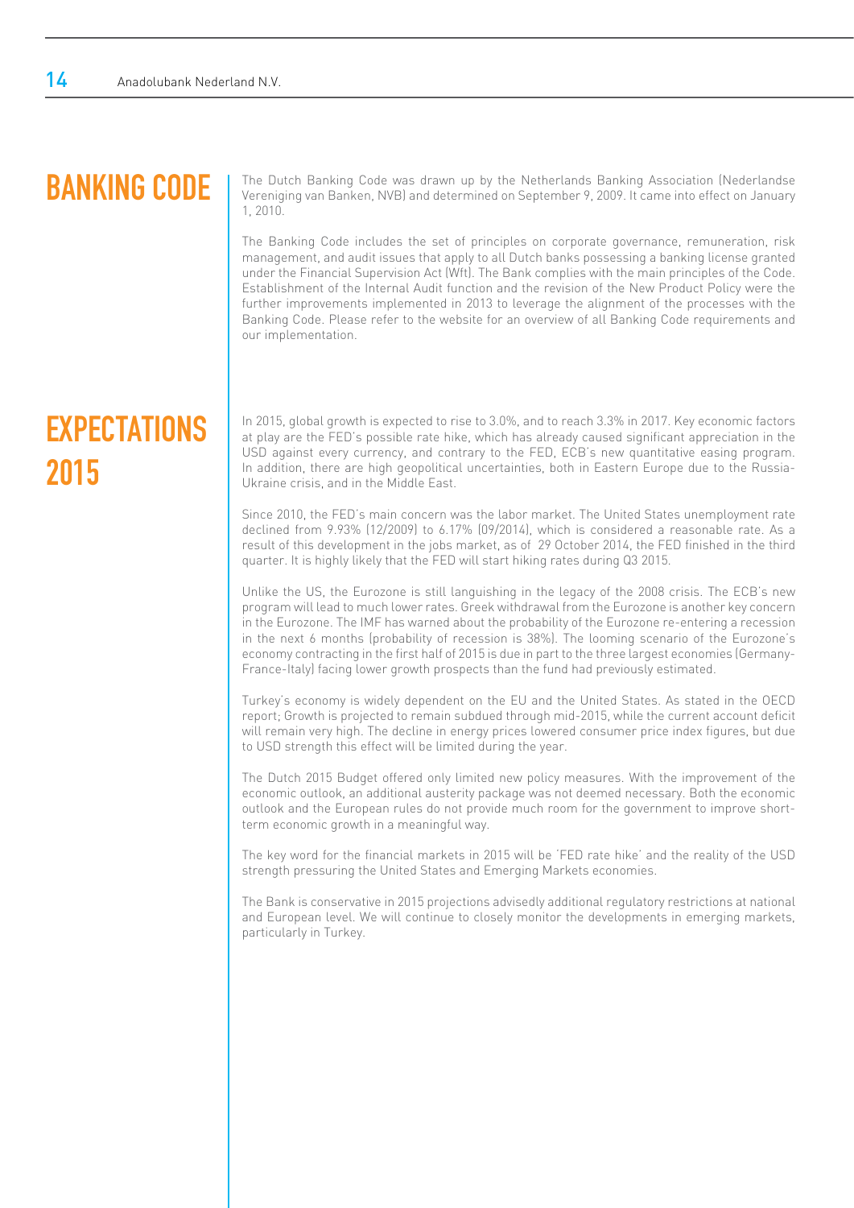# BANKING CODE

The Dutch Banking Code was drawn up by the Netherlands Banking Association (Nederlandse Vereniging van Banken, NVB) and determined on September 9, 2009. It came into effect on January 1, 2010.

The Banking Code includes the set of principles on corporate governance, remuneration, risk management, and audit issues that apply to all Dutch banks possessing a banking license granted under the Financial Supervision Act (Wft). The Bank complies with the main principles of the Code. Establishment of the Internal Audit function and the revision of the New Product Policy were the further improvements implemented in 2013 to leverage the alignment of the processes with the Banking Code. Please refer to the website for an overview of all Banking Code requirements and our implementation.

# EXPECTATIONS 2015

In 2015, global growth is expected to rise to 3.0%, and to reach 3.3% in 2017. Key economic factors at play are the FED's possible rate hike, which has already caused significant appreciation in the USD against every currency, and contrary to the FED, ECB's new quantitative easing program. In addition, there are high geopolitical uncertainties, both in Eastern Europe due to the Russia-Ukraine crisis, and in the Middle East.

Since 2010, the FED's main concern was the labor market. The United States unemployment rate declined from 9.93% (12/2009) to 6.17% (09/2014), which is considered a reasonable rate. As a result of this development in the jobs market, as of 29 October 2014, the FED finished in the third quarter. It is highly likely that the FED will start hiking rates during Q3 2015.

Unlike the US, the Eurozone is still languishing in the legacy of the 2008 crisis. The ECB's new program will lead to much lower rates. Greek withdrawal from the Eurozone is another key concern in the Eurozone. The IMF has warned about the probability of the Eurozone re-entering a recession in the next 6 months (probability of recession is 38%). The looming scenario of the Eurozone's economy contracting in the first half of 2015 is due in part to the three largest economies (Germany-France-Italy) facing lower growth prospects than the fund had previously estimated.

Turkey's economy is widely dependent on the EU and the United States. As stated in the OECD report; Growth is projected to remain subdued through mid-2015, while the current account deficit will remain very high. The decline in energy prices lowered consumer price index figures, but due to USD strength this effect will be limited during the year.

The Dutch 2015 Budget offered only limited new policy measures. With the improvement of the economic outlook, an additional austerity package was not deemed necessary. Both the economic outlook and the European rules do not provide much room for the government to improve short-term economic growth in a meaningful way.

The key word for the financial markets in 2015 will be 'FED rate hike' and the reality of the USD strength pressuring the United States and Emerging Markets economies.

The Bank is conservative in 2015 projections advisedly additional regulatory restrictions at national and European level. We will continue to closely monitor the developments in emerging markets, particularly in Turkey.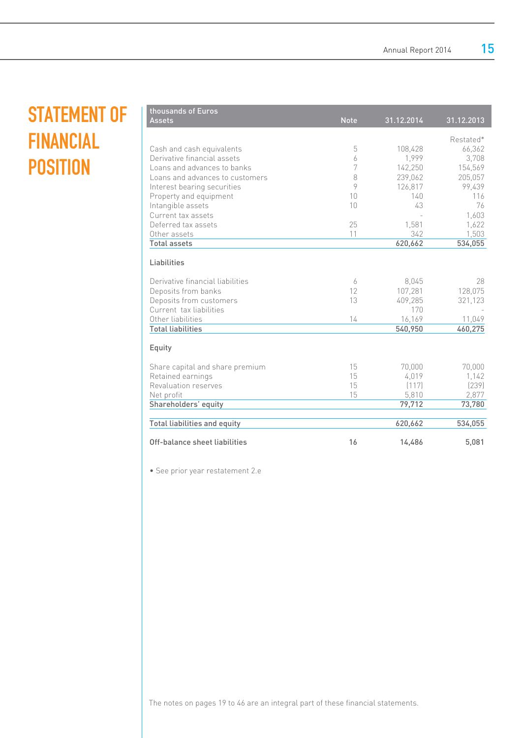# STATEMENT OF FINANCIAL POSITION

| thousands of Euros<br>Assets | Note | 31.12.2014 | 31.12.2013 |
|---|---|---|---|
| | | | Restated* |
| Cash and cash equivalents | 5 | 108,428 | 66,362 |
| Derivative financial assets | 6 | 1,999 | 3,708 |
| Loans and advances to banks | 7 | 142,250 | 154,569 |
| Loans and advances to customers | 8 | 239,062 | 205,057 |
| Interest bearing securities | 9 | 126,817 | 99,439 |
| Property and equipment | 10 | 140 | 116 |
| Intangible assets | 10 | 43 | 76 |
| Current tax assets | | - | 1,603 |
| Deferred tax assets | 25 | 1,581 | 1,622 |
| Other assets | 11 | 342 | 1,503 |
| **Total assets** | | **620,662** | **534,055** |
| **Liabilities** | | | |
| Derivative financial liabilities | 6 | 8,045 | 28 |
| Deposits from banks | 12 | 107,281 | 128,075 |
| Deposits from customers | 13 | 409,285 | 321,123 |
| Current tax liabilities | | 170 | - |
| Other liabilities | 14 | 16,169 | 11,049 |
| **Total liabilities** | | **540,950** | **460,275** |
| **Equity** | | | |
| Share capital and share premium | 15 | 70,000 | 70,000 |
| Retained earnings | 15 | 4,019 | 1,142 |
| Revaluation reserves | 15 | (117) | (239) |
| Net profit | 15 | 5,810 | 2,877 |
| **Shareholders' equity** | | **79,712** | **73,780** |
| **Total liabilities and equity** | | **620,662** | **534,055** |
| **Off-balance sheet liabilities** | **16** | **14,486** | **5,081** |

• See prior year restatement 2.e

The notes on pages 19 to 46 are an integral part of these financial statements.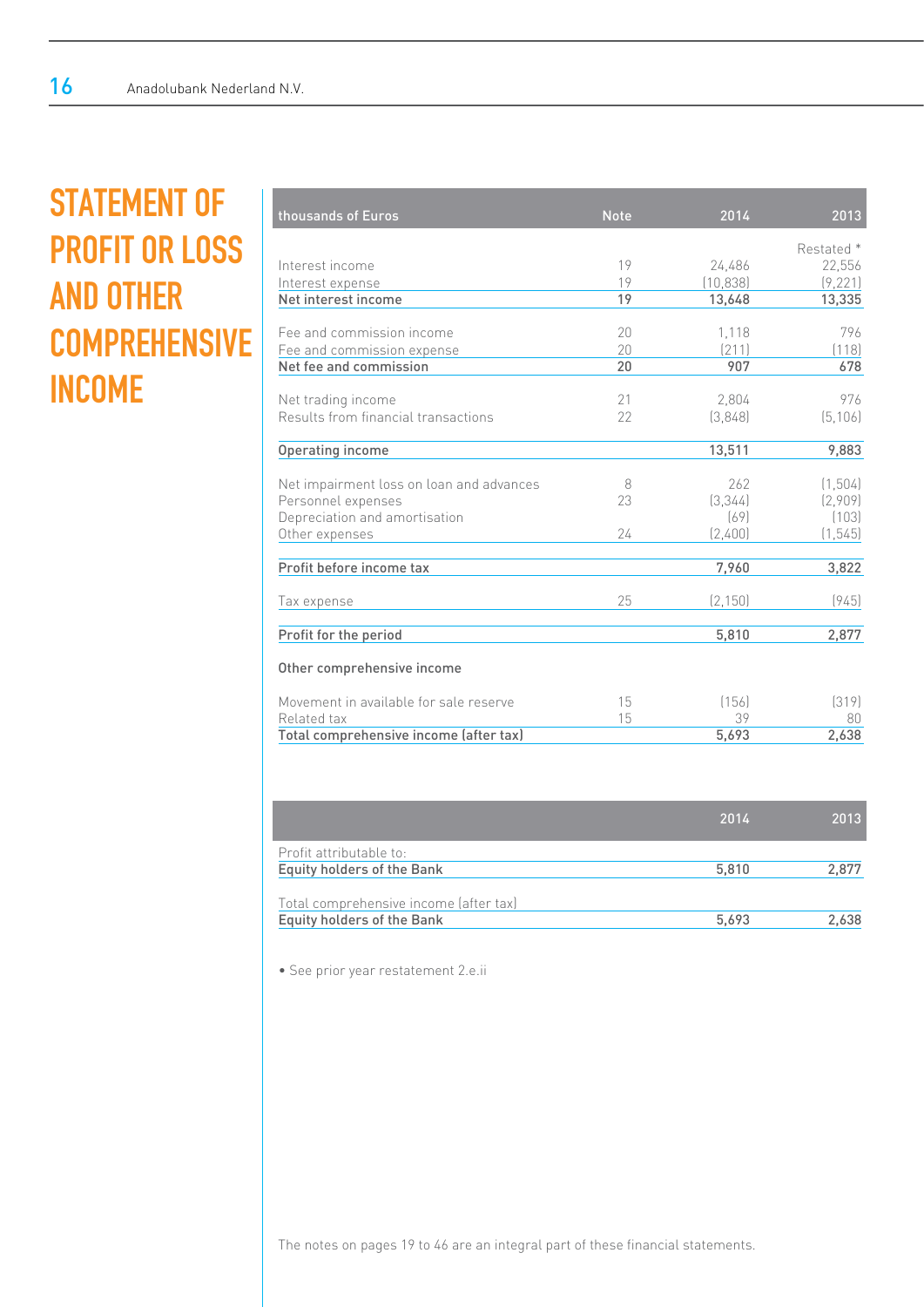# STATEMENT OF PROFIT OR LOSS AND OTHER COMPREHENSIVE INCOME

| thousands of Euros | Note | 2014 | 2013 |
|---|---|---|---|
| | | | Restated * |
| Interest income | 19 | 24,486 | 22,556 |
| Interest expense | 19 | (10,838) | (9,221) |
| **Net interest income** | **19** | **13,648** | **13,335** |
| Fee and commission income | 20 | 1,118 | 796 |
| Fee and commission expense | 20 | (211) | (118) |
| **Net fee and commission** | **20** | **907** | **678** |
| Net trading income | 21 | 2,804 | 976 |
| Results from financial transactions | 22 | (3,848) | (5,106) |
| **Operating income** | | **13,511** | **9,883** |
| Net impairment loss on loan and advances | 8 | 262 | (1,504) |
| Personnel expenses | 23 | (3,344) | (2,909) |
| Depreciation and amortisation | | (69) | (103) |
| Other expenses | 24 | (2,400) | (1,545) |
| **Profit before income tax** | | **7,960** | **3,822** |
| Tax expense | 25 | (2,150) | (945) |
| **Profit for the period** | | **5,810** | **2,877** |
| **Other comprehensive income** | | | |
| Movement in available for sale reserve | 15 | (156) | (319) |
| Related tax | 15 | 39 | 80 |
| **Total comprehensive income (after tax)** | | **5,693** | **2,638** |

| | 2014 | 2013 |
|---|---|---|
| Profit attributable to: | | |
| **Equity holders of the Bank** | **5,810** | **2,877** |
| Total comprehensive income (after tax) | | |
| **Equity holders of the Bank** | **5,693** | **2,638** |

• See prior year restatement 2.e.ii

The notes on pages 19 to 46 are an integral part of these financial statements.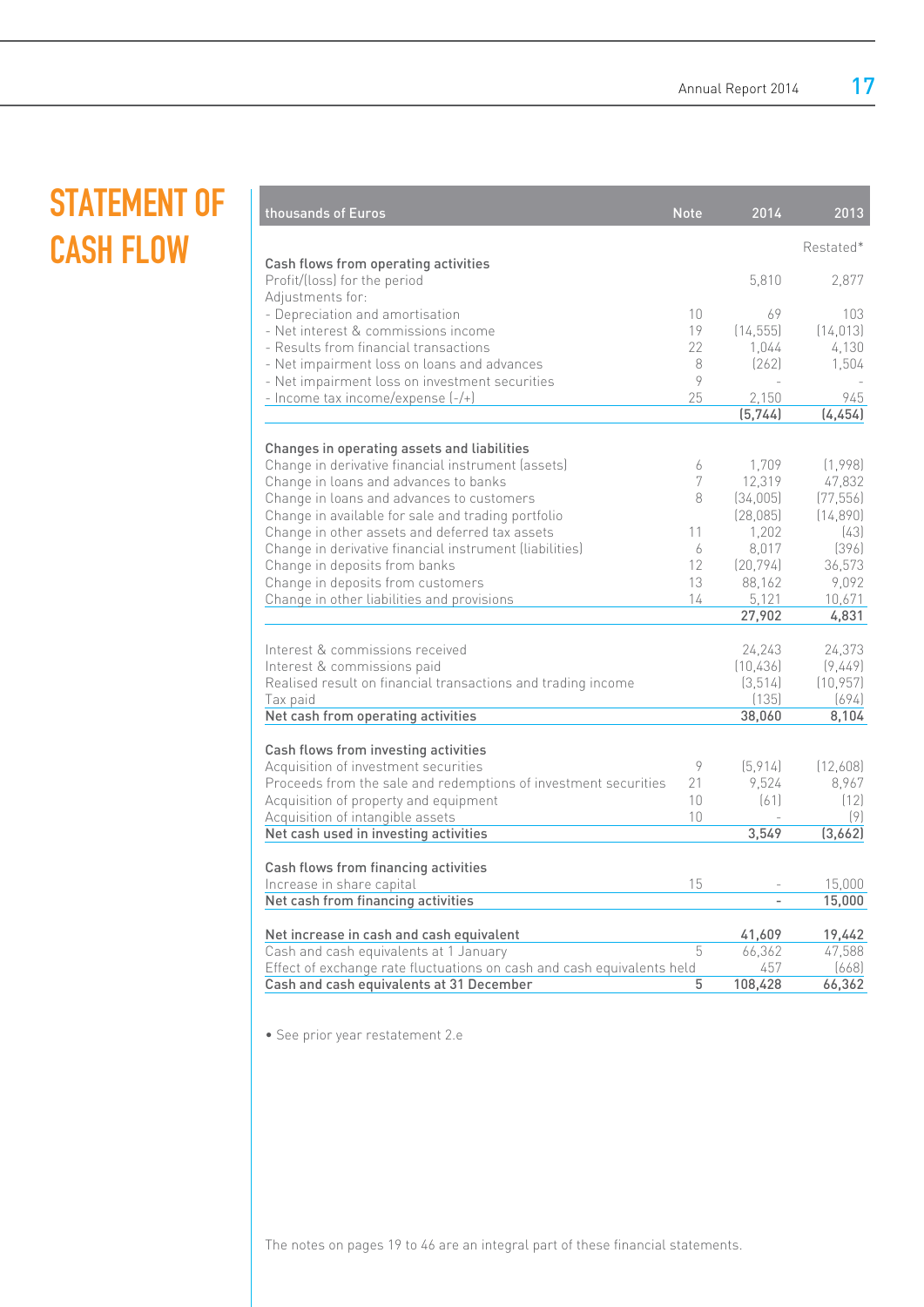# STATEMENT OF CASH FLOW

| thousands of Euros | Note | 2014 | 2013 |
|---|---|---|---|
| | | | Restated* |
| **Cash flows from operating activities** | | | |
| Profit/(loss) for the period | | 5,810 | 2,877 |
| Adjustments for: | | | |
| - Depreciation and amortisation | 10 | 69 | 103 |
| - Net interest & commissions income | 19 | (14,555) | (14,013) |
| - Results from financial transactions | 22 | 1,044 | 4,130 |
| - Net impairment loss on loans and advances | 8 | (262) | 1,504 |
| - Net impairment loss on investment securities | 9 | - | - |
| - Income tax income/expense (-/+) | 25 | 2,150 | 945 |
| | | (5,744) | (4,454) |
| **Changes in operating assets and liabilities** | | | |
| Change in derivative financial instrument (assets) | 6 | 1,709 | (1,998) |
| Change in loans and advances to banks | 7 | 12,319 | 47,832 |
| Change in loans and advances to customers | 8 | (34,005) | (77,556) |
| Change in available for sale and trading portfolio | | (28,085) | (14,890) |
| Change in other assets and deferred tax assets | 11 | 1,202 | (43) |
| Change in derivative financial instrument (liabilities) | 6 | 8,017 | (396) |
| Change in deposits from banks | 12 | (20,794) | 36,573 |
| Change in deposits from customers | 13 | 88,162 | 9,092 |
| Change in other liabilities and provisions | 14 | 5,121 | 10,671 |
| | | 27,902 | 4,831 |
| Interest & commissions received | | 24,243 | 24,373 |
| Interest & commissions paid | | (10,436) | (9,449) |
| Realised result on financial transactions and trading income | | (3,514) | (10,957) |
| Tax paid | | (135) | (694) |
| **Net cash from operating activities** | | **38,060** | **8,104** |
| **Cash flows from investing activities** | | | |
| Acquisition of investment securities | 9 | (5,914) | (12,608) |
| Proceeds from the sale and redemptions of investment securities | 21 | 9,524 | 8,967 |
| Acquisition of property and equipment | 10 | (61) | (12) |
| Acquisition of intangible assets | 10 | - | (9) |
| **Net cash used in investing activities** | | **3,549** | **(3,662)** |
| **Cash flows from financing activities** | | | |
| Increase in share capital | 15 | - | 15,000 |
| **Net cash from financing activities** | | - | **15,000** |
| **Net increase in cash and cash equivalent** | | **41,609** | **19,442** |
| Cash and cash equivalents at 1 January | 5 | 66,362 | 47,588 |
| Effect of exchange rate fluctuations on cash and cash equivalents held | | 457 | (668) |
| **Cash and cash equivalents at 31 December** | 5 | **108,428** | **66,362** |

• See prior year restatement 2.e

The notes on pages 19 to 46 are an integral part of these financial statements.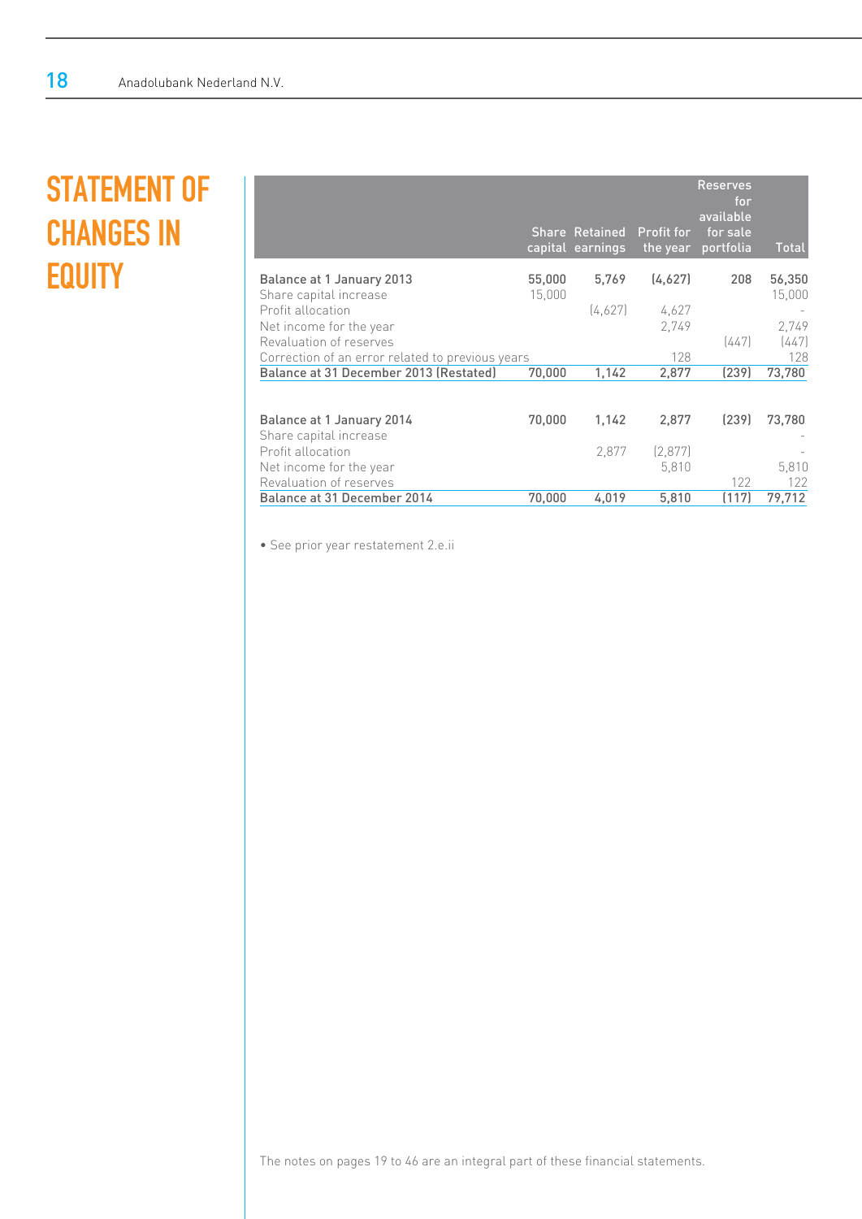# STATEMENT OF CHANGES IN EQUITY

| | Share capital | Retained earnings | Profit for the year | Reserves for available for sale portfolia | Total |
|---|---|---|---|---|---|
| **Balance at 1 January 2013** | **55,000** | **5,769** | **(4,627)** | **208** | **56,350** |
| Share capital increase | 15,000 | | | | 15,000 |
| Profit allocation | | (4,627) | 4,627 | | - |
| Net income for the year | | | 2,749 | | 2,749 |
| Revaluation of reserves | | | | (447) | (447) |
| Correction of an error related to previous years | | | 128 | | 128 |
| **Balance at 31 December 2013 (Restated)** | **70,000** | **1,142** | **2,877** | **(239)** | **73,780** |
| | | | | | |
| **Balance at 1 January 2014** | **70,000** | **1,142** | **2,877** | **(239)** | **73,780** |
| Share capital increase | | | | | - |
| Profit allocation | | 2,877 | (2,877) | | - |
| Net income for the year | | | 5,810 | | 5,810 |
| Revaluation of reserves | | | | 122 | 122 |
| **Balance at 31 December 2014** | **70,000** | **4,019** | **5,810** | **(117)** | **79,712** |

• See prior year restatement 2.e.ii

The notes on pages 19 to 46 are an integral part of these financial statements.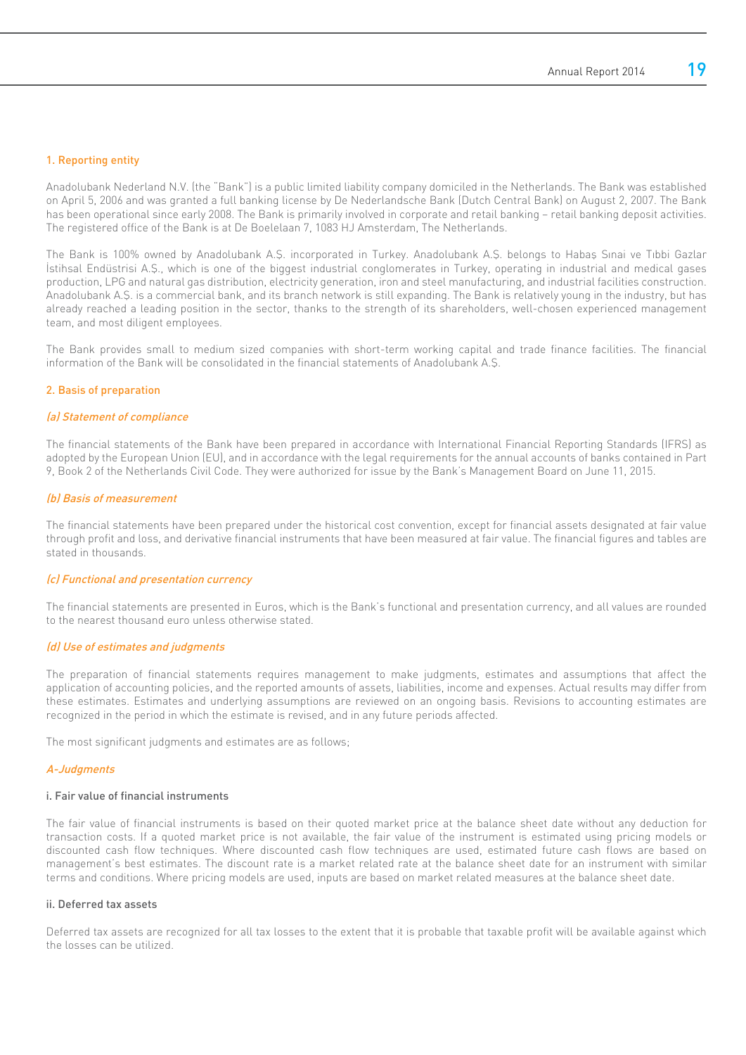## 1. Reporting entity

Anadolubank Nederland N.V. (the "Bank") is a public limited liability company domiciled in the Netherlands. The Bank was established on April 5, 2006 and was granted a full banking license by De Nederlandsche Bank (Dutch Central Bank) on August 2, 2007. The Bank has been operational since early 2008. The Bank is primarily involved in corporate and retail banking – retail banking deposit activities. The registered office of the Bank is at De Boelelaan 7, 1083 HJ Amsterdam, The Netherlands.

The Bank is 100% owned by Anadolubank A.Ş. incorporated in Turkey. Anadolubank A.Ş. belongs to Habaş Sınai ve Tıbbi Gazlar İstihsal Endüstrisi A.Ş., which is one of the biggest industrial conglomerates in Turkey, operating in industrial and medical gases production, LPG and natural gas distribution, electricity generation, iron and steel manufacturing, and industrial facilities construction. Anadolubank A.Ş. is a commercial bank, and its branch network is still expanding. The Bank is relatively young in the industry, but has already reached a leading position in the sector, thanks to the strength of its shareholders, well-chosen experienced management team, and most diligent employees.

The Bank provides small to medium sized companies with short-term working capital and trade finance facilities. The financial information of the Bank will be consolidated in the financial statements of Anadolubank A.Ş.

## 2. Basis of preparation

### *(a) Statement of compliance*

The financial statements of the Bank have been prepared in accordance with International Financial Reporting Standards (IFRS) as adopted by the European Union (EU), and in accordance with the legal requirements for the annual accounts of banks contained in Part 9, Book 2 of the Netherlands Civil Code. They were authorized for issue by the Bank's Management Board on June 11, 2015.

### *(b) Basis of measurement*

The financial statements have been prepared under the historical cost convention, except for financial assets designated at fair value through profit and loss, and derivative financial instruments that have been measured at fair value. The financial figures and tables are stated in thousands.

### *(c) Functional and presentation currency*

The financial statements are presented in Euros, which is the Bank's functional and presentation currency, and all values are rounded to the nearest thousand euro unless otherwise stated.

### *(d) Use of estimates and judgments*

The preparation of financial statements requires management to make judgments, estimates and assumptions that affect the application of accounting policies, and the reported amounts of assets, liabilities, income and expenses. Actual results may differ from these estimates. Estimates and underlying assumptions are reviewed on an ongoing basis. Revisions to accounting estimates are recognized in the period in which the estimate is revised, and in any future periods affected.

The most significant judgments and estimates are as follows;

#### *A-Judgments*

**i. Fair value of financial instruments**

The fair value of financial instruments is based on their quoted market price at the balance sheet date without any deduction for transaction costs. If a quoted market price is not available, the fair value of the instrument is estimated using pricing models or discounted cash flow techniques. Where discounted cash flow techniques are used, estimated future cash flows are based on management's best estimates. The discount rate is a market related rate at the balance sheet date for an instrument with similar terms and conditions. Where pricing models are used, inputs are based on market related measures at the balance sheet date.

**ii. Deferred tax assets**

Deferred tax assets are recognized for all tax losses to the extent that it is probable that taxable profit will be available against which the losses can be utilized.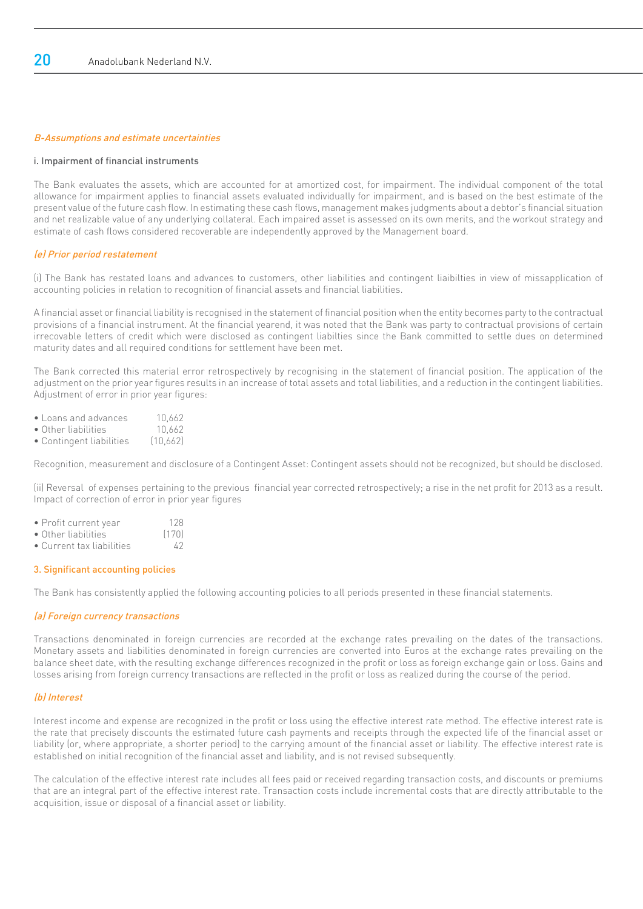*B-Assumptions and estimate uncertainties*

#### i. Impairment of financial instruments

The Bank evaluates the assets, which are accounted for at amortized cost, for impairment. The individual component of the total allowance for impairment applies to financial assets evaluated individually for impairment, and is based on the best estimate of the present value of the future cash flow. In estimating these cash flows, management makes judgments about a debtor's financial situation and net realizable value of any underlying collateral. Each impaired asset is assessed on its own merits, and the workout strategy and estimate of cash flows considered recoverable are independently approved by the Management board.

*(e) Prior period restatement*

(i) The Bank has restated loans and advances to customers, other liabilities and contingent laibilties in view of missapplication of accounting policies in relation to recognition of financial assets and financial liabilities.

A financial asset or financial liability is recognised in the statement of financial position when the entity becomes party to the contractual provisions of a financial instrument. At the financial yearend, it was noted that the Bank was party to contractual provisions of certain irrecovable letters of credit which were disclosed as contingent liabilties since the Bank committed to settle dues on determined maturity dates and all required conditions for settlement have been met.

The Bank corrected this material error retrospectively by recognising in the statement of financial position. The application of the adjustment on the prior year figures results in an increase of total assets and total liabilities, and a reduction in the contingent liabilities. Adjustment of error in prior year figures:

| | |
|---|---|
| • Loans and advances | 10,662 |
| • Other liabilities | 10,662 |
| • Contingent liabilities | (10,662) |

Recognition, measurement and disclosure of a Contingent Asset: Contingent assets should not be recognized, but should be disclosed.

(ii) Reversal of expenses pertaining to the previous financial year corrected retrospectively; a rise in the net profit for 2013 as a result. Impact of correction of error in prior year figures

| | |
|---|---|
| • Profit current year | 128 |
| • Other liabilities | (170) |
| • Current tax liabilities | 42 |

## 3. Significant accounting policies

The Bank has consistently applied the following accounting policies to all periods presented in these financial statements.

*(a) Foreign currency transactions*

Transactions denominated in foreign currencies are recorded at the exchange rates prevailing on the dates of the transactions. Monetary assets and liabilities denominated in foreign currencies are converted into Euros at the exchange rates prevailing on the balance sheet date, with the resulting exchange differences recognized in the profit or loss as foreign exchange gain or loss. Gains and losses arising from foreign currency transactions are reflected in the profit or loss as realized during the course of the period.

*(b) Interest*

Interest income and expense are recognized in the profit or loss using the effective interest rate method. The effective interest rate is the rate that precisely discounts the estimated future cash payments and receipts through the expected life of the financial asset or liability (or, where appropriate, a shorter period) to the carrying amount of the financial asset or liability. The effective interest rate is established on initial recognition of the financial asset and liability, and is not revised subsequently.

The calculation of the effective interest rate includes all fees paid or received regarding transaction costs, and discounts or premiums that are an integral part of the effective interest rate. Transaction costs include incremental costs that are directly attributable to the acquisition, issue or disposal of a financial asset or liability.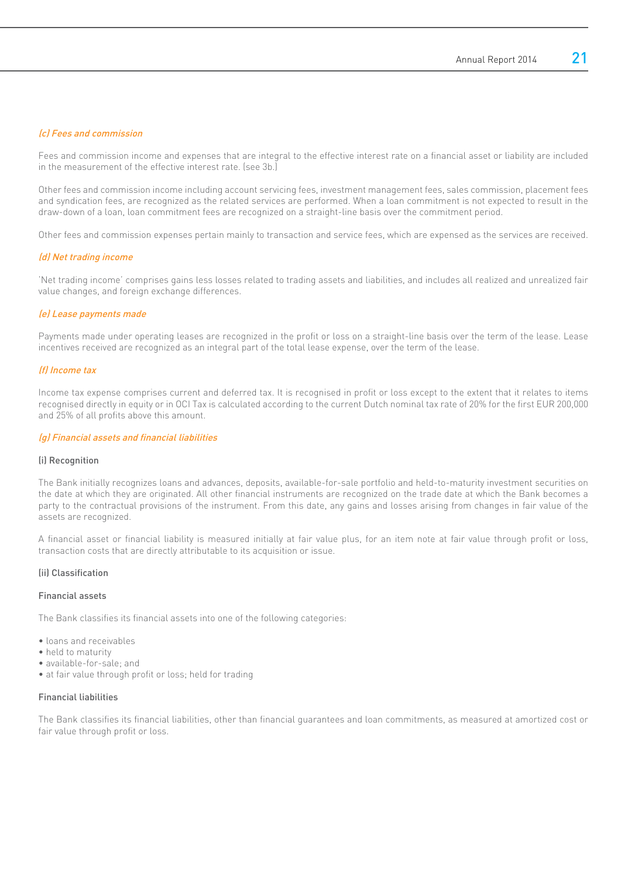### *(c) Fees and commission*

Fees and commission income and expenses that are integral to the effective interest rate on a financial asset or liability are included in the measurement of the effective interest rate. (see 3b.)

Other fees and commission income including account servicing fees, investment management fees, sales commission, placement fees and syndication fees, are recognized as the related services are performed. When a loan commitment is not expected to result in the draw-down of a loan, loan commitment fees are recognized on a straight-line basis over the commitment period.

Other fees and commission expenses pertain mainly to transaction and service fees, which are expensed as the services are received.

### *(d) Net trading income*

'Net trading income' comprises gains less losses related to trading assets and liabilities, and includes all realized and unrealized fair value changes, and foreign exchange differences.

### *(e) Lease payments made*

Payments made under operating leases are recognized in the profit or loss on a straight-line basis over the term of the lease. Lease incentives received are recognized as an integral part of the total lease expense, over the term of the lease.

### *(f) Income tax*

Income tax expense comprises current and deferred tax. It is recognised in profit or loss except to the extent that it relates to items recognised directly in equity or in OCI Tax is calculated according to the current Dutch nominal tax rate of 20% for the first EUR 200,000 and 25% of all profits above this amount.

### *(g) Financial assets and financial liabilities*

#### (i) Recognition

The Bank initially recognizes loans and advances, deposits, available-for-sale portfolio and held-to-maturity investment securities on the date at which they are originated. All other financial instruments are recognized on the trade date at which the Bank becomes a party to the contractual provisions of the instrument. From this date, any gains and losses arising from changes in fair value of the assets are recognized.

A financial asset or financial liability is measured initially at fair value plus, for an item note at fair value through profit or loss, transaction costs that are directly attributable to its acquisition or issue.

#### (ii) Classification

#### Financial assets

The Bank classifies its financial assets into one of the following categories:

- loans and receivables
- held to maturity
- available-for-sale; and
- at fair value through profit or loss; held for trading

#### Financial liabilities

The Bank classifies its financial liabilities, other than financial guarantees and loan commitments, as measured at amortized cost or fair value through profit or loss.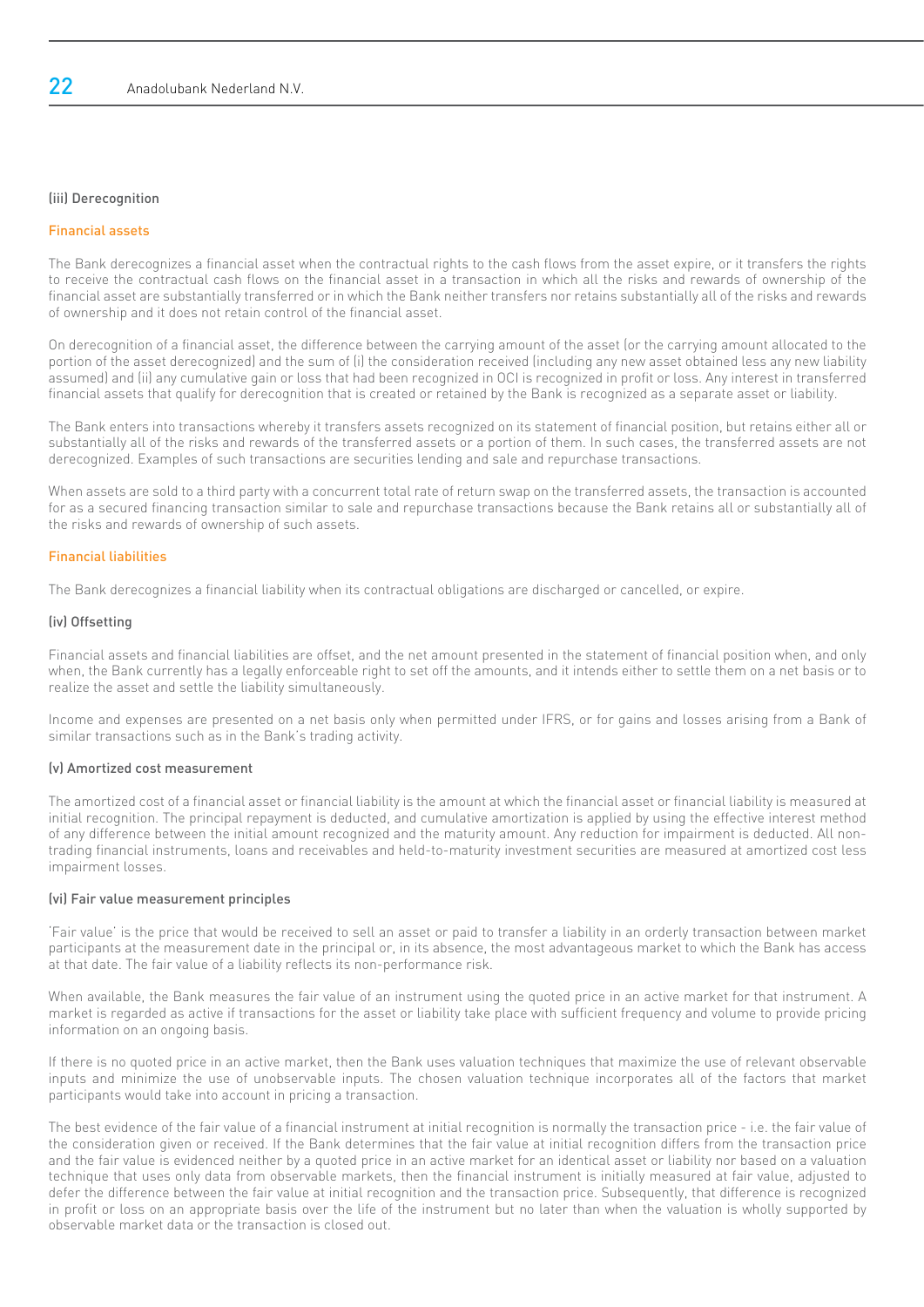### (iii) Derecognition

#### Financial assets

The Bank derecognizes a financial asset when the contractual rights to the cash flows from the asset expire, or it transfers the rights to receive the contractual cash flows on the financial asset in a transaction in which all the risks and rewards of ownership of the financial asset are substantially transferred or in which the Bank neither transfers nor retains substantially all of the risks and rewards of ownership and it does not retain control of the financial asset.

On derecognition of a financial asset, the difference between the carrying amount of the asset (or the carrying amount allocated to the portion of the asset derecognized) and the sum of (i) the consideration received (including any new asset obtained less any new liability assumed) and (ii) any cumulative gain or loss that had been recognized in OCI is recognized in profit or loss. Any interest in transferred financial assets that qualify for derecognition that is created or retained by the Bank is recognized as a separate asset or liability.

The Bank enters into transactions whereby it transfers assets recognized on its statement of financial position, but retains either all or substantially all of the risks and rewards of the transferred assets or a portion of them. In such cases, the transferred assets are not derecognized. Examples of such transactions are securities lending and sale and repurchase transactions.

When assets are sold to a third party with a concurrent total rate of return swap on the transferred assets, the transaction is accounted for as a secured financing transaction similar to sale and repurchase transactions because the Bank retains all or substantially all of the risks and rewards of ownership of such assets.

#### Financial liabilities

The Bank derecognizes a financial liability when its contractual obligations are discharged or cancelled, or expire.

### (iv) Offsetting

Financial assets and financial liabilities are offset, and the net amount presented in the statement of financial position when, and only when, the Bank currently has a legally enforceable right to set off the amounts, and it intends either to settle them on a net basis or to realize the asset and settle the liability simultaneously.

Income and expenses are presented on a net basis only when permitted under IFRS, or for gains and losses arising from a Bank of similar transactions such as in the Bank's trading activity.

### (v) Amortized cost measurement

The amortized cost of a financial asset or financial liability is the amount at which the financial asset or financial liability is measured at initial recognition. The principal repayment is deducted, and cumulative amortization is applied by using the effective interest method of any difference between the initial amount recognized and the maturity amount. Any reduction for impairment is deducted. All non-trading financial instruments, loans and receivables and held-to-maturity investment securities are measured at amortized cost less impairment losses.

### (vi) Fair value measurement principles

'Fair value' is the price that would be received to sell an asset or paid to transfer a liability in an orderly transaction between market participants at the measurement date in the principal or, in its absence, the most advantageous market to which the Bank has access at that date. The fair value of a liability reflects its non-performance risk.

When available, the Bank measures the fair value of an instrument using the quoted price in an active market for that instrument. A market is regarded as active if transactions for the asset or liability take place with sufficient frequency and volume to provide pricing information on an ongoing basis.

If there is no quoted price in an active market, then the Bank uses valuation techniques that maximize the use of relevant observable inputs and minimize the use of unobservable inputs. The chosen valuation technique incorporates all of the factors that market participants would take into account in pricing a transaction.

The best evidence of the fair value of a financial instrument at initial recognition is normally the transaction price - i.e. the fair value of the consideration given or received. If the Bank determines that the fair value at initial recognition differs from the transaction price and the fair value is evidenced neither by a quoted price in an active market for an identical asset or liability nor based on a valuation technique that uses only data from observable markets, then the financial instrument is initially measured at fair value, adjusted to defer the difference between the fair value at initial recognition and the transaction price. Subsequently, that difference is recognized in profit or loss on an appropriate basis over the life of the instrument but no later than when the valuation is wholly supported by observable market data or the transaction is closed out.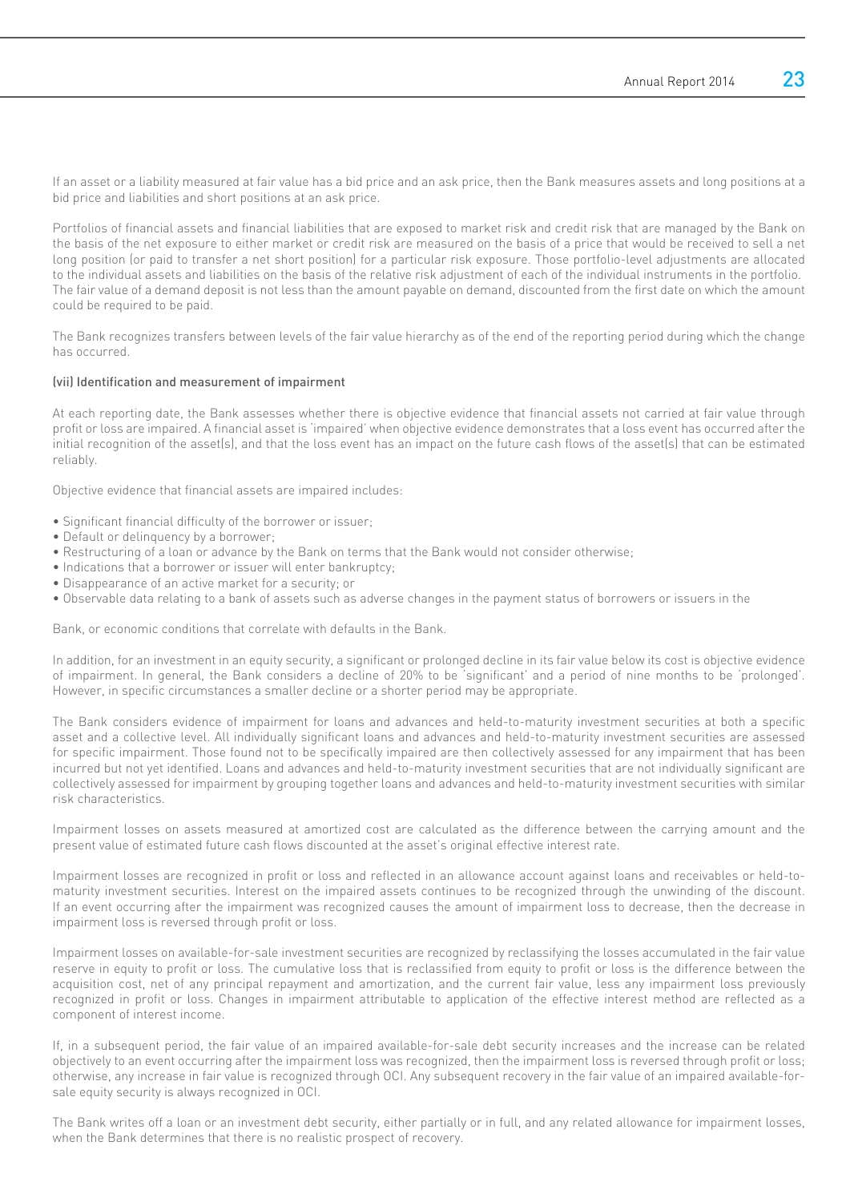If an asset or a liability measured at fair value has a bid price and an ask price, then the Bank measures assets and long positions at a bid price and liabilities and short positions at an ask price.

Portfolios of financial assets and financial liabilities that are exposed to market risk and credit risk that are managed by the Bank on the basis of the net exposure to either market or credit risk are measured on the basis of a price that would be received to sell a net long position (or paid to transfer a net short position) for a particular risk exposure. Those portfolio-level adjustments are allocated to the individual assets and liabilities on the basis of the relative risk adjustment of each of the individual instruments in the portfolio. The fair value of a demand deposit is not less than the amount payable on demand, discounted from the first date on which the amount could be required to be paid.

The Bank recognizes transfers between levels of the fair value hierarchy as of the end of the reporting period during which the change has occurred.

#### (vii) Identification and measurement of impairment

At each reporting date, the Bank assesses whether there is objective evidence that financial assets not carried at fair value through profit or loss are impaired. A financial asset is 'impaired' when objective evidence demonstrates that a loss event has occurred after the initial recognition of the asset(s), and that the loss event has an impact on the future cash flows of the asset(s) that can be estimated reliably.

Objective evidence that financial assets are impaired includes:

- Significant financial difficulty of the borrower or issuer;
- Default or delinquency by a borrower;
- Restructuring of a loan or advance by the Bank on terms that the Bank would not consider otherwise;
- Indications that a borrower or issuer will enter bankruptcy;
- Disappearance of an active market for a security; or
- Observable data relating to a bank of assets such as adverse changes in the payment status of borrowers or issuers in the

Bank, or economic conditions that correlate with defaults in the Bank.

In addition, for an investment in an equity security, a significant or prolonged decline in its fair value below its cost is objective evidence of impairment. In general, the Bank considers a decline of 20% to be 'significant' and a period of nine months to be 'prolonged'. However, in specific circumstances a smaller decline or a shorter period may be appropriate.

The Bank considers evidence of impairment for loans and advances and held-to-maturity investment securities at both a specific asset and a collective level. All individually significant loans and advances and held-to-maturity investment securities are assessed for specific impairment. Those found not to be specifically impaired are then collectively assessed for any impairment that has been incurred but not yet identified. Loans and advances and held-to-maturity investment securities that are not individually significant are collectively assessed for impairment by grouping together loans and advances and held-to-maturity investment securities with similar risk characteristics.

Impairment losses on assets measured at amortized cost are calculated as the difference between the carrying amount and the present value of estimated future cash flows discounted at the asset's original effective interest rate.

Impairment losses are recognized in profit or loss and reflected in an allowance account against loans and receivables or held-to-maturity investment securities. Interest on the impaired assets continues to be recognized through the unwinding of the discount. If an event occurring after the impairment was recognized causes the amount of impairment loss to decrease, then the decrease in impairment loss is reversed through profit or loss.

Impairment losses on available-for-sale investment securities are recognized by reclassifying the losses accumulated in the fair value reserve in equity to profit or loss. The cumulative loss that is reclassified from equity to profit or loss is the difference between the acquisition cost, net of any principal repayment and amortization, and the current fair value, less any impairment loss previously recognized in profit or loss. Changes in impairment attributable to application of the effective interest method are reflected as a component of interest income.

If, in a subsequent period, the fair value of an impaired available-for-sale debt security increases and the increase can be related objectively to an event occurring after the impairment loss was recognized, then the impairment loss is reversed through profit or loss; otherwise, any increase in fair value is recognized through OCI. Any subsequent recovery in the fair value of an impaired available-for-sale equity security is always recognized in OCI.

The Bank writes off a loan or an investment debt security, either partially or in full, and any related allowance for impairment losses, when the Bank determines that there is no realistic prospect of recovery.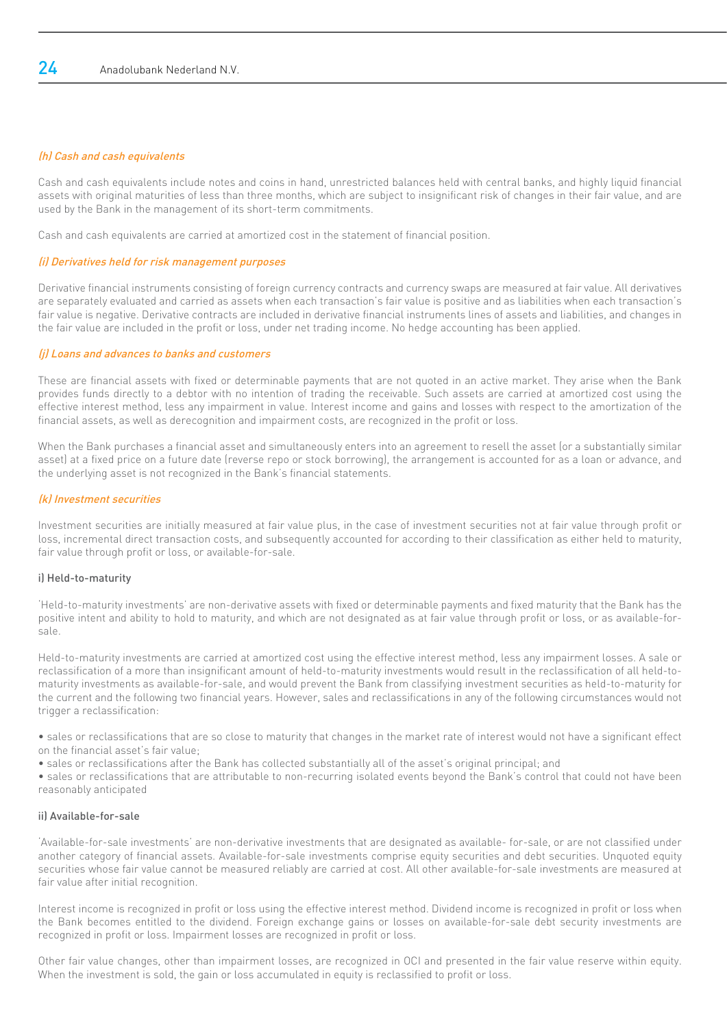*(h) Cash and cash equivalents*

Cash and cash equivalents include notes and coins in hand, unrestricted balances held with central banks, and highly liquid financial assets with original maturities of less than three months, which are subject to insignificant risk of changes in their fair value, and are used by the Bank in the management of its short-term commitments.

Cash and cash equivalents are carried at amortized cost in the statement of financial position.

*(i) Derivatives held for risk management purposes*

Derivative financial instruments consisting of foreign currency contracts and currency swaps are measured at fair value. All derivatives are separately evaluated and carried as assets when each transaction's fair value is positive and as liabilities when each transaction's fair value is negative. Derivative contracts are included in derivative financial instruments lines of assets and liabilities, and changes in the fair value are included in the profit or loss, under net trading income. No hedge accounting has been applied.

*(j) Loans and advances to banks and customers*

These are financial assets with fixed or determinable payments that are not quoted in an active market. They arise when the Bank provides funds directly to a debtor with no intention of trading the receivable. Such assets are carried at amortized cost using the effective interest method, less any impairment in value. Interest income and gains and losses with respect to the amortization of the financial assets, as well as derecognition and impairment costs, are recognized in the profit or loss.

When the Bank purchases a financial asset and simultaneously enters into an agreement to resell the asset (or a substantially similar asset) at a fixed price on a future date (reverse repo or stock borrowing), the arrangement is accounted for as a loan or advance, and the underlying asset is not recognized in the Bank's financial statements.

*(k) Investment securities*

Investment securities are initially measured at fair value plus, in the case of investment securities not at fair value through profit or loss, incremental direct transaction costs, and subsequently accounted for according to their classification as either held to maturity, fair value through profit or loss, or available-for-sale.

**i) Held-to-maturity**

'Held-to-maturity investments' are non-derivative assets with fixed or determinable payments and fixed maturity that the Bank has the positive intent and ability to hold to maturity, and which are not designated as at fair value through profit or loss, or as available-for-sale.

Held-to-maturity investments are carried at amortized cost using the effective interest method, less any impairment losses. A sale or reclassification of a more than insignificant amount of held-to-maturity investments would result in the reclassification of all held-to-maturity investments as available-for-sale, and would prevent the Bank from classifying investment securities as held-to-maturity for the current and the following two financial years. However, sales and reclassifications in any of the following circumstances would not trigger a reclassification:

- sales or reclassifications that are so close to maturity that changes in the market rate of interest would not have a significant effect on the financial asset's fair value;
- sales or reclassifications after the Bank has collected substantially all of the asset's original principal; and
- sales or reclassifications that are attributable to non-recurring isolated events beyond the Bank's control that could not have been reasonably anticipated

**ii) Available-for-sale**

'Available-for-sale investments' are non-derivative investments that are designated as available- for-sale, or are not classified under another category of financial assets. Available-for-sale investments comprise equity securities and debt securities. Unquoted equity securities whose fair value cannot be measured reliably are carried at cost. All other available-for-sale investments are measured at fair value after initial recognition.

Interest income is recognized in profit or loss using the effective interest method. Dividend income is recognized in profit or loss when the Bank becomes entitled to the dividend. Foreign exchange gains or losses on available-for-sale debt security investments are recognized in profit or loss. Impairment losses are recognized in profit or loss.

Other fair value changes, other than impairment losses, are recognized in OCI and presented in the fair value reserve within equity. When the investment is sold, the gain or loss accumulated in equity is reclassified to profit or loss.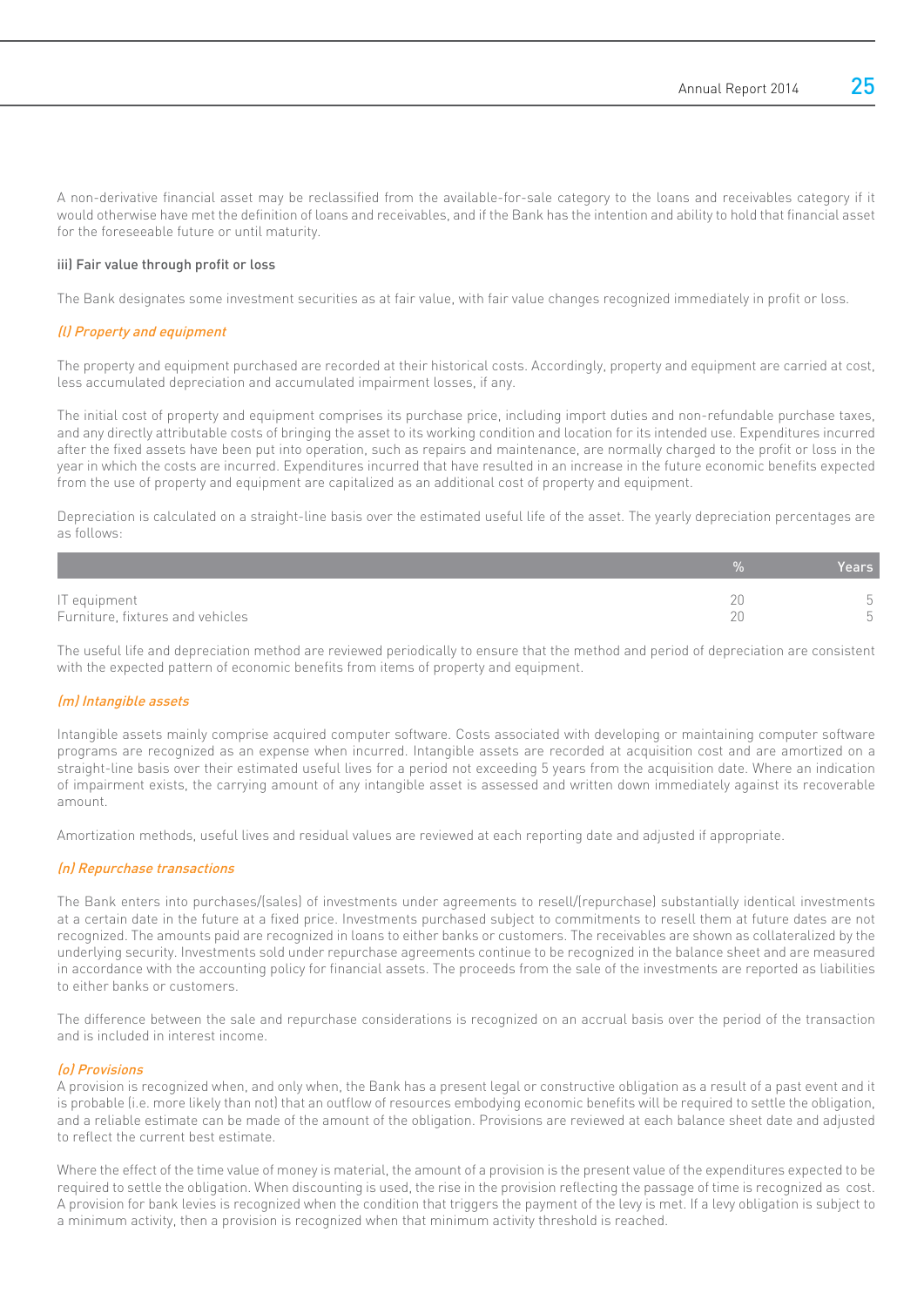A non-derivative financial asset may be reclassified from the available-for-sale category to the loans and receivables category if it would otherwise have met the definition of loans and receivables, and if the Bank has the intention and ability to hold that financial asset for the foreseeable future or until maturity.

#### iii) Fair value through profit or loss

The Bank designates some investment securities as at fair value, with fair value changes recognized immediately in profit or loss.

### *(l) Property and equipment*

The property and equipment purchased are recorded at their historical costs. Accordingly, property and equipment are carried at cost, less accumulated depreciation and accumulated impairment losses, if any.

The initial cost of property and equipment comprises its purchase price, including import duties and non-refundable purchase taxes, and any directly attributable costs of bringing the asset to its working condition and location for its intended use. Expenditures incurred after the fixed assets have been put into operation, such as repairs and maintenance, are normally charged to the profit or loss in the year in which the costs are incurred. Expenditures incurred that have resulted in an increase in the future economic benefits expected from the use of property and equipment are capitalized as an additional cost of property and equipment.

Depreciation is calculated on a straight-line basis over the estimated useful life of the asset. The yearly depreciation percentages are as follows:

| | % | Years |
|---|---|---|
| IT equipment | 20 | 5 |
| Furniture, fixtures and vehicles | 20 | 5 |

The useful life and depreciation method are reviewed periodically to ensure that the method and period of depreciation are consistent with the expected pattern of economic benefits from items of property and equipment.

### *(m) Intangible assets*

Intangible assets mainly comprise acquired computer software. Costs associated with developing or maintaining computer software programs are recognized as an expense when incurred. Intangible assets are recorded at acquisition cost and are amortized on a straight-line basis over their estimated useful lives for a period not exceeding 5 years from the acquisition date. Where an indication of impairment exists, the carrying amount of any intangible asset is assessed and written down immediately against its recoverable amount.

Amortization methods, useful lives and residual values are reviewed at each reporting date and adjusted if appropriate.

### *(n) Repurchase transactions*

The Bank enters into purchases/(sales) of investments under agreements to resell/(repurchase) substantially identical investments at a certain date in the future at a fixed price. Investments purchased subject to commitments to resell them at future dates are not recognized. The amounts paid are recognized in loans to either banks or customers. The receivables are shown as collateralized by the underlying security. Investments sold under repurchase agreements continue to be recognized in the balance sheet and are measured in accordance with the accounting policy for financial assets. The proceeds from the sale of the investments are reported as liabilities to either banks or customers.

The difference between the sale and repurchase considerations is recognized on an accrual basis over the period of the transaction and is included in interest income.

### *(o) Provisions*

A provision is recognized when, and only when, the Bank has a present legal or constructive obligation as a result of a past event and it is probable (i.e. more likely than not) that an outflow of resources embodying economic benefits will be required to settle the obligation, and a reliable estimate can be made of the amount of the obligation. Provisions are reviewed at each balance sheet date and adjusted to reflect the current best estimate.

Where the effect of the time value of money is material, the amount of a provision is the present value of the expenditures expected to be required to settle the obligation. When discounting is used, the rise in the provision reflecting the passage of time is recognized as cost. A provision for bank levies is recognized when the condition that triggers the payment of the levy is met. If a levy obligation is subject to a minimum activity, then a provision is recognized when that minimum activity threshold is reached.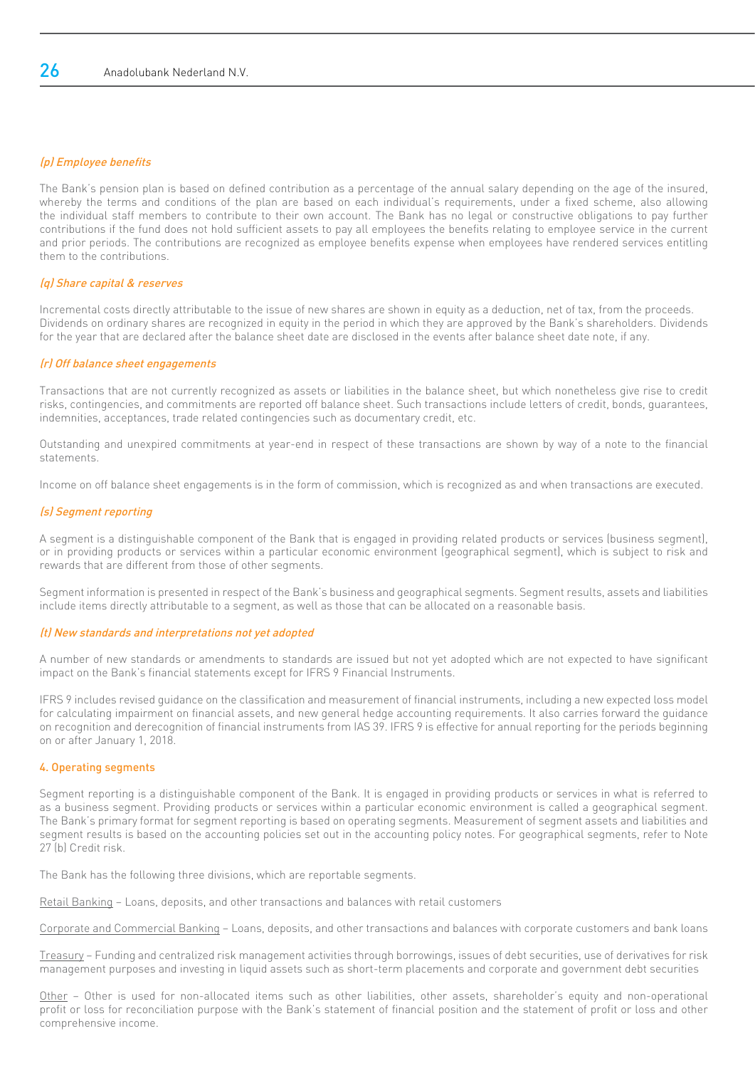### *(p) Employee benefits*

The Bank's pension plan is based on defined contribution as a percentage of the annual salary depending on the age of the insured, whereby the terms and conditions of the plan are based on each individual's requirements, under a fixed scheme, also allowing the individual staff members to contribute to their own account. The Bank has no legal or constructive obligations to pay further contributions if the fund does not hold sufficient assets to pay all employees the benefits relating to employee service in the current and prior periods. The contributions are recognized as employee benefits expense when employees have rendered services entitling them to the contributions.

### *(q) Share capital & reserves*

Incremental costs directly attributable to the issue of new shares are shown in equity as a deduction, net of tax, from the proceeds. Dividends on ordinary shares are recognized in equity in the period in which they are approved by the Bank's shareholders. Dividends for the year that are declared after the balance sheet date are disclosed in the events after balance sheet date note, if any.

### *(r) Off balance sheet engagements*

Transactions that are not currently recognized as assets or liabilities in the balance sheet, but which nonetheless give rise to credit risks, contingencies, and commitments are reported off balance sheet. Such transactions include letters of credit, bonds, guarantees, indemnities, acceptances, trade related contingencies such as documentary credit, etc.

Outstanding and unexpired commitments at year-end in respect of these transactions are shown by way of a note to the financial statements.

Income on off balance sheet engagements is in the form of commission, which is recognized as and when transactions are executed.

### *(s) Segment reporting*

A segment is a distinguishable component of the Bank that is engaged in providing related products or services (business segment), or in providing products or services within a particular economic environment (geographical segment), which is subject to risk and rewards that are different from those of other segments.

Segment information is presented in respect of the Bank's business and geographical segments. Segment results, assets and liabilities include items directly attributable to a segment, as well as those that can be allocated on a reasonable basis.

### *(t) New standards and interpretations not yet adopted*

A number of new standards or amendments to standards are issued but not yet adopted which are not expected to have significant impact on the Bank's financial statements except for IFRS 9 Financial Instruments.

IFRS 9 includes revised guidance on the classification and measurement of financial instruments, including a new expected loss model for calculating impairment on financial assets, and new general hedge accounting requirements. It also carries forward the guidance on recognition and derecognition of financial instruments from IAS 39. IFRS 9 is effective for annual reporting for the periods beginning on or after January 1, 2018.

## 4. Operating segments

Segment reporting is a distinguishable component of the Bank. It is engaged in providing products or services in what is referred to as a business segment. Providing products or services within a particular economic environment is called a geographical segment. The Bank's primary format for segment reporting is based on operating segments. Measurement of segment assets and liabilities and segment results is based on the accounting policies set out in the accounting policy notes. For geographical segments, refer to Note 27 (b) Credit risk.

The Bank has the following three divisions, which are reportable segments.

<u>Retail Banking</u> – Loans, deposits, and other transactions and balances with retail customers

<u>Corporate and Commercial Banking</u> – Loans, deposits, and other transactions and balances with corporate customers and bank loans

<u>Treasury</u> – Funding and centralized risk management activities through borrowings, issues of debt securities, use of derivatives for risk management purposes and investing in liquid assets such as short-term placements and corporate and government debt securities

<u>Other</u> – Other is used for non-allocated items such as other liabilities, other assets, shareholder's equity and non-operational profit or loss for reconciliation purpose with the Bank's statement of financial position and the statement of profit or loss and other comprehensive income.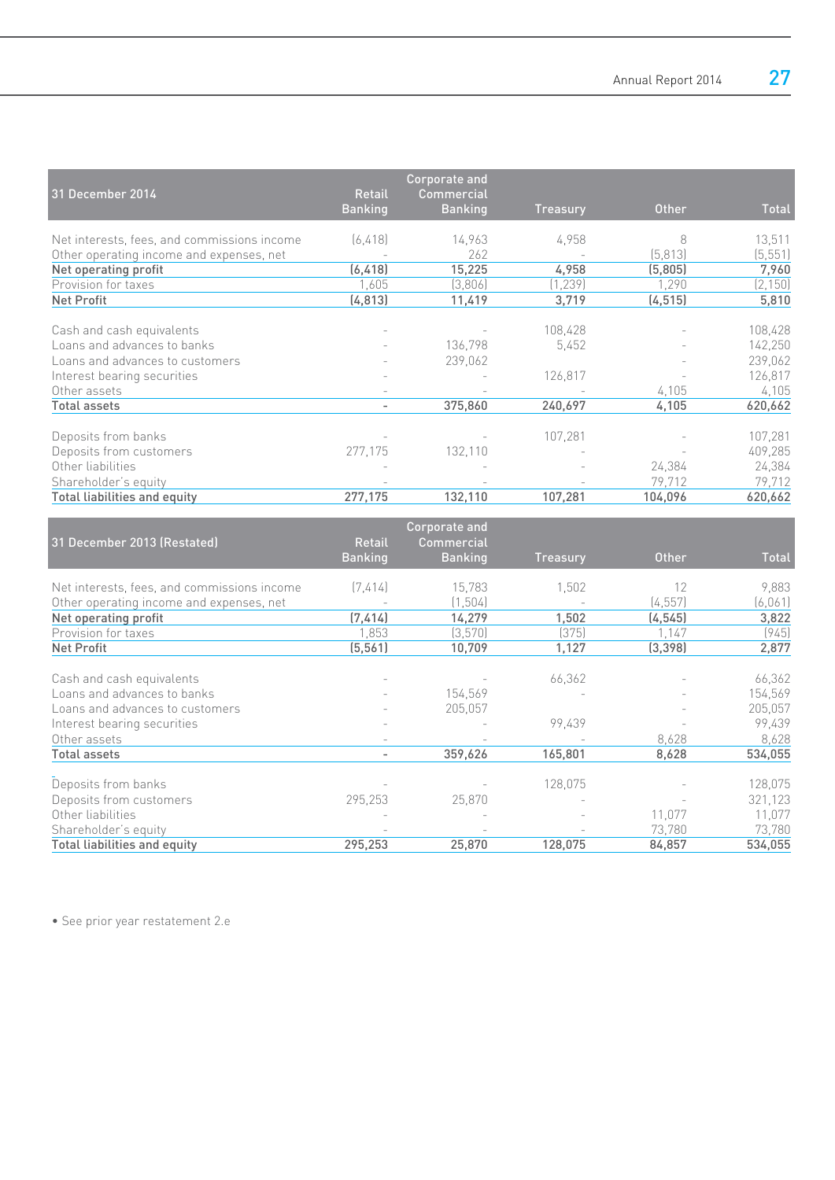| 31 December 2014 | Retail Banking | Corporate and Commercial Banking | Treasury | Other | Total |
|---|---|---|---|---|---|
| Net interests, fees, and commissions income | (6,418) | 14,963 | 4,958 | 8 | 13,511 |
| Other operating income and expenses, net | - | 262 | - | (5,813) | (5,551) |
| **Net operating profit** | **(6,418)** | **15,225** | **4,958** | **(5,805)** | **7,960** |
| Provision for taxes | 1,605 | (3,806) | (1,239) | 1,290 | (2,150) |
| **Net Profit** | **(4,813)** | **11,419** | **3,719** | **(4,515)** | **5,810** |
| | | | | | |
| Cash and cash equivalents | - | - | 108,428 | - | 108,428 |
| Loans and advances to banks | - | 136,798 | 5,452 | - | 142,250 |
| Loans and advances to customers | - | 239,062 | | - | 239,062 |
| Interest bearing securities | - | - | 126,817 | - | 126,817 |
| Other assets | - | - | - | 4,105 | 4,105 |
| **Total assets** | **-** | **375,860** | **240,697** | **4,105** | **620,662** |
| | | | | | |
| Deposits from banks | - | - | 107,281 | - | 107,281 |
| Deposits from customers | 277,175 | 132,110 | - | - | 409,285 |
| Other liabilities | - | - | - | 24,384 | 24,384 |
| Shareholder's equity | - | - | - | 79,712 | 79,712 |
| **Total liabilities and equity** | **277,175** | **132,110** | **107,281** | **104,096** | **620,662** |

| 31 December 2013 (Restated) | Retail Banking | Corporate and Commercial Banking | Treasury | Other | Total |
|---|---|---|---|---|---|
| Net interests, fees, and commissions income | (7,414) | 15,783 | 1,502 | 12 | 9,883 |
| Other operating income and expenses, net | - | (1,504) | - | (4,557) | (6,061) |
| **Net operating profit** | **(7,414)** | **14,279** | **1,502** | **(4,545)** | **3,822** |
| Provision for taxes | 1,853 | (3,570) | (375) | 1,147 | (945) |
| **Net Profit** | **(5,561)** | **10,709** | **1,127** | **(3,398)** | **2,877** |
| | | | | | |
| Cash and cash equivalents | - | - | 66,362 | - | 66,362 |
| Loans and advances to banks | - | 154,569 | - | - | 154,569 |
| Loans and advances to customers | - | 205,057 | | - | 205,057 |
| Interest bearing securities | - | - | 99,439 | - | 99,439 |
| Other assets | - | - | - | 8,628 | 8,628 |
| **Total assets** | **-** | **359,626** | **165,801** | **8,628** | **534,055** |
| | | | | | |
| Deposits from banks | - | - | 128,075 | - | 128,075 |
| Deposits from customers | 295,253 | 25,870 | - | - | 321,123 |
| Other liabilities | - | - | - | 11,077 | 11,077 |
| Shareholder's equity | - | - | - | 73,780 | 73,780 |
| **Total liabilities and equity** | **295,253** | **25,870** | **128,075** | **84,857** | **534,055** |

• See prior year restatement 2.e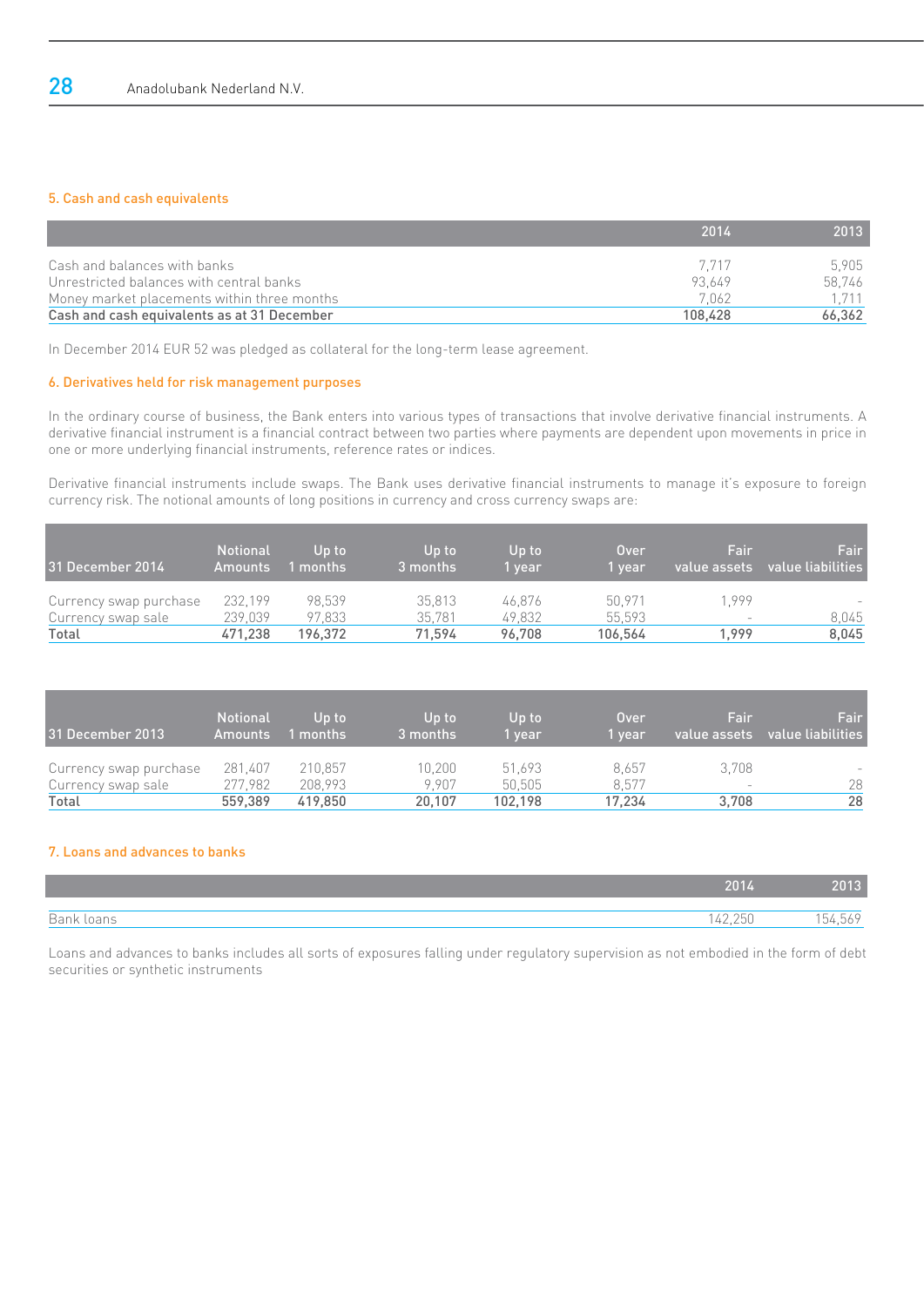## 5. Cash and cash equivalents

| | 2014 | 2013 |
|---|---|---|
| Cash and balances with banks | 7,717 | 5,905 |
| Unrestricted balances with central banks | 93,649 | 58,746 |
| Money market placements within three months | 7,062 | 1,711 |
| **Cash and cash equivalents as at 31 December** | **108,428** | **66,362** |

In December 2014 EUR 52 was pledged as collateral for the long-term lease agreement.

## 6. Derivatives held for risk management purposes

In the ordinary course of business, the Bank enters into various types of transactions that involve derivative financial instruments. A derivative financial instrument is a financial contract between two parties where payments are dependent upon movements in price in one or more underlying financial instruments, reference rates or indices.

Derivative financial instruments include swaps. The Bank uses derivative financial instruments to manage it's exposure to foreign currency risk. The notional amounts of long positions in currency and cross currency swaps are:

| 31 December 2014 | Notional Amounts | Up to 1 months | Up to 3 months | Up to 1 year | Over 1 year | Fair value assets | Fair value liabilities |
|---|---|---|---|---|---|---|---|
| Currency swap purchase | 232,199 | 98,539 | 35,813 | 46,876 | 50,971 | 1,999 | - |
| Currency swap sale | 239,039 | 97,833 | 35,781 | 49,832 | 55,593 | - | 8,045 |
| **Total** | **471,238** | **196,372** | **71,594** | **96,708** | **106,564** | **1,999** | **8,045** |

| 31 December 2013 | Notional Amounts | Up to 1 months | Up to 3 months | Up to 1 year | Over 1 year | Fair value assets | Fair value liabilities |
|---|---|---|---|---|---|---|---|
| Currency swap purchase | 281,407 | 210,857 | 10,200 | 51,693 | 8,657 | 3,708 | - |
| Currency swap sale | 277,982 | 208,993 | 9,907 | 50,505 | 8,577 | - | 28 |
| **Total** | **559,389** | **419,850** | **20,107** | **102,198** | **17,234** | **3,708** | **28** |

## 7. Loans and advances to banks

| | 2014 | 2013 |
|---|---|---|
| Bank loans | 142,250 | 154,569 |

Loans and advances to banks includes all sorts of exposures falling under regulatory supervision as not embodied in the form of debt securities or synthetic instruments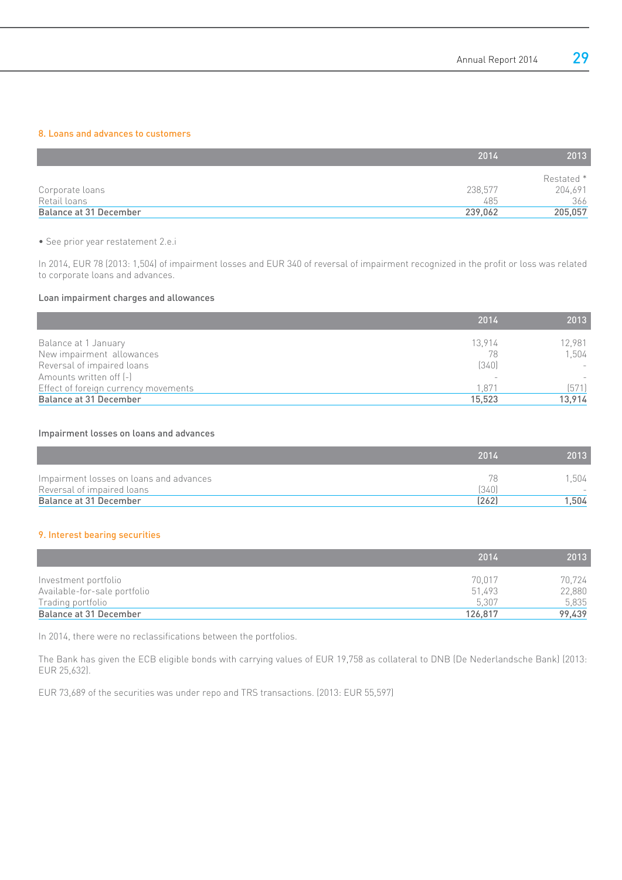## 8. Loans and advances to customers

| | 2014 | 2013 |
|---|---|---|
| | | Restated * |
| Corporate loans | 238,577 | 204,691 |
| Retail loans | 485 | 366 |
| **Balance at 31 December** | **239,062** | **205,057** |

• See prior year restatement 2.e.i

In 2014, EUR 78 (2013: 1,504) of impairment losses and EUR 340 of reversal of impairment recognized in the profit or loss was related to corporate loans and advances.

### Loan impairment charges and allowances

| | 2014 | 2013 |
|---|---|---|
| Balance at 1 January | 13,914 | 12,981 |
| New impairment allowances | 78 | 1,504 |
| Reversal of impaired loans | (340) | - |
| Amounts written off (-) | - | - |
| Effect of foreign currency movements | 1,871 | (571) |
| **Balance at 31 December** | **15,523** | **13,914** |

### Impairment losses on loans and advances

| | 2014 | 2013 |
|---|---|---|
| Impairment losses on loans and advances | 78 | 1,504 |
| Reversal of impaired loans | (340) | - |
| **Balance at 31 December** | **(262)** | **1,504** |

## 9. Interest bearing securities

| | 2014 | 2013 |
|---|---|---|
| Investment portfolio | 70,017 | 70,724 |
| Available-for-sale portfolio | 51,493 | 22,880 |
| Trading portfolio | 5,307 | 5,835 |
| **Balance at 31 December** | **126,817** | **99,439** |

In 2014, there were no reclassifications between the portfolios.

The Bank has given the ECB eligible bonds with carrying values of EUR 19,758 as collateral to DNB (De Nederlandsche Bank) (2013: EUR 25,632).

EUR 73,689 of the securities was under repo and TRS transactions. (2013: EUR 55,597)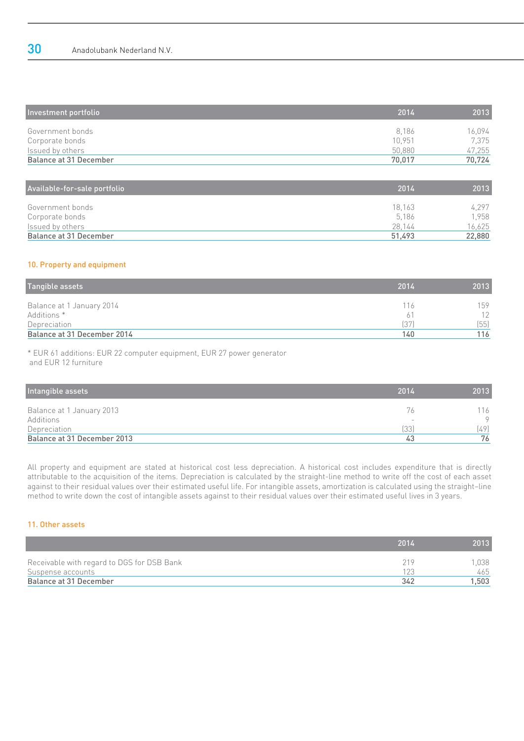| Investment portfolio | 2014 | 2013 |
|---|---|---|
| Government bonds | 8,186 | 16,094 |
| Corporate bonds | 10,951 | 7,375 |
| Issued by others | 50,880 | 47,255 |
| **Balance at 31 December** | **70,017** | **70,724** |

| Available-for-sale portfolio | 2014 | 2013 |
|---|---|---|
| Government bonds | 18,163 | 4,297 |
| Corporate bonds | 5,186 | 1,958 |
| Issued by others | 28,144 | 16,625 |
| **Balance at 31 December** | **51,493** | **22,880** |

## 10. Property and equipment

| Tangible assets | 2014 | 2013 |
|---|---|---|
| Balance at 1 January 2014 | 116 | 159 |
| Additions * | 61 | 12 |
| Depreciation | (37) | (55) |
| **Balance at 31 December 2014** | **140** | **116** |

* EUR 61 additions: EUR 22 computer equipment, EUR 27 power generator and EUR 12 furniture

| Intangible assets | 2014 | 2013 |
|---|---|---|
| Balance at 1 January 2013 | 76 | 116 |
| Additions | - | 9 |
| Depreciation | (33) | (49) |
| **Balance at 31 December 2013** | **43** | **76** |

All property and equipment are stated at historical cost less depreciation. A historical cost includes expenditure that is directly attributable to the acquisition of the items. Depreciation is calculated by the straight-line method to write off the cost of each asset against to their residual values over their estimated useful life. For intangible assets, amortization is calculated using the straight–line method to write down the cost of intangible assets against to their residual values over their estimated useful lives in 3 years.

## 11. Other assets

| | 2014 | 2013 |
|---|---|---|
| Receivable with regard to DGS for DSB Bank | 219 | 1,038 |
| Suspense accounts | 123 | 465 |
| **Balance at 31 December** | **342** | **1,503** |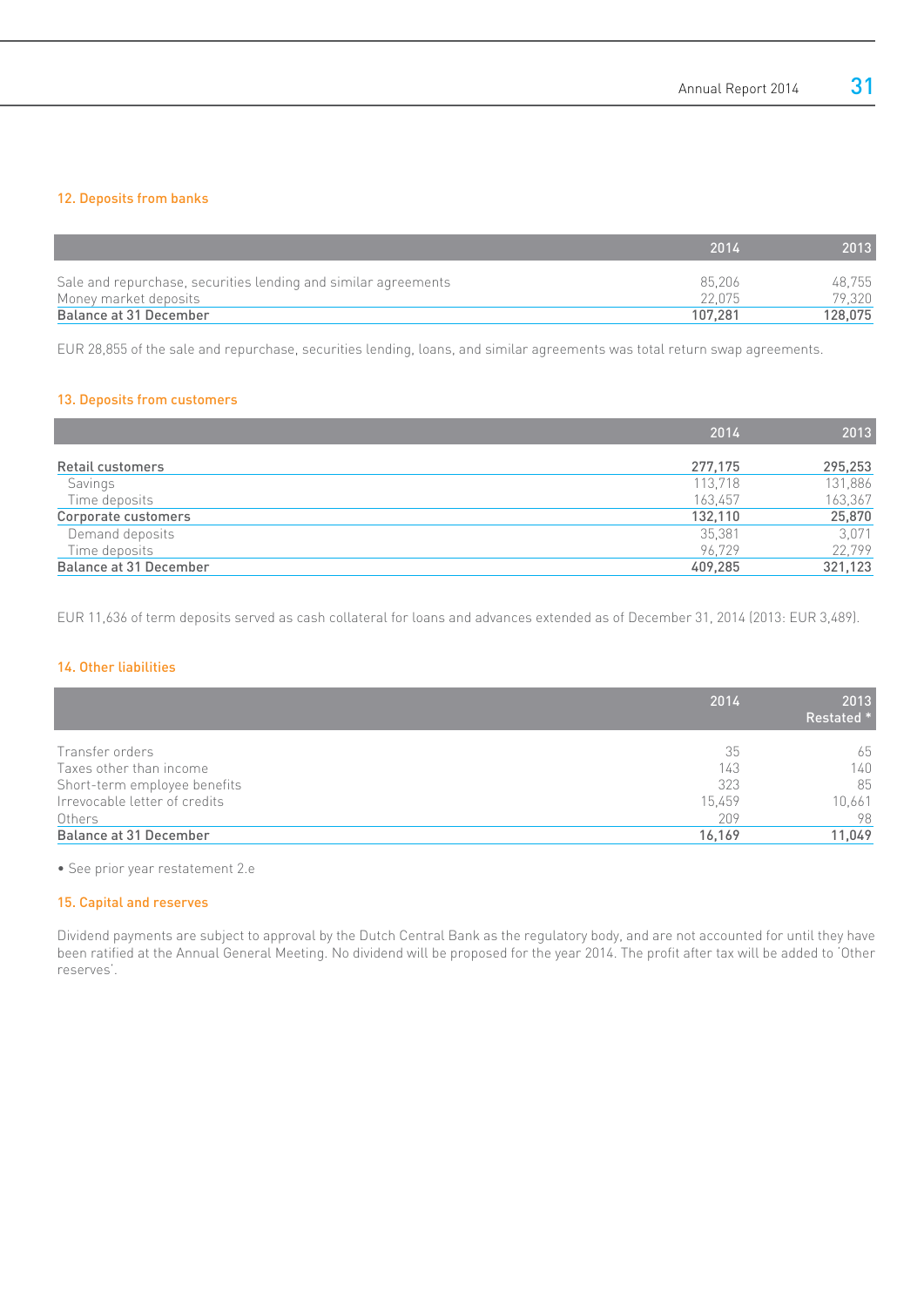## 12. Deposits from banks

| | 2014 | 2013 |
|---|---|---|
| Sale and repurchase, securities lending and similar agreements | 85,206 | 48,755 |
| Money market deposits | 22,075 | 79,320 |
| **Balance at 31 December** | **107,281** | **128,075** |

EUR 28,855 of the sale and repurchase, securities lending, loans, and similar agreements was total return swap agreements.

## 13. Deposits from customers

| | 2014 | 2013 |
|---|---|---|
| **Retail customers** | **277,175** | **295,253** |
| Savings | 113,718 | 131,886 |
| Time deposits | 163,457 | 163,367 |
| **Corporate customers** | **132,110** | **25,870** |
| Demand deposits | 35,381 | 3,071 |
| Time deposits | 96,729 | 22,799 |
| **Balance at 31 December** | **409,285** | **321,123** |

EUR 11,636 of term deposits served as cash collateral for loans and advances extended as of December 31, 2014 (2013: EUR 3,489).

## 14. Other liabilities

| | 2014 | 2013 Restated * |
|---|---|---|
| Transfer orders | 35 | 65 |
| Taxes other than income | 143 | 140 |
| Short-term employee benefits | 323 | 85 |
| Irrevocable letter of credits | 15,459 | 10,661 |
| Others | 209 | 98 |
| **Balance at 31 December** | **16,169** | **11,049** |

• See prior year restatement 2.e

## 15. Capital and reserves

Dividend payments are subject to approval by the Dutch Central Bank as the regulatory body, and are not accounted for until they have been ratified at the Annual General Meeting. No dividend will be proposed for the year 2014. The profit after tax will be added to 'Other reserves'.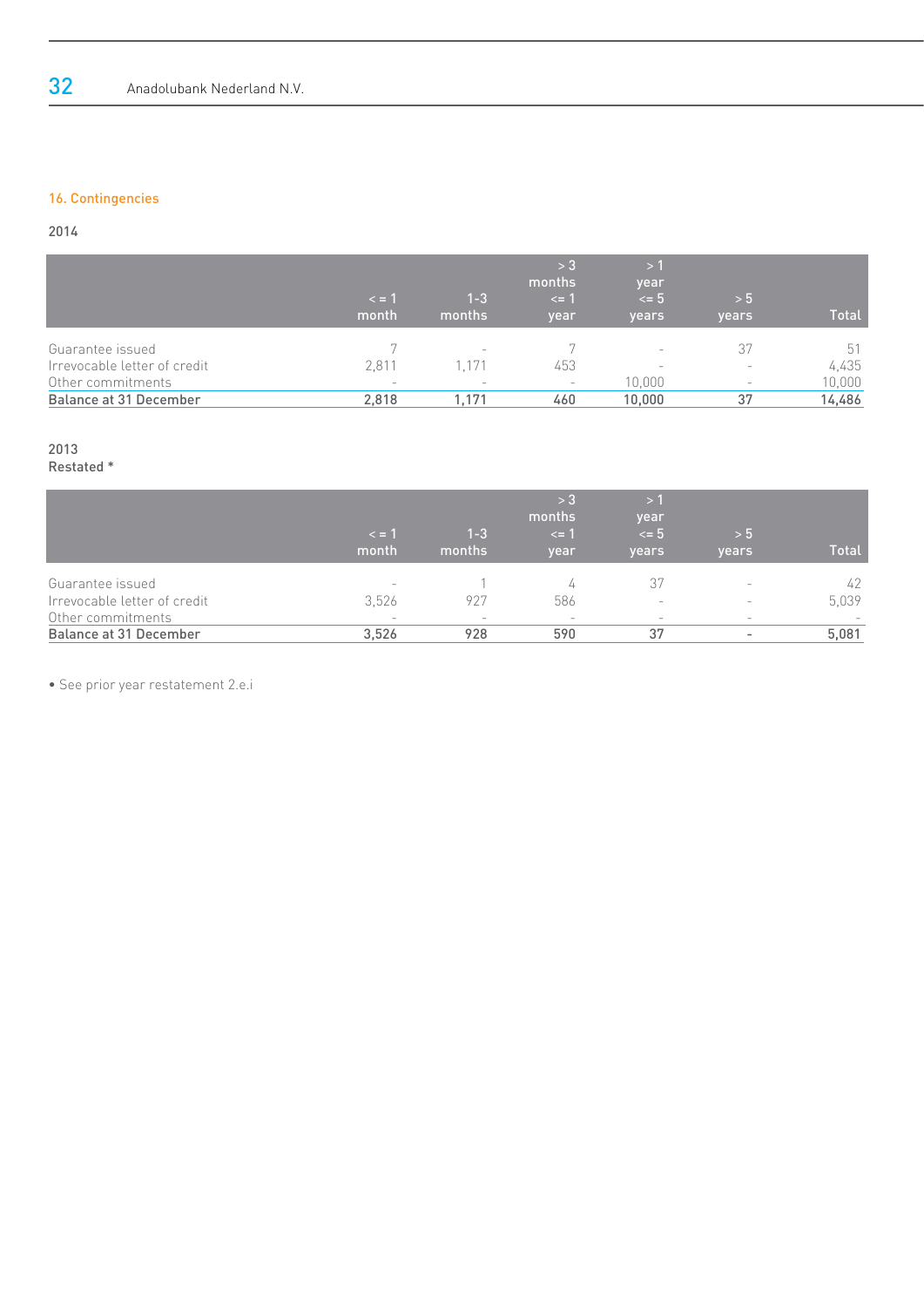## 16. Contingencies

2014

| | < = 1 month | 1-3 months | > 3 months <= 1 year | > 1 year <= 5 years | > 5 years | Total |
|---|---|---|---|---|---|---|
| Guarantee issued | 7 | - | 7 | - | 37 | 51 |
| Irrevocable letter of credit | 2,811 | 1,171 | 453 | - | - | 4,435 |
| Other commitments | - | - | - | 10,000 | - | 10,000 |
| **Balance at 31 December** | **2,818** | **1,171** | **460** | **10,000** | **37** | **14,486** |

2013
Restated *

| | < = 1 month | 1-3 months | > 3 months <= 1 year | > 1 year <= 5 years | > 5 years | Total |
|---|---|---|---|---|---|---|
| Guarantee issued | - | 1 | 4 | 37 | - | 42 |
| Irrevocable letter of credit | 3,526 | 927 | 586 | - | - | 5,039 |
| Other commitments | - | - | - | - | - | - |
| **Balance at 31 December** | **3,526** | **928** | **590** | **37** | **-** | **5,081** |

• See prior year restatement 2.e.i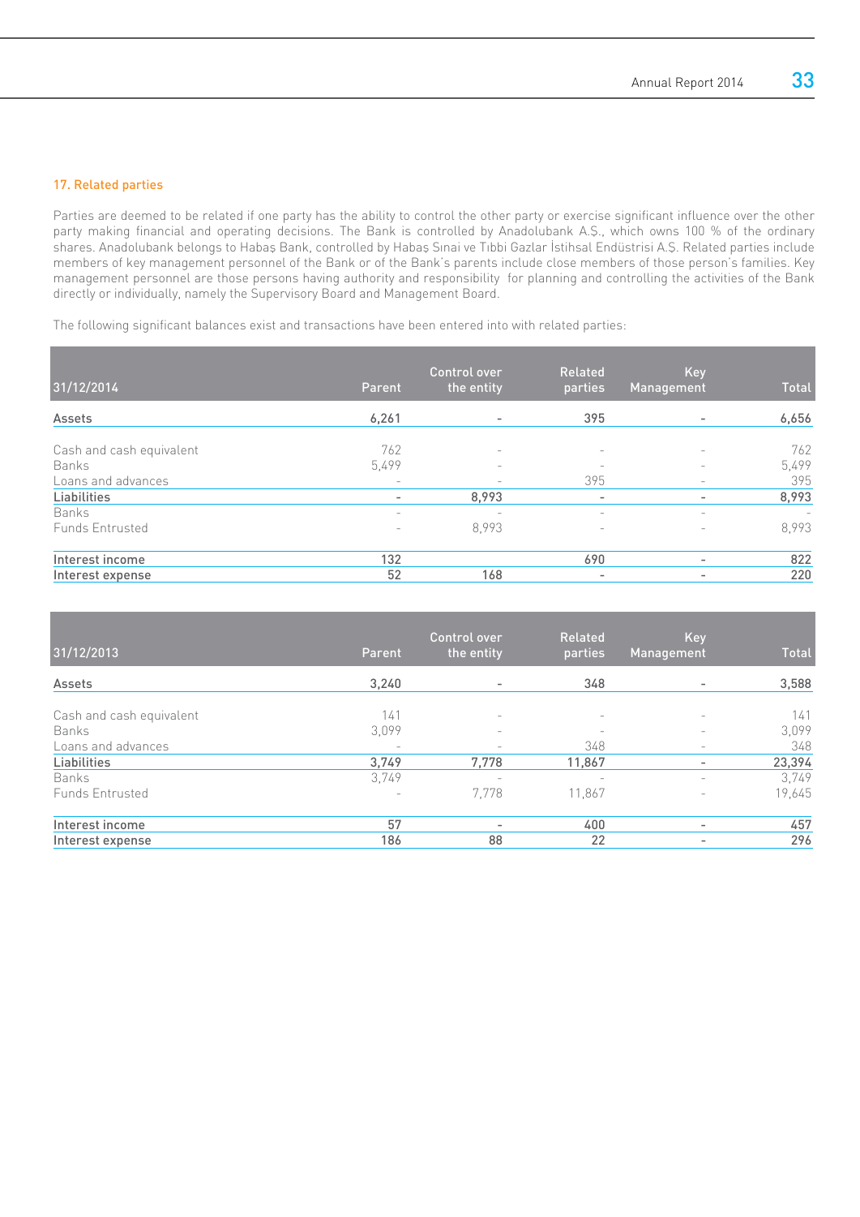### 17. Related parties

Parties are deemed to be related if one party has the ability to control the other party or exercise significant influence over the other party making financial and operating decisions. The Bank is controlled by Anadolubank A.Ş., which owns 100 % of the ordinary shares. Anadolubank belongs to Habaş Bank, controlled by Habaş Sınai ve Tıbbi Gazlar İstihsal Endüstrisi A.Ş. Related parties include members of key management personnel of the Bank or of the Bank's parents include close members of those person's families. Key management personnel are those persons having authority and responsibility for planning and controlling the activities of the Bank directly or individually, namely the Supervisory Board and Management Board.

The following significant balances exist and transactions have been entered into with related parties:

| 31/12/2014 | Parent | Control over the entity | Related parties | Key Management | Total |
|---|---|---|---|---|---|
| **Assets** | **6,261** | - | **395** | - | **6,656** |
| Cash and cash equivalent | 762 | - | - | - | 762 |
| Banks | 5,499 | - | - | - | 5,499 |
| Loans and advances | - | - | 395 | - | 395 |
| **Liabilities** | - | **8,993** | - | - | **8,993** |
| Banks | - | - | - | - | - |
| Funds Entrusted | - | 8,993 | - | - | 8,993 |
| **Interest income** | **132** | | **690** | - | **822** |
| **Interest expense** | **52** | **168** | - | - | **220** |

| 31/12/2013 | Parent | Control over the entity | Related parties | Key Management | Total |
|---|---|---|---|---|---|
| **Assets** | **3,240** | - | **348** | - | **3,588** |
| Cash and cash equivalent | 141 | - | - | - | 141 |
| Banks | 3,099 | - | - | - | 3,099 |
| Loans and advances | - | - | 348 | - | 348 |
| **Liabilities** | **3,749** | **7,778** | **11,867** | - | **23,394** |
| Banks | 3,749 | - | - | - | 3,749 |
| Funds Entrusted | - | 7,778 | 11,867 | - | 19,645 |
| **Interest income** | **57** | - | **400** | - | **457** |
| **Interest expense** | **186** | **88** | **22** | - | **296** |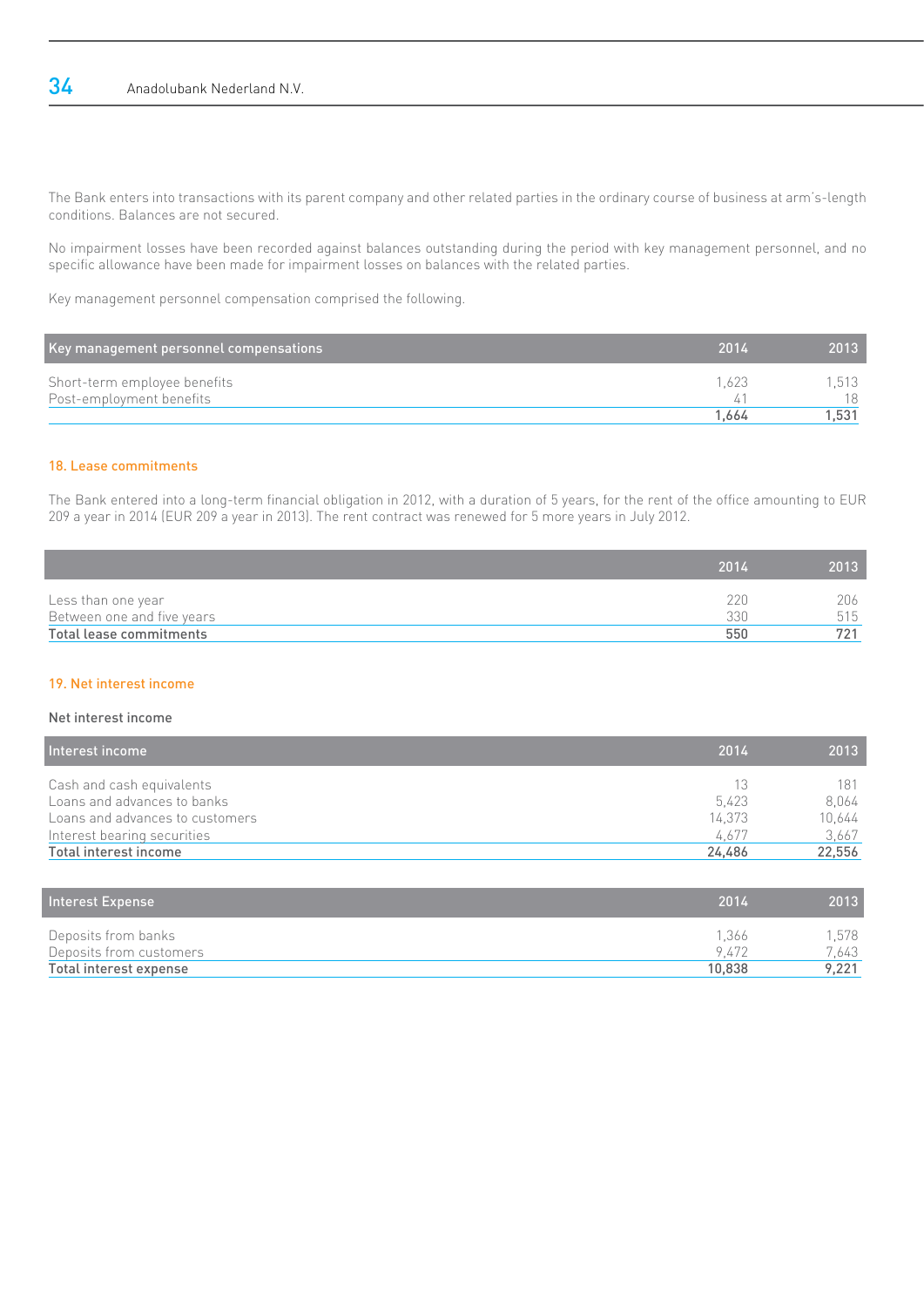The Bank enters into transactions with its parent company and other related parties in the ordinary course of business at arm's-length conditions. Balances are not secured.

No impairment losses have been recorded against balances outstanding during the period with key management personnel, and no specific allowance have been made for impairment losses on balances with the related parties.

Key management personnel compensation comprised the following.

| Key management personnel compensations | 2014 | 2013 |
|---|---|---|
| Short-term employee benefits | 1,623 | 1,513 |
| Post-employment benefits | 41 | 18 |
| | 1,664 | 1,531 |

## 18. Lease commitments

The Bank entered into a long-term financial obligation in 2012, with a duration of 5 years, for the rent of the office amounting to EUR 209 a year in 2014 (EUR 209 a year in 2013). The rent contract was renewed for 5 more years in July 2012.

| | 2014 | 2013 |
|---|---|---|
| Less than one year | 220 | 206 |
| Between one and five years | 330 | 515 |
| **Total lease commitments** | **550** | **721** |

## 19. Net interest income

### Net interest income

| Interest income | 2014 | 2013 |
|---|---|---|
| Cash and cash equivalents | 13 | 181 |
| Loans and advances to banks | 5,423 | 8,064 |
| Loans and advances to customers | 14,373 | 10,644 |
| Interest bearing securities | 4,677 | 3,667 |
| **Total interest income** | **24,486** | **22,556** |

| Interest Expense | 2014 | 2013 |
|---|---|---|
| Deposits from banks | 1,366 | 1,578 |
| Deposits from customers | 9,472 | 7,643 |
| **Total interest expense** | **10,838** | **9,221** |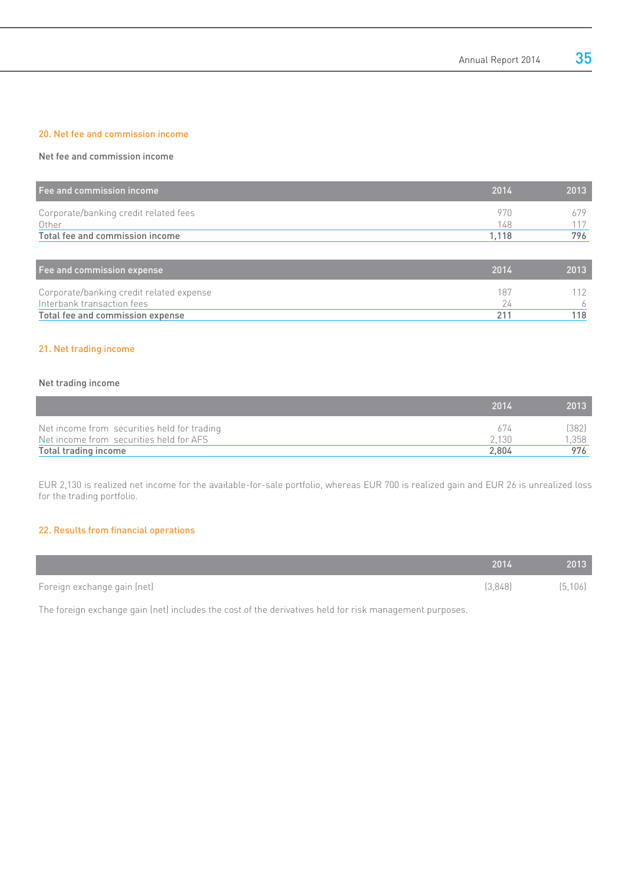## 20. Net fee and commission income

Net fee and commission income

| Fee and commission income | 2014 | 2013 |
|---|---|---|
| Corporate/banking credit related fees | 970 | 679 |
| Other | 148 | 117 |
| **Total fee and commission income** | **1,118** | **796** |

| Fee and commission expense | 2014 | 2013 |
|---|---|---|
| Corporate/banking credit related expense | 187 | 112 |
| Interbank transaction fees | 24 | 6 |
| **Total fee and commission expense** | **211** | **118** |

## 21. Net trading income

Net trading income

| | 2014 | 2013 |
|---|---|---|
| Net income from securities held for trading | 674 | (382) |
| Net income from securities held for AFS | 2,130 | 1,358 |
| **Total trading income** | **2,804** | **976** |

EUR 2,130 is realized net income for the available-for-sale portfolio, whereas EUR 700 is realized gain and EUR 26 is unrealized loss for the trading portfolio.

## 22. Results from financial operations

| | 2014 | 2013 |
|---|---|---|
| Foreign exchange gain (net) | (3,848) | (5,106) |

The foreign exchange gain (net) includes the cost of the derivatives held for risk management purposes.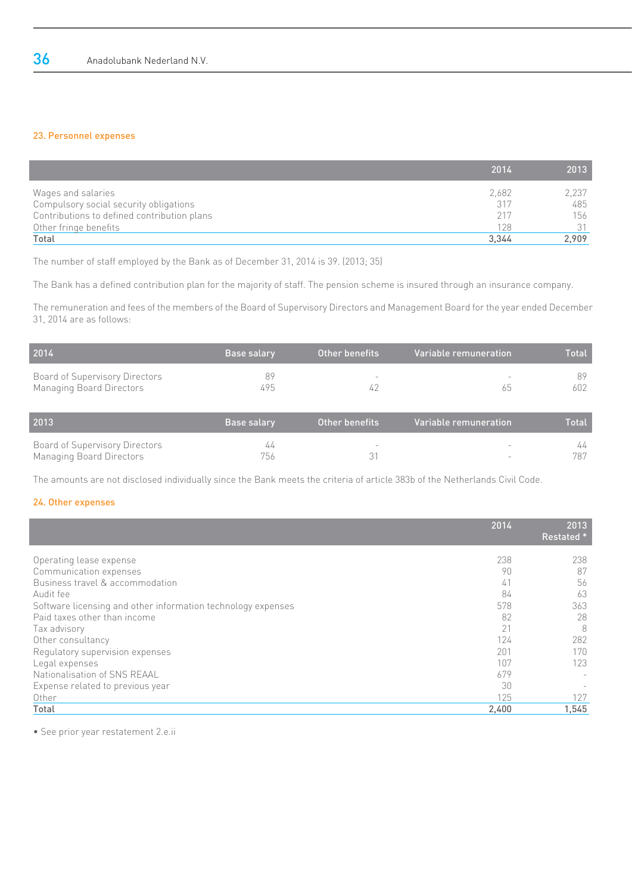### 23. Personnel expenses

| | 2014 | 2013 |
|---|---|---|
| Wages and salaries | 2,682 | 2,237 |
| Compulsory social security obligations | 317 | 485 |
| Contributions to defined contribution plans | 217 | 156 |
| Other fringe benefits | 128 | 31 |
| **Total** | **3,344** | **2,909** |

The number of staff employed by the Bank as of December 31, 2014 is 39. (2013; 35)

The Bank has a defined contribution plan for the majority of staff. The pension scheme is insured through an insurance company.

The remuneration and fees of the members of the Board of Supervisory Directors and Management Board for the year ended December 31, 2014 are as follows:

| 2014 | Base salary | Other benefits | Variable remuneration | Total |
|---|---|---|---|---|
| Board of Supervisory Directors | 89 | - | - | 89 |
| Managing Board Directors | 495 | 42 | 65 | 602 |

| 2013 | Base salary | Other benefits | Variable remuneration | Total |
|---|---|---|---|---|
| Board of Supervisory Directors | 44 | - | - | 44 |
| Managing Board Directors | 756 | 31 | - | 787 |

The amounts are not disclosed individually since the Bank meets the criteria of article 383b of the Netherlands Civil Code.

### 24. Other expenses

| | 2014 | 2013 Restated * |
|---|---|---|
| Operating lease expense | 238 | 238 |
| Communication expenses | 90 | 87 |
| Business travel & accommodation | 41 | 56 |
| Audit fee | 84 | 63 |
| Software licensing and other information technology expenses | 578 | 363 |
| Paid taxes other than income | 82 | 28 |
| Tax advisory | 21 | 8 |
| Other consultancy | 124 | 282 |
| Regulatory supervision expenses | 201 | 170 |
| Legal expenses | 107 | 123 |
| Nationalisation of SNS REAAL | 679 | - |
| Expense related to previous year | 30 | - |
| Other | 125 | 127 |
| **Total** | **2,400** | **1,545** |

• See prior year restatement 2.e.ii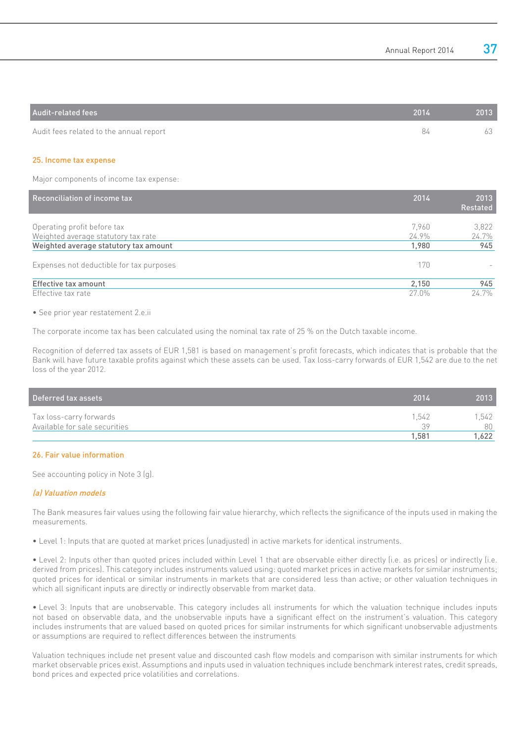| Audit-related fees | 2014 | 2013 |
|---|---|---|
| Audit fees related to the annual report | 84 | 63 |

## 25. Income tax expense

Major components of income tax expense:

| Reconciliation of income tax | 2014 | 2013 Restated |
|---|---|---|
| Operating profit before tax | 7,960 | 3,822 |
| Weighted average statutory tax rate | 24.9% | 24.7% |
| **Weighted average statutory tax amount** | **1,980** | **945** |
| Expenses not deductible for tax purposes | 170 | - |
| **Effective tax amount** | **2,150** | **945** |
| Effective tax rate | 27.0% | 24.7% |

• See prior year restatement 2.e.ii

The corporate income tax has been calculated using the nominal tax rate of 25 % on the Dutch taxable income.

Recognition of deferred tax assets of EUR 1,581 is based on management's profit forecasts, which indicates that is probable that the Bank will have future taxable profits against which these assets can be used. Tax loss-carry forwards of EUR 1,542 are due to the net loss of the year 2012.

| Deferred tax assets | 2014 | 2013 |
|---|---|---|
| Tax loss-carry forwards | 1,542 | 1,542 |
| Available for sale securities | 39 | 80 |
| | **1,581** | **1,622** |

## 26. Fair value information

See accounting policy in Note 3 (g).

### *(a) Valuation models*

The Bank measures fair values using the following fair value hierarchy, which reflects the significance of the inputs used in making the measurements.

• Level 1: Inputs that are quoted at market prices (unadjusted) in active markets for identical instruments.

• Level 2: Inputs other than quoted prices included within Level 1 that are observable either directly (i.e. as prices) or indirectly (i.e. derived from prices). This category includes instruments valued using: quoted market prices in active markets for similar instruments; quoted prices for identical or similar instruments in markets that are considered less than active; or other valuation techniques in which all significant inputs are directly or indirectly observable from market data.

• Level 3: Inputs that are unobservable. This category includes all instruments for which the valuation technique includes inputs not based on observable data, and the unobservable inputs have a significant effect on the instrument's valuation. This category includes instruments that are valued based on quoted prices for similar instruments for which significant unobservable adjustments or assumptions are required to reflect differences between the instruments

Valuation techniques include net present value and discounted cash flow models and comparison with similar instruments for which market observable prices exist. Assumptions and inputs used in valuation techniques include benchmark interest rates, credit spreads, bond prices and expected price volatilities and correlations.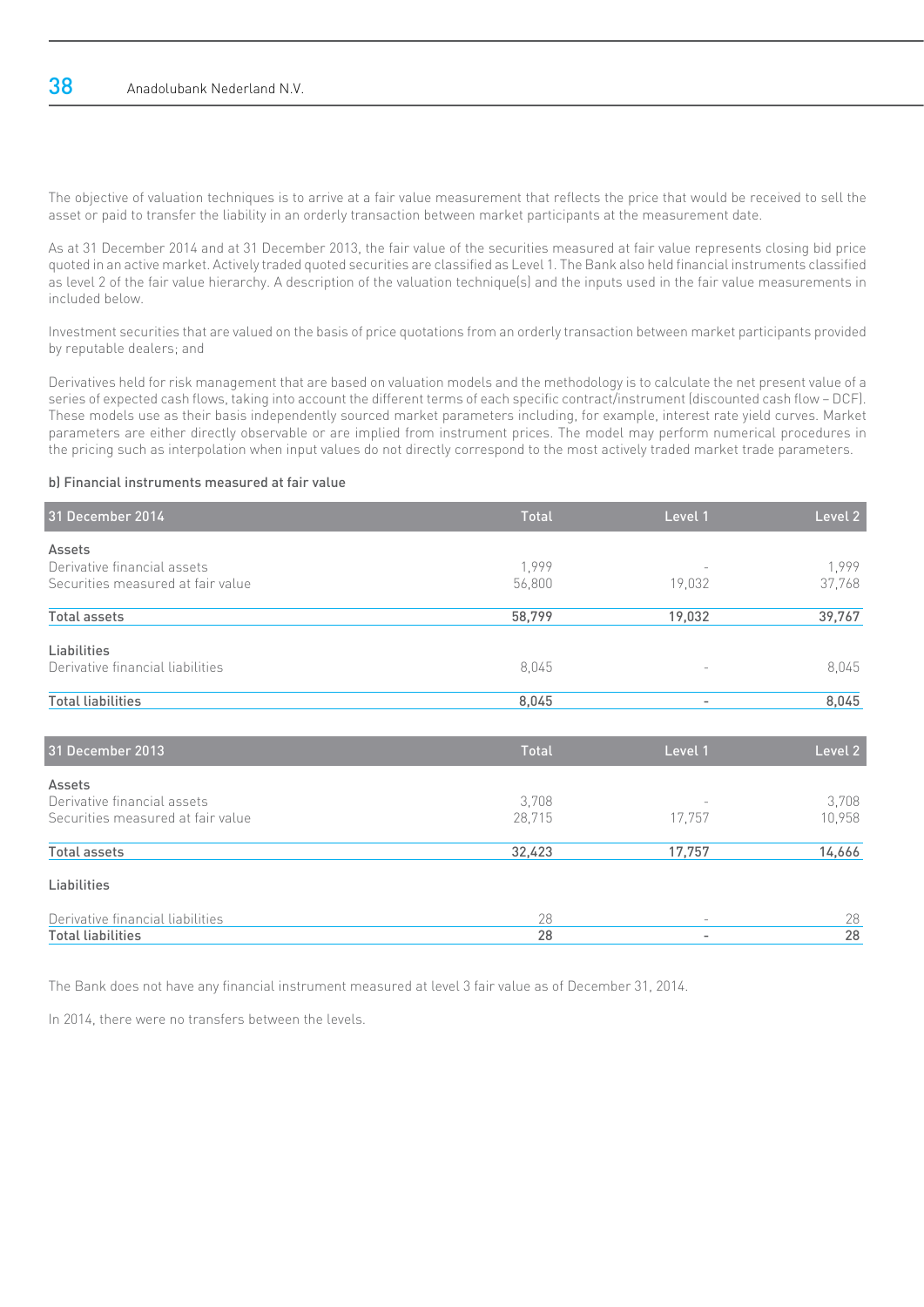The objective of valuation techniques is to arrive at a fair value measurement that reflects the price that would be received to sell the asset or paid to transfer the liability in an orderly transaction between market participants at the measurement date.

As at 31 December 2014 and at 31 December 2013, the fair value of the securities measured at fair value represents closing bid price quoted in an active market. Actively traded quoted securities are classified as Level 1. The Bank also held financial instruments classified as level 2 of the fair value hierarchy. A description of the valuation technique(s) and the inputs used in the fair value measurements in included below.

Investment securities that are valued on the basis of price quotations from an orderly transaction between market participants provided by reputable dealers; and

Derivatives held for risk management that are based on valuation models and the methodology is to calculate the net present value of a series of expected cash flows, taking into account the different terms of each specific contract/instrument (discounted cash flow – DCF). These models use as their basis independently sourced market parameters including, for example, interest rate yield curves. Market parameters are either directly observable or are implied from instrument prices. The model may perform numerical procedures in the pricing such as interpolation when input values do not directly correspond to the most actively traded market trade parameters.

#### b) Financial instruments measured at fair value

| 31 December 2014 | Total | Level 1 | Level 2 |
|---|---|---|---|
| **Assets** | | | |
| Derivative financial assets | 1,999 | - | 1,999 |
| Securities measured at fair value | 56,800 | 19,032 | 37,768 |
| **Total assets** | **58,799** | **19,032** | **39,767** |
| **Liabilities** | | | |
| Derivative financial liabilities | 8,045 | - | 8,045 |
| **Total liabilities** | **8,045** | **-** | **8,045** |

| 31 December 2013 | Total | Level 1 | Level 2 |
|---|---|---|---|
| **Assets** | | | |
| Derivative financial assets | 3,708 | - | 3,708 |
| Securities measured at fair value | 28,715 | 17,757 | 10,958 |
| **Total assets** | **32,423** | **17,757** | **14,666** |
| **Liabilities** | | | |
| Derivative financial liabilities | 28 | - | 28 |
| **Total liabilities** | **28** | **-** | **28** |

The Bank does not have any financial instrument measured at level 3 fair value as of December 31, 2014.

In 2014, there were no transfers between the levels.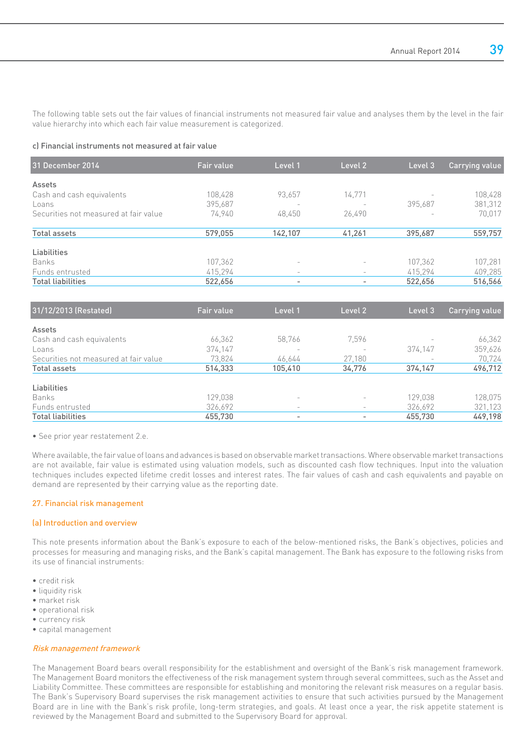The following table sets out the fair values of financial instruments not measured fair value and analyses them by the level in the fair value hierarchy into which each fair value measurement is categorized.

#### c) Financial instruments not measured at fair value

| 31 December 2014 | Fair value | Level 1 | Level 2 | Level 3 | Carrying value |
|---|---|---|---|---|---|
| **Assets** | | | | | |
| Cash and cash equivalents | 108,428 | 93,657 | 14,771 | - | 108,428 |
| Loans | 395,687 | - | - | 395,687 | 381,312 |
| Securities not measured at fair value | 74,940 | 48,450 | 26,490 | - | 70,017 |
| **Total assets** | **579,055** | **142,107** | **41,261** | **395,687** | **559,757** |
| **Liabilities** | | | | | |
| Banks | 107,362 | - | - | 107,362 | 107,281 |
| Funds entrusted | 415,294 | - | - | 415,294 | 409,285 |
| **Total liabilities** | **522,656** | **-** | **-** | **522,656** | **516,566** |

| 31/12/2013 (Restated) | Fair value | Level 1 | Level 2 | Level 3 | Carrying value |
|---|---|---|---|---|---|
| **Assets** | | | | | |
| Cash and cash equivalents | 66,362 | 58,766 | 7,596 | - | 66,362 |
| Loans | 374,147 | - | - | 374,147 | 359,626 |
| Securities not measured at fair value | 73,824 | 46,644 | 27,180 | - | 70,724 |
| **Total assets** | **514,333** | **105,410** | **34,776** | **374,147** | **496,712** |
| **Liabilities** | | | | | |
| Banks | 129,038 | - | - | 129,038 | 128,075 |
| Funds entrusted | 326,692 | - | - | 326,692 | 321,123 |
| **Total liabilities** | **455,730** | **-** | **-** | **455,730** | **449,198** |

• See prior year restatement 2.e.

Where available, the fair value of loans and advances is based on observable market transactions. Where observable market transactions are not available, fair value is estimated using valuation models, such as discounted cash flow techniques. Input into the valuation techniques includes expected lifetime credit losses and interest rates. The fair values of cash and cash equivalents and payable on demand are represented by their carrying value as the reporting date.

## 27. Financial risk management

### (a) Introduction and overview

This note presents information about the Bank's exposure to each of the below-mentioned risks, the Bank's objectives, policies and processes for measuring and managing risks, and the Bank's capital management. The Bank has exposure to the following risks from its use of financial instruments:

- credit risk
- liquidity risk
- market risk
- operational risk
- currency risk
- capital management

*Risk management framework*

The Management Board bears overall responsibility for the establishment and oversight of the Bank's risk management framework. The Management Board monitors the effectiveness of the risk management system through several committees, such as the Asset and Liability Committee. These committees are responsible for establishing and monitoring the relevant risk measures on a regular basis. The Bank's Supervisory Board supervises the risk management activities to ensure that such activities pursued by the Management Board are in line with the Bank's risk profile, long-term strategies, and goals. At least once a year, the risk appetite statement is reviewed by the Management Board and submitted to the Supervisory Board for approval.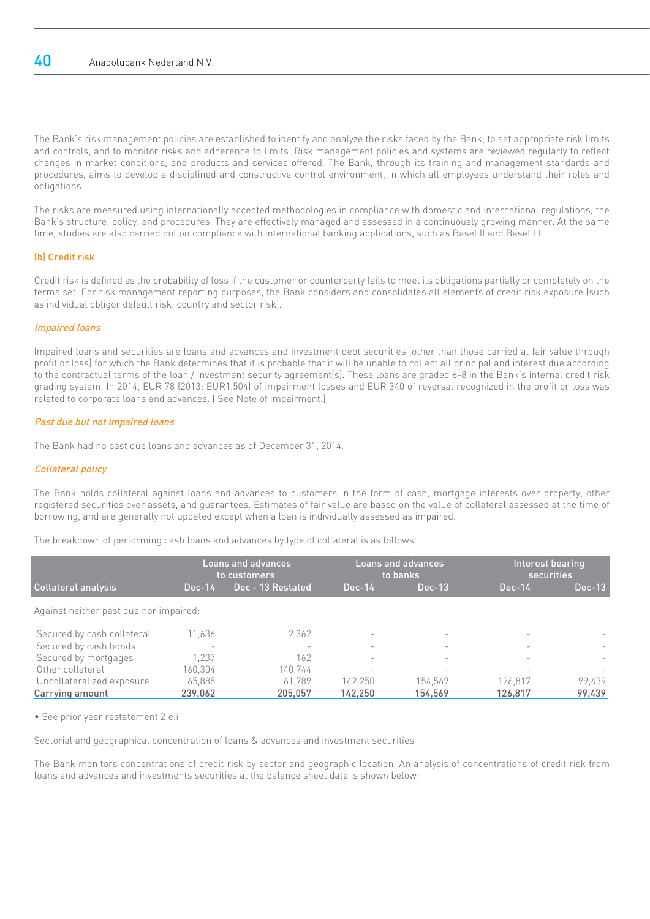The Bank's risk management policies are established to identify and analyze the risks faced by the Bank, to set appropriate risk limits and controls, and to monitor risks and adherence to limits. Risk management policies and systems are reviewed regularly to reflect changes in market conditions, and products and services offered. The Bank, through its training and management standards and procedures, aims to develop a disciplined and constructive control environment, in which all employees understand their roles and obligations.

The risks are measured using internationally accepted methodologies in compliance with domestic and international regulations, the Bank's structure, policy, and procedures. They are effectively managed and assessed in a continuously growing manner. At the same time, studies are also carried out on compliance with international banking applications, such as Basel II and Basel III.

### (b) Credit risk

Credit risk is defined as the probability of loss if the customer or counterparty fails to meet its obligations partially or completely on the terms set. For risk management reporting purposes, the Bank considers and consolidates all elements of credit risk exposure (such as individual obligor default risk, country and sector risk).

#### *Impaired loans*

Impaired loans and securities are loans and advances and investment debt securities (other than those carried at fair value through profit or loss) for which the Bank determines that it is probable that it will be unable to collect all principal and interest due according to the contractual terms of the loan / investment security agreement(s). These loans are graded 6-8 in the Bank's internal credit risk grading system. In 2014, EUR 78 (2013: EUR1,504) of impairment losses and EUR 340 of reversal recognized in the profit or loss was related to corporate loans and advances. ( See Note of impairment.)

#### *Past due but not impaired loans*

The Bank had no past due loans and advances as of December 31, 2014.

#### *Collateral policy*

The Bank holds collateral against loans and advances to customers in the form of cash, mortgage interests over property, other registered securities over assets, and guarantees. Estimates of fair value are based on the value of collateral assessed at the time of borrowing, and are generally not updated except when a loan is individually assessed as impaired.

The breakdown of performing cash loans and advances by type of collateral is as follows:

| | Loans and advances to customers | | Loans and advances to banks | | Interest bearing securities | |
|---|---|---|---|---|---|---|
| Collateral analysis | Dec-14 | Dec - 13 Restated | Dec-14 | Dec-13 | Dec-14 | Dec-13 |
| Against neither past due nor impaired: | | | | | | |
| Secured by cash collateral | 11,636 | 2,362 | - | - | - | - |
| Secured by cash bonds | - | - | - | - | - | - |
| Secured by mortgages | 1,237 | 162 | - | - | - | - |
| Other collateral | 160,304 | 140,744 | - | - | - | - |
| Uncollateralized exposure | 65,885 | 61,789 | 142,250 | 154,569 | 126,817 | 99,439 |
| **Carrying amount** | **239,062** | **205,057** | **142,250** | **154,569** | **126,817** | **99,439** |

• See prior year restatement 2.e.i

Sectorial and geographical concentration of loans & advances and investment securities

The Bank monitors concentrations of credit risk by sector and geographic location. An analysis of concentrations of credit risk from loans and advances and investments securities at the balance sheet date is shown below: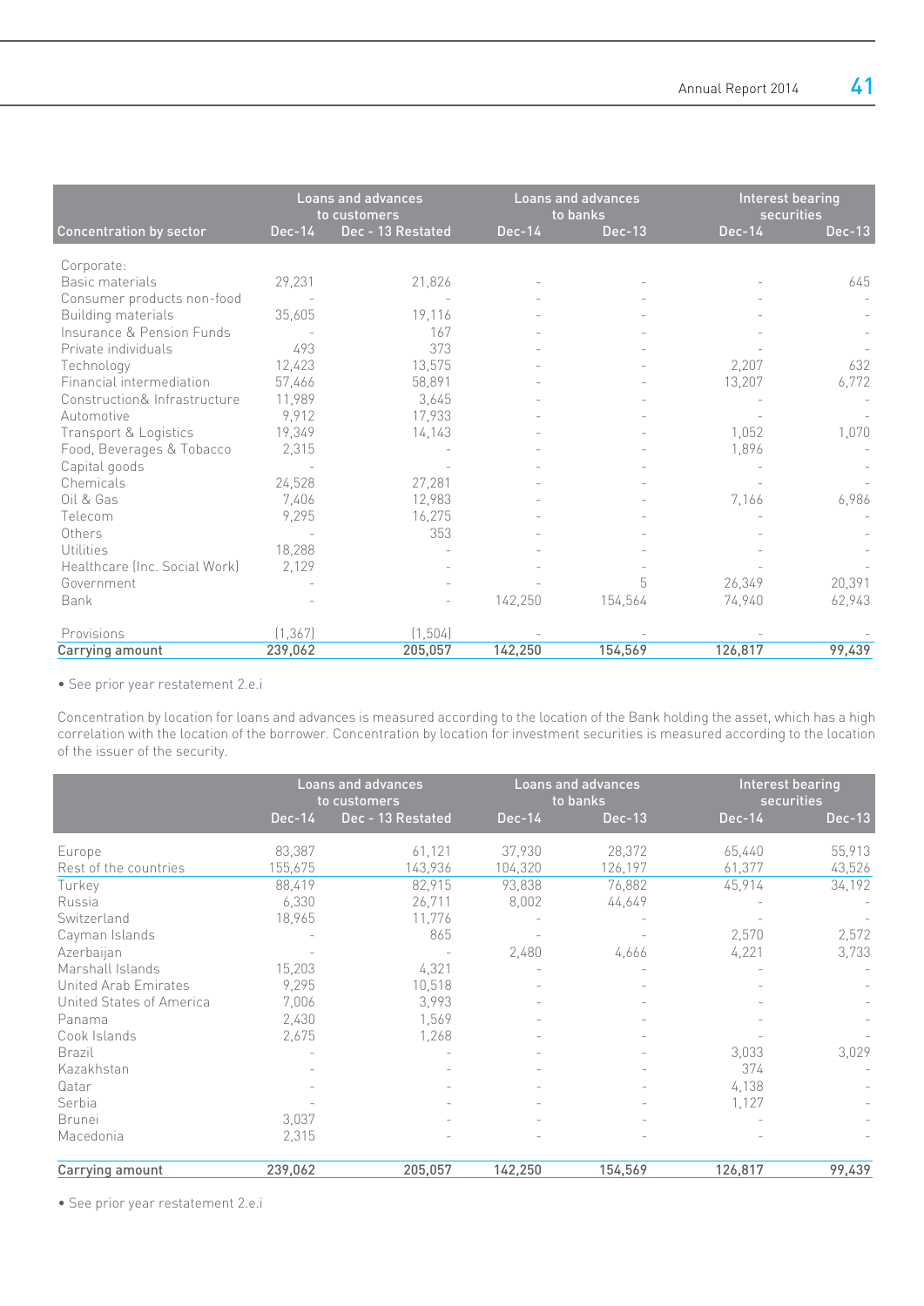| Concentration by sector | Loans and advances to customers | | Loans and advances to banks | | Interest bearing securities | |
|---|---|---|---|---|---|---|
| | Dec-14 | Dec - 13 Restated | Dec-14 | Dec-13 | Dec-14 | Dec-13 |
| Corporate: | | | | | | |
| Basic materials | 29,231 | 21,826 | - | - | - | 645 |
| Consumer products non-food | - | - | - | - | - | - |
| Building materials | 35,605 | 19,116 | - | - | - | - |
| Insurance & Pension Funds | - | 167 | - | - | - | - |
| Private individuals | 493 | 373 | - | - | - | - |
| Technology | 12,423 | 13,575 | - | - | 2,207 | 632 |
| Financial intermediation | 57,466 | 58,891 | - | - | 13,207 | 6,772 |
| Construction& Infrastructure | 11,989 | 3,645 | - | - | - | - |
| Automotive | 9,912 | 17,933 | - | - | - | - |
| Transport & Logistics | 19,349 | 14,143 | - | - | 1,052 | 1,070 |
| Food, Beverages & Tobacco | 2,315 | - | - | - | 1,896 | - |
| Capital goods | - | - | - | - | - | - |
| Chemicals | 24,528 | 27,281 | - | - | - | - |
| Oil & Gas | 7,406 | 12,983 | - | - | 7,166 | 6,986 |
| Telecom | 9,295 | 16,275 | - | - | - | - |
| Others | - | 353 | - | - | - | - |
| Utilities | 18,288 | - | - | - | - | - |
| Healthcare (Inc. Social Work) | 2,129 | - | - | - | - | - |
| Government | - | - | - | 5 | 26,349 | 20,391 |
| Bank | - | - | 142,250 | 154,564 | 74,940 | 62,943 |
| Provisions | (1,367) | (1,504) | - | - | - | - |
| **Carrying amount** | **239,062** | **205,057** | **142,250** | **154,569** | **126,817** | **99,439** |

• See prior year restatement 2.e.i

Concentration by location for loans and advances is measured according to the location of the Bank holding the asset, which has a high correlation with the location of the borrower. Concentration by location for investment securities is measured according to the location of the issuer of the security.

| | Loans and advances to customers | | Loans and advances to banks | | Interest bearing securities | |
|---|---|---|---|---|---|---|
| | Dec-14 | Dec - 13 Restated | Dec-14 | Dec-13 | Dec-14 | Dec-13 |
| Europe | 83,387 | 61,121 | 37,930 | 28,372 | 65,440 | 55,913 |
| Rest of the countries | 155,675 | 143,936 | 104,320 | 126,197 | 61,377 | 43,526 |
| Turkey | 88,419 | 82,915 | 93,838 | 76,882 | 45,914 | 34,192 |
| Russia | 6,330 | 26,711 | 8,002 | 44,649 | - | - |
| Switzerland | 18,965 | 11,776 | - | - | - | - |
| Cayman Islands | - | 865 | - | - | 2,570 | 2,572 |
| Azerbaijan | - | - | 2,480 | 4,666 | 4,221 | 3,733 |
| Marshall Islands | 15,203 | 4,321 | - | - | - | - |
| United Arab Emirates | 9,295 | 10,518 | - | - | - | - |
| United States of America | 7,006 | 3,993 | - | - | - | - |
| Panama | 2,430 | 1,569 | - | - | - | - |
| Cook Islands | 2,675 | 1,268 | - | - | - | - |
| Brazil | - | - | - | - | 3,033 | 3,029 |
| Kazakhstan | - | - | - | - | 374 | - |
| Qatar | - | - | - | - | 4,138 | - |
| Serbia | - | - | - | - | 1,127 | - |
| Brunei | 3,037 | - | - | - | - | - |
| Macedonia | 2,315 | - | - | - | - | - |
| **Carrying amount** | **239,062** | **205,057** | **142,250** | **154,569** | **126,817** | **99,439** |

• See prior year restatement 2.e.i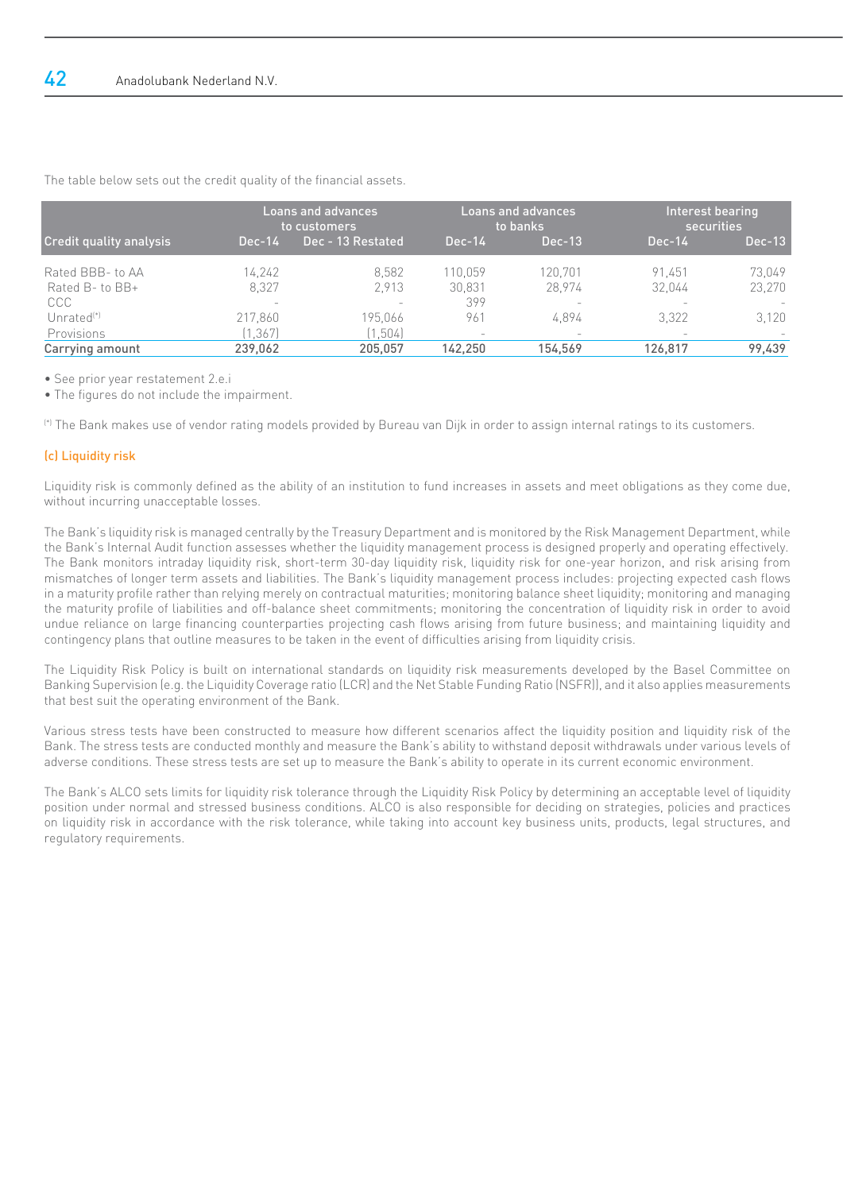The table below sets out the credit quality of the financial assets.

| Credit quality analysis | Loans and advances to customers | | Loans and advances to banks | | Interest bearing securities | |
|---|---|---|---|---|---|---|
| | Dec-14 | Dec - 13 Restated | Dec-14 | Dec-13 | Dec-14 | Dec-13 |
| Rated BBB- to AA | 14,242 | 8,582 | 110,059 | 120,701 | 91,451 | 73,049 |
| Rated B- to BB+ | 8,327 | 2,913 | 30,831 | 28,974 | 32,044 | 23,270 |
| CCC | - | - | 399 | - | - | - |
| Unrated(*) | 217,860 | 195,066 | 961 | 4,894 | 3,322 | 3,120 |
| Provisions | (1,367) | (1,504) | - | - | - | - |
| Carrying amount | 239,062 | 205,057 | 142,250 | 154,569 | 126,817 | 99,439 |

- See prior year restatement 2.e.i
- The figures do not include the impairment.

(*) The Bank makes use of vendor rating models provided by Bureau van Dijk in order to assign internal ratings to its customers.

### (c) Liquidity risk

Liquidity risk is commonly defined as the ability of an institution to fund increases in assets and meet obligations as they come due, without incurring unacceptable losses.

The Bank's liquidity risk is managed centrally by the Treasury Department and is monitored by the Risk Management Department, while the Bank's Internal Audit function assesses whether the liquidity management process is designed properly and operating effectively. The Bank monitors intraday liquidity risk, short-term 30-day liquidity risk, liquidity risk for one-year horizon, and risk arising from mismatches of longer term assets and liabilities. The Bank's liquidity management process includes: projecting expected cash flows in a maturity profile rather than relying merely on contractual maturities; monitoring balance sheet liquidity; monitoring and managing the maturity profile of liabilities and off-balance sheet commitments; monitoring the concentration of liquidity risk in order to avoid undue reliance on large financing counterparties projecting cash flows arising from future business; and maintaining liquidity and contingency plans that outline measures to be taken in the event of difficulties arising from liquidity crisis.

The Liquidity Risk Policy is built on international standards on liquidity risk measurements developed by the Basel Committee on Banking Supervision (e.g. the Liquidity Coverage ratio (LCR) and the Net Stable Funding Ratio (NSFR)), and it also applies measurements that best suit the operating environment of the Bank.

Various stress tests have been constructed to measure how different scenarios affect the liquidity position and liquidity risk of the Bank. The stress tests are conducted monthly and measure the Bank's ability to withstand deposit withdrawals under various levels of adverse conditions. These stress tests are set up to measure the Bank's ability to operate in its current economic environment.

The Bank's ALCO sets limits for liquidity risk tolerance through the Liquidity Risk Policy by determining an acceptable level of liquidity position under normal and stressed business conditions. ALCO is also responsible for deciding on strategies, policies and practices on liquidity risk in accordance with the risk tolerance, while taking into account key business units, products, legal structures, and regulatory requirements.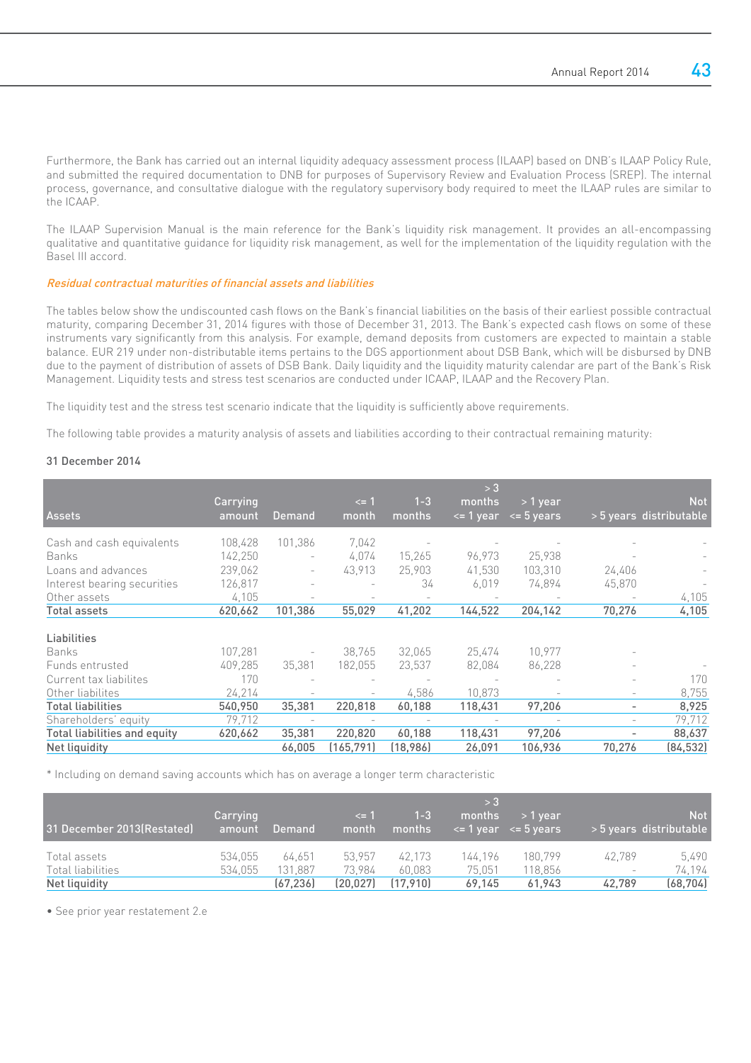Furthermore, the Bank has carried out an internal liquidity adequacy assessment process (ILAAP) based on DNB's ILAAP Policy Rule, and submitted the required documentation to DNB for purposes of Supervisory Review and Evaluation Process (SREP). The internal process, governance, and consultative dialogue with the regulatory supervisory body required to meet the ILAAP rules are similar to the ICAAP.

The ILAAP Supervision Manual is the main reference for the Bank's liquidity risk management. It provides an all-encompassing qualitative and quantitative guidance for liquidity risk management, as well for the implementation of the liquidity regulation with the Basel III accord.

*Residual contractual maturities of financial assets and liabilities*

The tables below show the undiscounted cash flows on the Bank's financial liabilities on the basis of their earliest possible contractual maturity, comparing December 31, 2014 figures with those of December 31, 2013. The Bank's expected cash flows on some of these instruments vary significantly from this analysis. For example, demand deposits from customers are expected to maintain a stable balance. EUR 219 under non-distributable items pertains to the DGS apportionment about DSB Bank, which will be disbursed by DNB due to the payment of distribution of assets of DSB Bank. Daily liquidity and the liquidity maturity calendar are part of the Bank's Risk Management. Liquidity tests and stress test scenarios are conducted under ICAAP, ILAAP and the Recovery Plan.

The liquidity test and the stress test scenario indicate that the liquidity is sufficiently above requirements.

The following table provides a maturity analysis of assets and liabilities according to their contractual remaining maturity:

31 December 2014

| Assets | Carrying amount | Demand | <= 1 month | 1-3 months | > 3 months <= 1 year | > 1 year <= 5 years | > 5 years | Not distributable |
|---|---|---|---|---|---|---|---|---|
| Cash and cash equivalents | 108,428 | 101,386 | 7,042 | - | - | - | - | - |
| Banks | 142,250 | - | 4,074 | 15,265 | 96,973 | 25,938 | - | - |
| Loans and advances | 239,062 | - | 43,913 | 25,903 | 41,530 | 103,310 | 24,406 | - |
| Interest bearing securities | 126,817 | - | - | 34 | 6,019 | 74,894 | 45,870 | - |
| Other assets | 4,105 | - | - | - | - | - | - | 4,105 |
| **Total assets** | **620,662** | **101,386** | **55,029** | **41,202** | **144,522** | **204,142** | **70,276** | **4,105** |
| | | | | | | | | |
| Liabilities | | | | | | | | |
| Banks | 107,281 | - | 38,765 | 32,065 | 25,474 | 10,977 | - | |
| Funds entrusted | 409,285 | 35,381 | 182,055 | 23,537 | 82,084 | 86,228 | - | - |
| Current tax liabilites | 170 | - | - | - | - | - | - | 170 |
| Other liabilites | 24,214 | - | - | 4,586 | 10,873 | - | - | 8,755 |
| **Total liabilities** | **540,950** | **35,381** | **220,818** | **60,188** | **118,431** | **97,206** | **-** | **8,925** |
| Shareholders' equity | 79,712 | - | - | - | - | - | - | 79,712 |
| **Total liabilities and equity** | **620,662** | **35,381** | **220,820** | **60,188** | **118,431** | **97,206** | **-** | **88,637** |
| **Net liquidity** | | **66,005** | **(165,791)** | **(18,986)** | **26,091** | **106,936** | **70,276** | **(84,532)** |

* Including on demand saving accounts which has on average a longer term characteristic

| 31 December 2013(Restated) | Carrying amount | Demand | <= 1 month | 1-3 months | > 3 months <= 1 year | > 1 year <= 5 years | > 5 years | Not distributable |
|---|---|---|---|---|---|---|---|---|
| Total assets | 534,055 | 64,651 | 53,957 | 42,173 | 144,196 | 180,799 | 42,789 | 5,490 |
| Total liabilities | 534,055 | 131,887 | 73,984 | 60,083 | 75,051 | 118,856 | - | 74,194 |
| **Net liquidity** | | **(67,236)** | **(20,027)** | **(17,910)** | **69,145** | **61,943** | **42,789** | **(68,704)** |

• See prior year restatement 2.e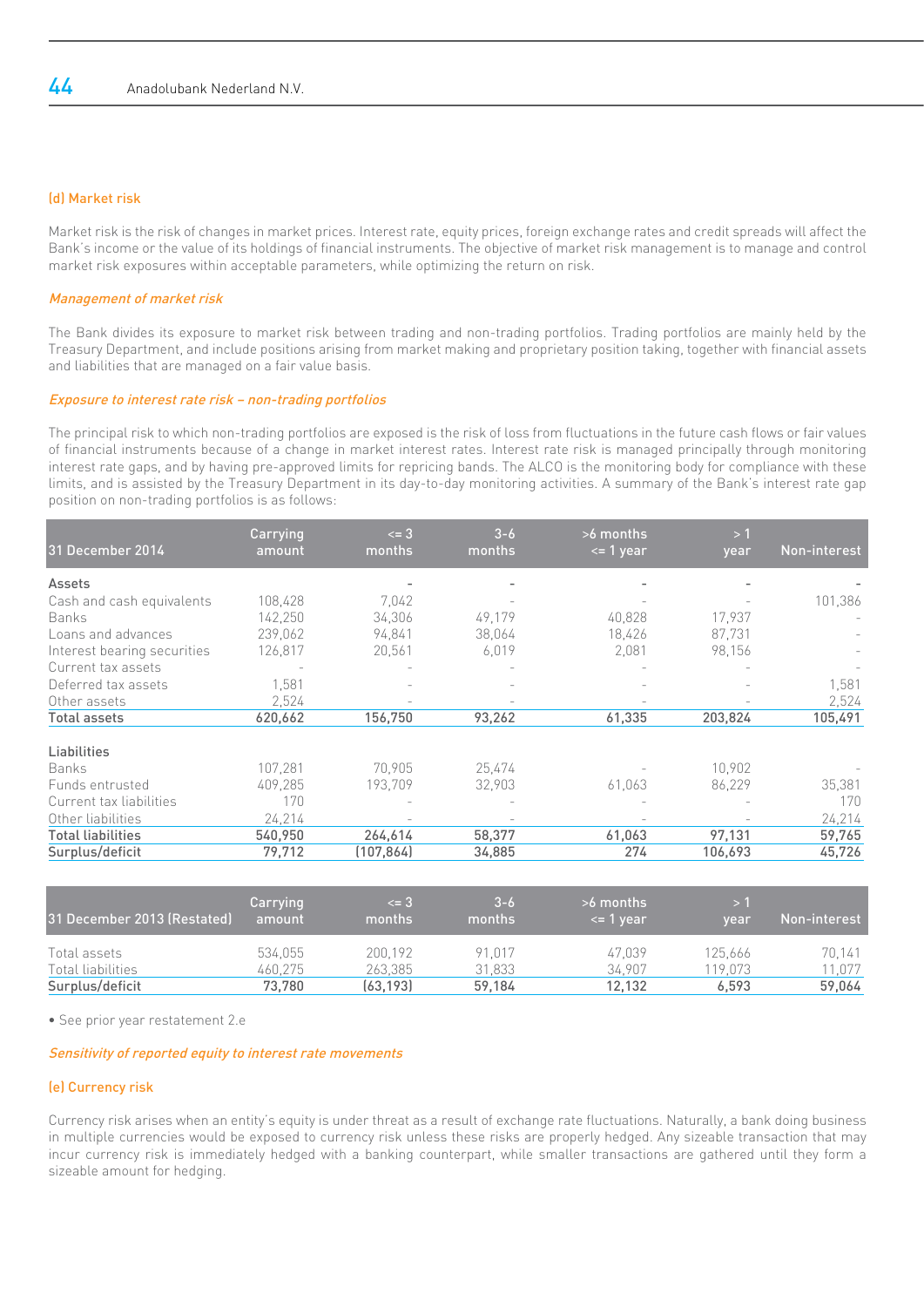### (d) Market risk

Market risk is the risk of changes in market prices. Interest rate, equity prices, foreign exchange rates and credit spreads will affect the Bank's income or the value of its holdings of financial instruments. The objective of market risk management is to manage and control market risk exposures within acceptable parameters, while optimizing the return on risk.

*Management of market risk*

The Bank divides its exposure to market risk between trading and non-trading portfolios. Trading portfolios are mainly held by the Treasury Department, and include positions arising from market making and proprietary position taking, together with financial assets and liabilities that are managed on a fair value basis.

*Exposure to interest rate risk – non-trading portfolios*

The principal risk to which non-trading portfolios are exposed is the risk of loss from fluctuations in the future cash flows or fair values of financial instruments because of a change in market interest rates. Interest rate risk is managed principally through monitoring interest rate gaps, and by having pre-approved limits for repricing bands. The ALCO is the monitoring body for compliance with these limits, and is assisted by the Treasury Department in its day-to-day monitoring activities. A summary of the Bank's interest rate gap position on non-trading portfolios is as follows:

| 31 December 2014 | Carrying amount | <= 3 months | 3-6 months | >6 months <= 1 year | > 1 year | Non-interest |
|---|---|---|---|---|---|---|
| **Assets** | | - | - | - | - | - |
| Cash and cash equivalents | 108,428 | 7,042 | - | - | - | 101,386 |
| Banks | 142,250 | 34,306 | 49,179 | 40,828 | 17,937 | - |
| Loans and advances | 239,062 | 94,841 | 38,064 | 18,426 | 87,731 | - |
| Interest bearing securities | 126,817 | 20,561 | 6,019 | 2,081 | 98,156 | - |
| Current tax assets | - | - | - | - | - | - |
| Deferred tax assets | 1,581 | - | - | - | - | 1,581 |
| Other assets | 2,524 | - | - | - | - | 2,524 |
| **Total assets** | **620,662** | **156,750** | **93,262** | **61,335** | **203,824** | **105,491** |
| **Liabilities** | | | | | | |
| Banks | 107,281 | 70,905 | 25,474 | - | 10,902 | - |
| Funds entrusted | 409,285 | 193,709 | 32,903 | 61,063 | 86,229 | 35,381 |
| Current tax liabilities | 170 | - | - | - | - | 170 |
| Other liabilities | 24,214 | - | - | - | - | 24,214 |
| **Total liabilities** | **540,950** | **264,614** | **58,377** | **61,063** | **97,131** | **59,765** |
| **Surplus/deficit** | **79,712** | **(107,864)** | **34,885** | **274** | **106,693** | **45,726** |

| 31 December 2013 (Restated) | Carrying amount | <= 3 months | 3-6 months | >6 months <= 1 year | > 1 year | Non-interest |
|---|---|---|---|---|---|---|
| Total assets | 534,055 | 200,192 | 91,017 | 47,039 | 125,666 | 70,141 |
| Total liabilities | 460,275 | 263,385 | 31,833 | 34,907 | 119,073 | 11,077 |
| **Surplus/deficit** | **73,780** | **(63,193)** | **59,184** | **12,132** | **6,593** | **59,064** |

• See prior year restatement 2.e

*Sensitivity of reported equity to interest rate movements*

### (e) Currency risk

Currency risk arises when an entity's equity is under threat as a result of exchange rate fluctuations. Naturally, a bank doing business in multiple currencies would be exposed to currency risk unless these risks are properly hedged. Any sizeable transaction that may incur currency risk is immediately hedged with a banking counterpart, while smaller transactions are gathered until they form a sizeable amount for hedging.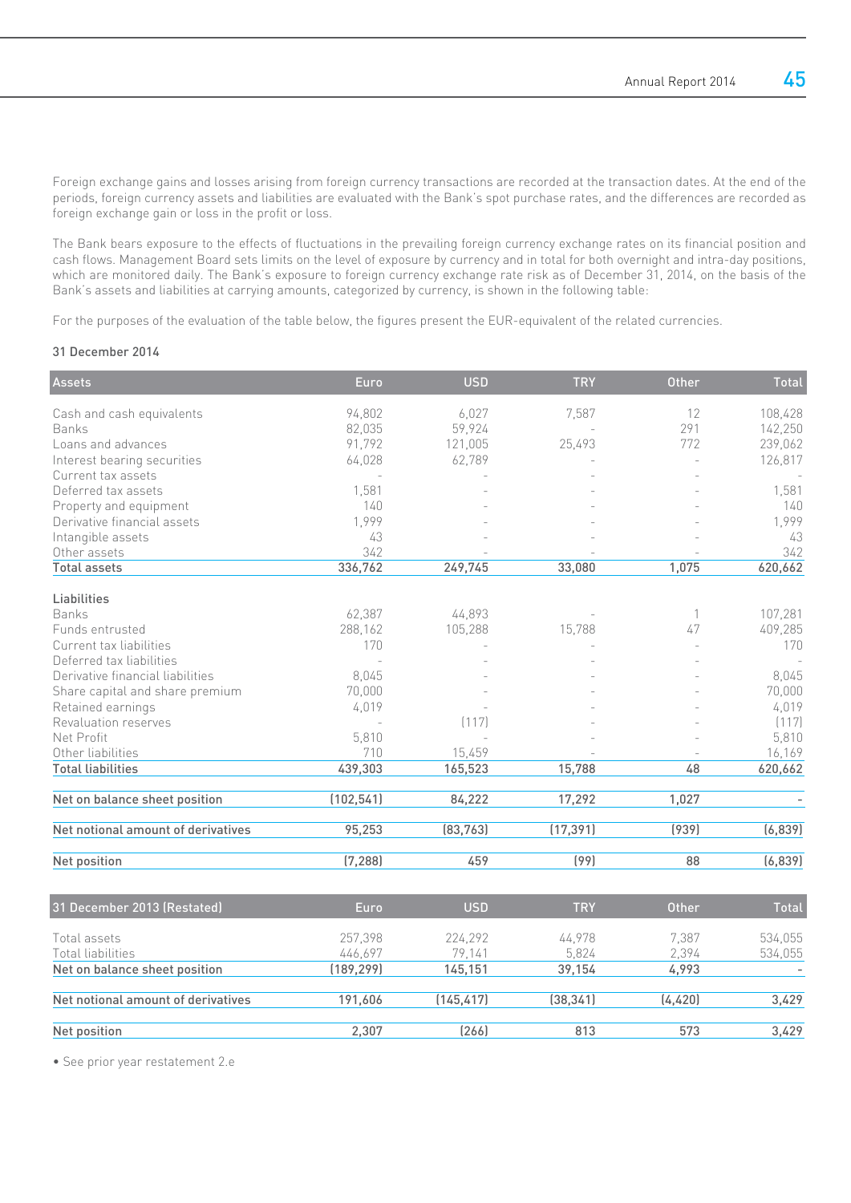Foreign exchange gains and losses arising from foreign currency transactions are recorded at the transaction dates. At the end of the periods, foreign currency assets and liabilities are evaluated with the Bank's spot purchase rates, and the differences are recorded as foreign exchange gain or loss in the profit or loss.

The Bank bears exposure to the effects of fluctuations in the prevailing foreign currency exchange rates on its financial position and cash flows. Management Board sets limits on the level of exposure by currency and in total for both overnight and intra-day positions, which are monitored daily. The Bank's exposure to foreign currency exchange rate risk as of December 31, 2014, on the basis of the Bank's assets and liabilities at carrying amounts, categorized by currency, is shown in the following table:

For the purposes of the evaluation of the table below, the figures present the EUR-equivalent of the related currencies.

31 December 2014

| Assets | Euro | USD | TRY | Other | Total |
|---|---|---|---|---|---|
| Cash and cash equivalents | 94,802 | 6,027 | 7,587 | 12 | 108,428 |
| Banks | 82,035 | 59,924 | - | 291 | 142,250 |
| Loans and advances | 91,792 | 121,005 | 25,493 | 772 | 239,062 |
| Interest bearing securities | 64,028 | 62,789 | - | - | 126,817 |
| Current tax assets | - | - | - | - | - |
| Deferred tax assets | 1,581 | - | - | - | 1,581 |
| Property and equipment | 140 | - | - | - | 140 |
| Derivative financial assets | 1,999 | - | - | - | 1,999 |
| Intangible assets | 43 | - | - | - | 43 |
| Other assets | 342 | - | - | - | 342 |
| **Total assets** | **336,762** | **249,745** | **33,080** | **1,075** | **620,662** |
| **Liabilities** | | | | | |
| Banks | 62,387 | 44,893 | - | 1 | 107,281 |
| Funds entrusted | 288,162 | 105,288 | 15,788 | 47 | 409,285 |
| Current tax liabilities | 170 | - | - | - | 170 |
| Deferred tax liabilities | - | - | - | - | - |
| Derivative financial liabilities | 8,045 | - | - | - | 8,045 |
| Share capital and share premium | 70,000 | - | - | - | 70,000 |
| Retained earnings | 4,019 | - | - | - | 4,019 |
| Revaluation reserves | - | (117) | - | - | (117) |
| Net Profit | 5,810 | - | - | - | 5,810 |
| Other liabilities | 710 | 15,459 | - | - | 16,169 |
| **Total liabilities** | **439,303** | **165,523** | **15,788** | **48** | **620,662** |
| **Net on balance sheet position** | **(102,541)** | **84,222** | **17,292** | **1,027** | **-** |
| **Net notional amount of derivatives** | **95,253** | **(83,763)** | **(17,391)** | **(939)** | **(6,839)** |
| **Net position** | **(7,288)** | **459** | **(99)** | **88** | **(6,839)** |

| 31 December 2013 (Restated) | Euro | USD | TRY | Other | Total |
|---|---|---|---|---|---|
| Total assets | 257,398 | 224,292 | 44,978 | 7,387 | 534,055 |
| Total liabilities | 446,697 | 79,141 | 5,824 | 2,394 | 534,055 |
| **Net on balance sheet position** | **(189,299)** | **145,151** | **39,154** | **4,993** | **-** |
| **Net notional amount of derivatives** | **191,606** | **(145,417)** | **(38,341)** | **(4,420)** | **3,429** |
| **Net position** | **2,307** | **(266)** | **813** | **573** | **3,429** |

• See prior year restatement 2.e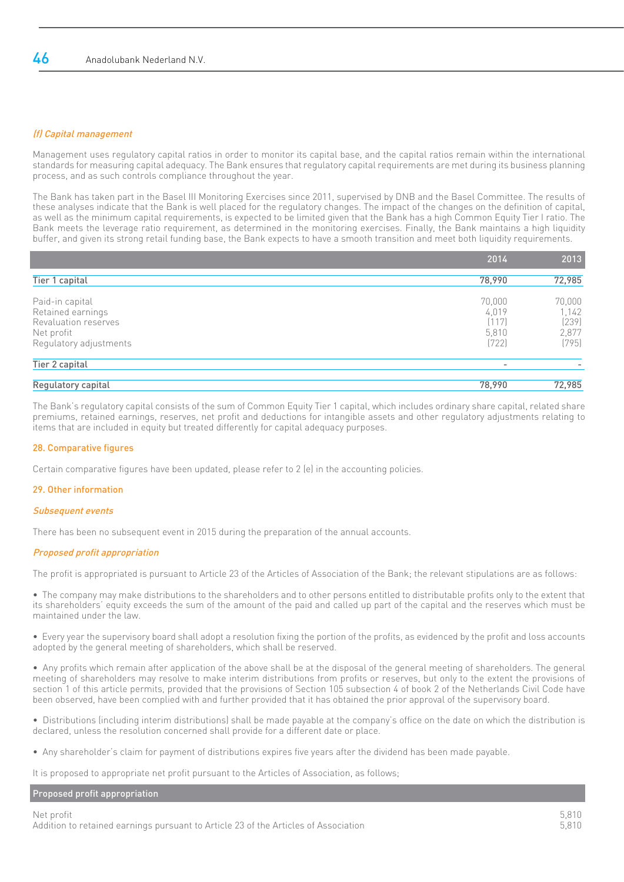*(f) Capital management*

Management uses regulatory capital ratios in order to monitor its capital base, and the capital ratios remain within the international standards for measuring capital adequacy. The Bank ensures that regulatory capital requirements are met during its business planning process, and as such controls compliance throughout the year.

The Bank has taken part in the Basel III Monitoring Exercises since 2011, supervised by DNB and the Basel Committee. The results of these analyses indicate that the Bank is well placed for the regulatory changes. The impact of the changes on the definition of capital, as well as the minimum capital requirements, is expected to be limited given that the Bank has a high Common Equity Tier I ratio. The Bank meets the leverage ratio requirement, as determined in the monitoring exercises. Finally, the Bank maintains a high liquidity buffer, and given its strong retail funding base, the Bank expects to have a smooth transition and meet both liquidity requirements.

| | 2014 | 2013 |
|---|---|---|
| **Tier 1 capital** | **78,990** | **72,985** |
| Paid-in capital | 70,000 | 70,000 |
| Retained earnings | 4,019 | 1,142 |
| Revaluation reserves | (117) | (239) |
| Net profit | 5,810 | 2,877 |
| Regulatory adjustments | (722) | (795) |
| **Tier 2 capital** | - | - |
| **Regulatory capital** | **78,990** | **72,985** |

The Bank's regulatory capital consists of the sum of Common Equity Tier 1 capital, which includes ordinary share capital, related share premiums, retained earnings, reserves, net profit and deductions for intangible assets and other regulatory adjustments relating to items that are included in equity but treated differently for capital adequacy purposes.

## 28. Comparative figures

Certain comparative figures have been updated, please refer to 2 (e) in the accounting policies.

## 29. Other information

*Subsequent events*

There has been no subsequent event in 2015 during the preparation of the annual accounts.

*Proposed profit appropriation*

The profit is appropriated is pursuant to Article 23 of the Articles of Association of the Bank; the relevant stipulations are as follows:

- The company may make distributions to the shareholders and to other persons entitled to distributable profits only to the extent that its shareholders' equity exceeds the sum of the amount of the paid and called up part of the capital and the reserves which must be maintained under the law.

- Every year the supervisory board shall adopt a resolution fixing the portion of the profits, as evidenced by the profit and loss accounts adopted by the general meeting of shareholders, which shall be reserved.

- Any profits which remain after application of the above shall be at the disposal of the general meeting of shareholders. The general meeting of shareholders may resolve to make interim distributions from profits or reserves, but only to the extent the provisions of section 1 of this article permits, provided that the provisions of Section 105 subsection 4 of book 2 of the Netherlands Civil Code have been observed, have been complied with and further provided that it has obtained the prior approval of the supervisory board.

- Distributions (including interim distributions) shall be made payable at the company's office on the date on which the distribution is declared, unless the resolution concerned shall provide for a different date or place.

- Any shareholder's claim for payment of distributions expires five years after the dividend has been made payable.

It is proposed to appropriate net profit pursuant to the Articles of Association, as follows;

| Proposed profit appropriation | |
|---|---|
| Net profit | 5,810 |
| Addition to retained earnings pursuant to Article 23 of the Articles of Association | 5,810 |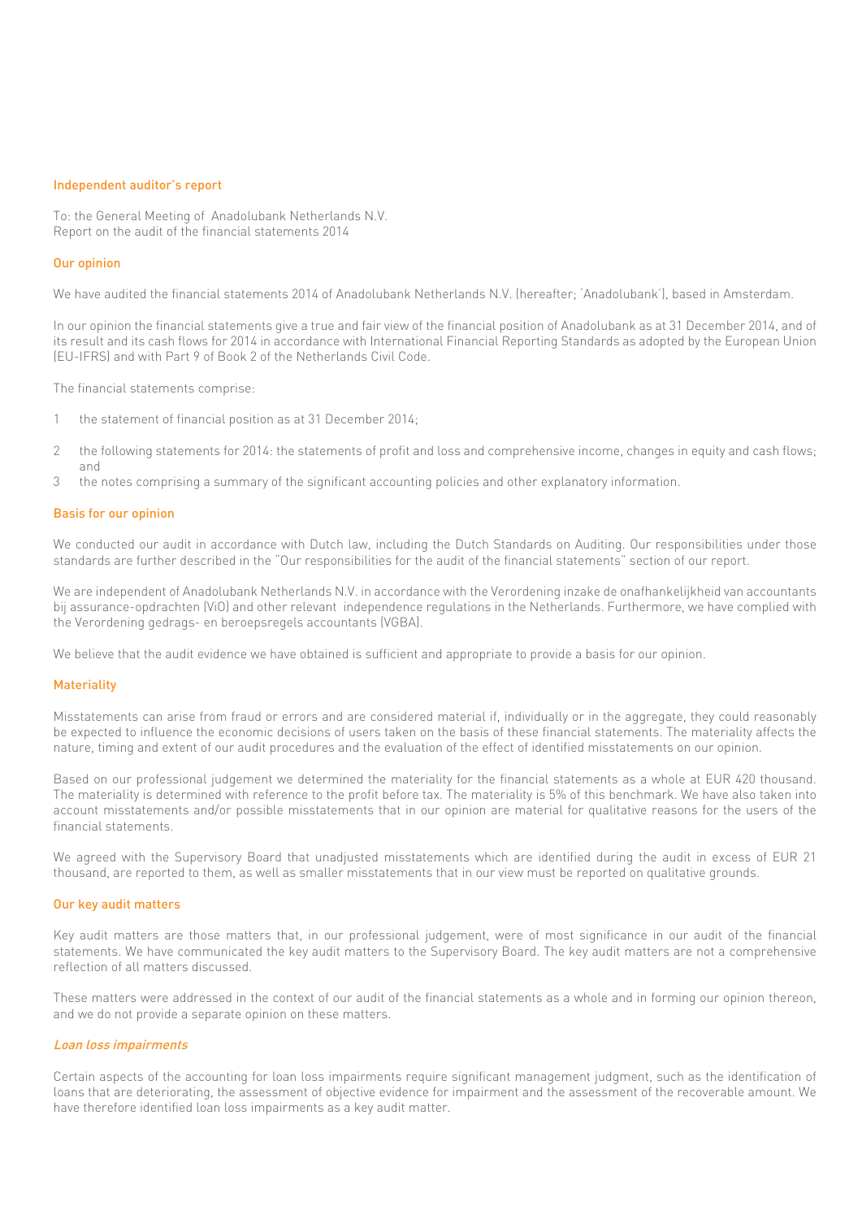## Independent auditor's report

To: the General Meeting of Anadolubank Netherlands N.V.
Report on the audit of the financial statements 2014

### Our opinion

We have audited the financial statements 2014 of Anadolubank Netherlands N.V. (hereafter; 'Anadolubank'), based in Amsterdam.

In our opinion the financial statements give a true and fair view of the financial position of Anadolubank as at 31 December 2014, and of its result and its cash flows for 2014 in accordance with International Financial Reporting Standards as adopted by the European Union (EU-IFRS) and with Part 9 of Book 2 of the Netherlands Civil Code.

The financial statements comprise:

1. the statement of financial position as at 31 December 2014;
2. the following statements for 2014: the statements of profit and loss and comprehensive income, changes in equity and cash flows; and
3. the notes comprising a summary of the significant accounting policies and other explanatory information.

### Basis for our opinion

We conducted our audit in accordance with Dutch law, including the Dutch Standards on Auditing. Our responsibilities under those standards are further described in the "Our responsibilities for the audit of the financial statements" section of our report.

We are independent of Anadolubank Netherlands N.V. in accordance with the Verordening inzake de onafhankelijkheid van accountants bij assurance-opdrachten (ViO) and other relevant independence regulations in the Netherlands. Furthermore, we have complied with the Verordening gedrags- en beroepsregels accountants (VGBA).

We believe that the audit evidence we have obtained is sufficient and appropriate to provide a basis for our opinion.

### Materiality

Misstatements can arise from fraud or errors and are considered material if, individually or in the aggregate, they could reasonably be expected to influence the economic decisions of users taken on the basis of these financial statements. The materiality affects the nature, timing and extent of our audit procedures and the evaluation of the effect of identified misstatements on our opinion.

Based on our professional judgement we determined the materiality for the financial statements as a whole at EUR 420 thousand. The materiality is determined with reference to the profit before tax. The materiality is 5% of this benchmark. We have also taken into account misstatements and/or possible misstatements that in our opinion are material for qualitative reasons for the users of the financial statements.

We agreed with the Supervisory Board that unadjusted misstatements which are identified during the audit in excess of EUR 21 thousand, are reported to them, as well as smaller misstatements that in our view must be reported on qualitative grounds.

### Our key audit matters

Key audit matters are those matters that, in our professional judgement, were of most significance in our audit of the financial statements. We have communicated the key audit matters to the Supervisory Board. The key audit matters are not a comprehensive reflection of all matters discussed.

These matters were addressed in the context of our audit of the financial statements as a whole and in forming our opinion thereon, and we do not provide a separate opinion on these matters.

#### *Loan loss impairments*

Certain aspects of the accounting for loan loss impairments require significant management judgment, such as the identification of loans that are deteriorating, the assessment of objective evidence for impairment and the assessment of the recoverable amount. We have therefore identified loan loss impairments as a key audit matter.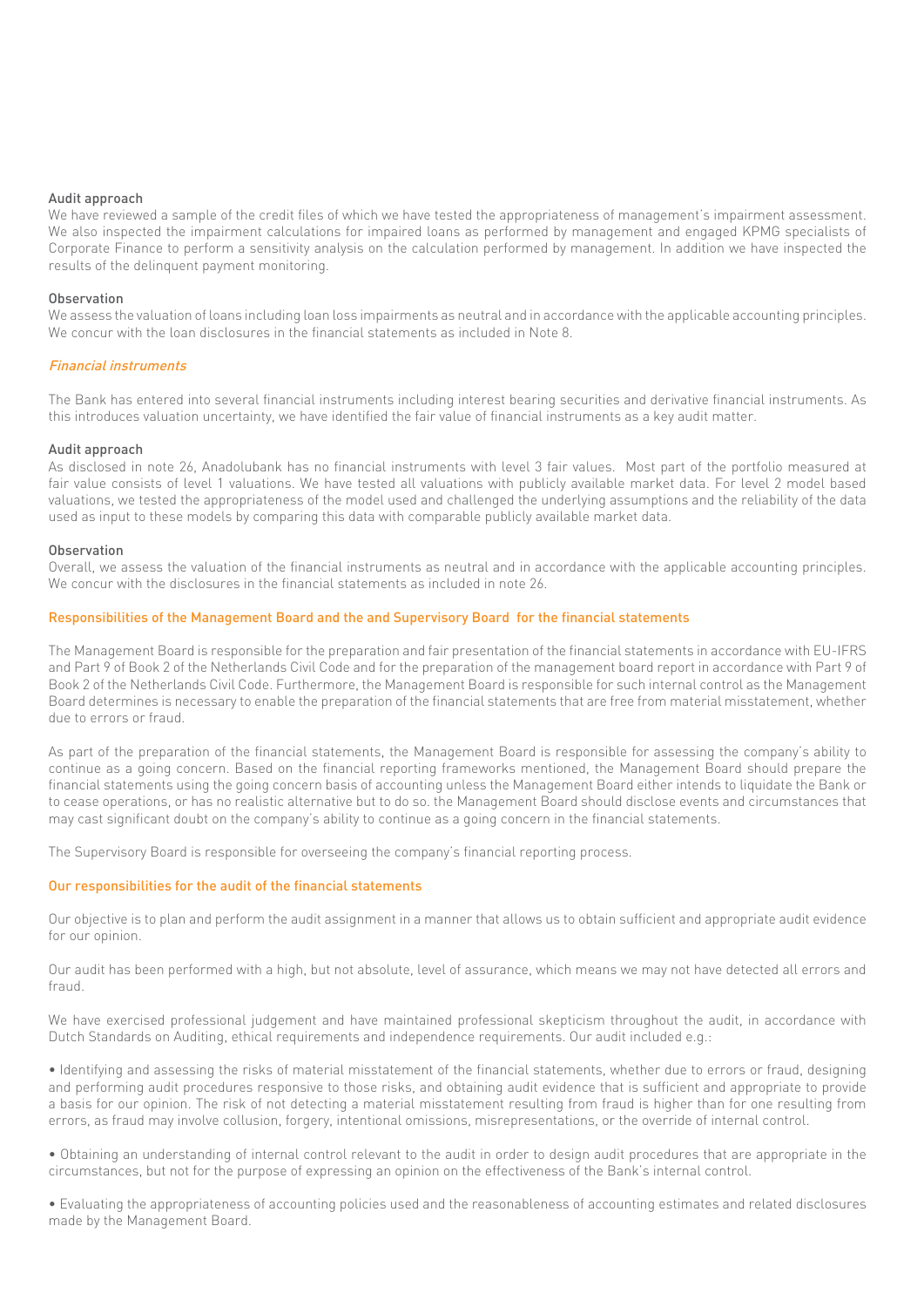#### Audit approach

We have reviewed a sample of the credit files of which we have tested the appropriateness of management's impairment assessment. We also inspected the impairment calculations for impaired loans as performed by management and engaged KPMG specialists of Corporate Finance to perform a sensitivity analysis on the calculation performed by management. In addition we have inspected the results of the delinquent payment monitoring.

#### Observation

We assess the valuation of loans including loan loss impairments as neutral and in accordance with the applicable accounting principles. We concur with the loan disclosures in the financial statements as included in Note 8.

### *Financial instruments*

The Bank has entered into several financial instruments including interest bearing securities and derivative financial instruments. As this introduces valuation uncertainty, we have identified the fair value of financial instruments as a key audit matter.

#### Audit approach

As disclosed in note 26, Anadolubank has no financial instruments with level 3 fair values. Most part of the portfolio measured at fair value consists of level 1 valuations. We have tested all valuations with publicly available market data. For level 2 model based valuations, we tested the appropriateness of the model used and challenged the underlying assumptions and the reliability of the data used as input to these models by comparing this data with comparable publicly available market data.

#### Observation

Overall, we assess the valuation of the financial instruments as neutral and in accordance with the applicable accounting principles. We concur with the disclosures in the financial statements as included in note 26.

## Responsibilities of the Management Board and the and Supervisory Board for the financial statements

The Management Board is responsible for the preparation and fair presentation of the financial statements in accordance with EU-IFRS and Part 9 of Book 2 of the Netherlands Civil Code and for the preparation of the management board report in accordance with Part 9 of Book 2 of the Netherlands Civil Code. Furthermore, the Management Board is responsible for such internal control as the Management Board determines is necessary to enable the preparation of the financial statements that are free from material misstatement, whether due to errors or fraud.

As part of the preparation of the financial statements, the Management Board is responsible for assessing the company's ability to continue as a going concern. Based on the financial reporting frameworks mentioned, the Management Board should prepare the financial statements using the going concern basis of accounting unless the Management Board either intends to liquidate the Bank or to cease operations, or has no realistic alternative but to do so. the Management Board should disclose events and circumstances that may cast significant doubt on the company's ability to continue as a going concern in the financial statements.

The Supervisory Board is responsible for overseeing the company's financial reporting process.

## Our responsibilities for the audit of the financial statements

Our objective is to plan and perform the audit assignment in a manner that allows us to obtain sufficient and appropriate audit evidence for our opinion.

Our audit has been performed with a high, but not absolute, level of assurance, which means we may not have detected all errors and fraud.

We have exercised professional judgement and have maintained professional skepticism throughout the audit, in accordance with Dutch Standards on Auditing, ethical requirements and independence requirements. Our audit included e.g.:

- Identifying and assessing the risks of material misstatement of the financial statements, whether due to errors or fraud, designing and performing audit procedures responsive to those risks, and obtaining audit evidence that is sufficient and appropriate to provide a basis for our opinion. The risk of not detecting a material misstatement resulting from fraud is higher than for one resulting from errors, as fraud may involve collusion, forgery, intentional omissions, misrepresentations, or the override of internal control.

- Obtaining an understanding of internal control relevant to the audit in order to design audit procedures that are appropriate in the circumstances, but not for the purpose of expressing an opinion on the effectiveness of the Bank's internal control.

- Evaluating the appropriateness of accounting policies used and the reasonableness of accounting estimates and related disclosures made by the Management Board.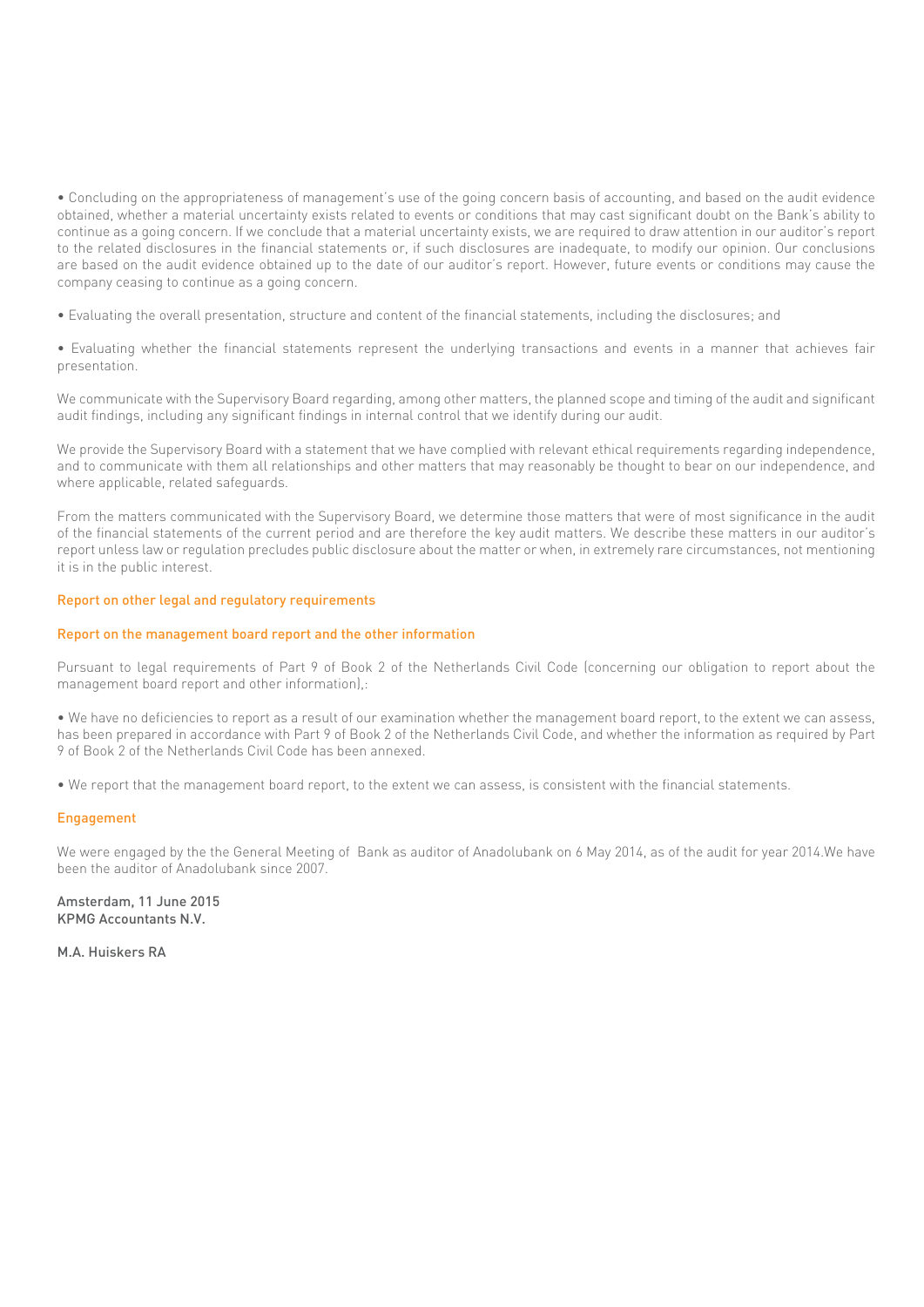- Concluding on the appropriateness of management's use of the going concern basis of accounting, and based on the audit evidence obtained, whether a material uncertainty exists related to events or conditions that may cast significant doubt on the Bank's ability to continue as a going concern. If we conclude that a material uncertainty exists, we are required to draw attention in our auditor's report to the related disclosures in the financial statements or, if such disclosures are inadequate, to modify our opinion. Our conclusions are based on the audit evidence obtained up to the date of our auditor's report. However, future events or conditions may cause the company ceasing to continue as a going concern.

- Evaluating the overall presentation, structure and content of the financial statements, including the disclosures; and

- Evaluating whether the financial statements represent the underlying transactions and events in a manner that achieves fair presentation.

We communicate with the Supervisory Board regarding, among other matters, the planned scope and timing of the audit and significant audit findings, including any significant findings in internal control that we identify during our audit.

We provide the Supervisory Board with a statement that we have complied with relevant ethical requirements regarding independence, and to communicate with them all relationships and other matters that may reasonably be thought to bear on our independence, and where applicable, related safeguards.

From the matters communicated with the Supervisory Board, we determine those matters that were of most significance in the audit of the financial statements of the current period and are therefore the key audit matters. We describe these matters in our auditor's report unless law or regulation precludes public disclosure about the matter or when, in extremely rare circumstances, not mentioning it is in the public interest.

## Report on other legal and regulatory requirements

### Report on the management board report and the other information

Pursuant to legal requirements of Part 9 of Book 2 of the Netherlands Civil Code (concerning our obligation to report about the management board report and other information),:

- We have no deficiencies to report as a result of our examination whether the management board report, to the extent we can assess, has been prepared in accordance with Part 9 of Book 2 of the Netherlands Civil Code, and whether the information as required by Part 9 of Book 2 of the Netherlands Civil Code has been annexed.

- We report that the management board report, to the extent we can assess, is consistent with the financial statements.

### Engagement

We were engaged by the the General Meeting of Bank as auditor of Anadolubank on 6 May 2014, as of the audit for year 2014.We have been the auditor of Anadolubank since 2007.

Amsterdam, 11 June 2015
KPMG Accountants N.V.

M.A. Huiskers RA